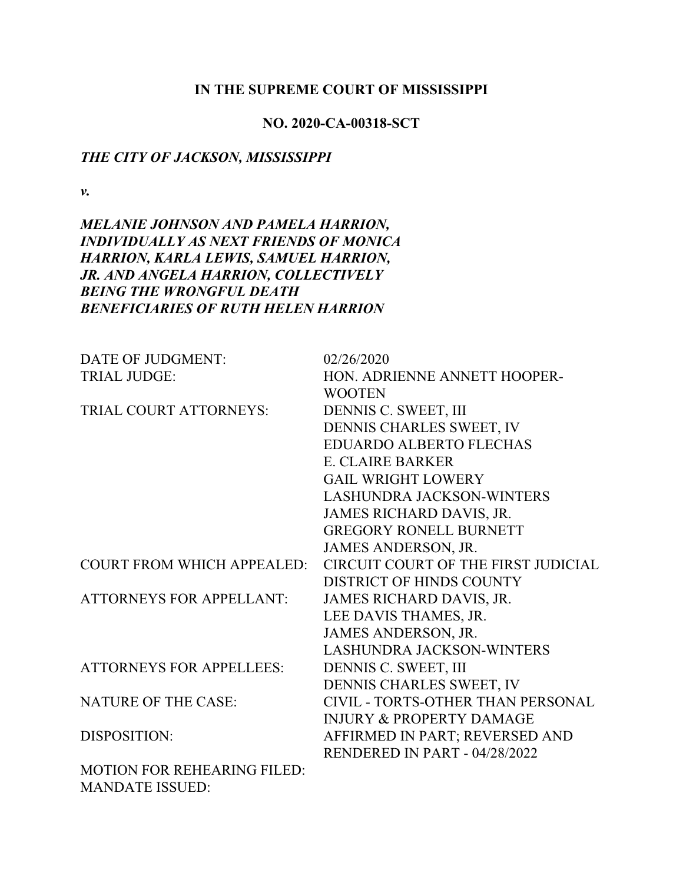**IN THE SUPREME COURT OF MISSISSIPPI**

**NO. 2020-CA-00318-SCT**

***THE CITY OF JACKSON, MISSISSIPPI***

***v.***

***MELANIE JOHNSON AND PAMELA HARRION, INDIVIDUALLY AS NEXT FRIENDS OF MONICA HARRION, KARLA LEWIS, SAMUEL HARRION, JR. AND ANGELA HARRION, COLLECTIVELY BEING THE WRONGFUL DEATH BENEFICIARIES OF RUTH HELEN HARRION***

| | |
|---|---|
| DATE OF JUDGMENT: | 02/26/2020 |
| TRIAL JUDGE: | HON. ADRIENNE ANNETT HOOPER-WOOTEN |
| TRIAL COURT ATTORNEYS: | DENNIS C. SWEET, III<br>DENNIS CHARLES SWEET, IV<br>EDUARDO ALBERTO FLECHAS<br>E. CLAIRE BARKER<br>GAIL WRIGHT LOWERY<br>LASHUNDRA JACKSON-WINTERS<br>JAMES RICHARD DAVIS, JR.<br>GREGORY RONELL BURNETT<br>JAMES ANDERSON, JR. |
| COURT FROM WHICH APPEALED: | CIRCUIT COURT OF THE FIRST JUDICIAL DISTRICT OF HINDS COUNTY |
| ATTORNEYS FOR APPELLANT: | JAMES RICHARD DAVIS, JR.<br>LEE DAVIS THAMES, JR.<br>JAMES ANDERSON, JR.<br>LASHUNDRA JACKSON-WINTERS |
| ATTORNEYS FOR APPELLEES: | DENNIS C. SWEET, III<br>DENNIS CHARLES SWEET, IV |
| NATURE OF THE CASE: | CIVIL - TORTS-OTHER THAN PERSONAL INJURY & PROPERTY DAMAGE |
| DISPOSITION: | AFFIRMED IN PART; REVERSED AND RENDERED IN PART - 04/28/2022 |
| MOTION FOR REHEARING FILED: | |
| MANDATE ISSUED: | |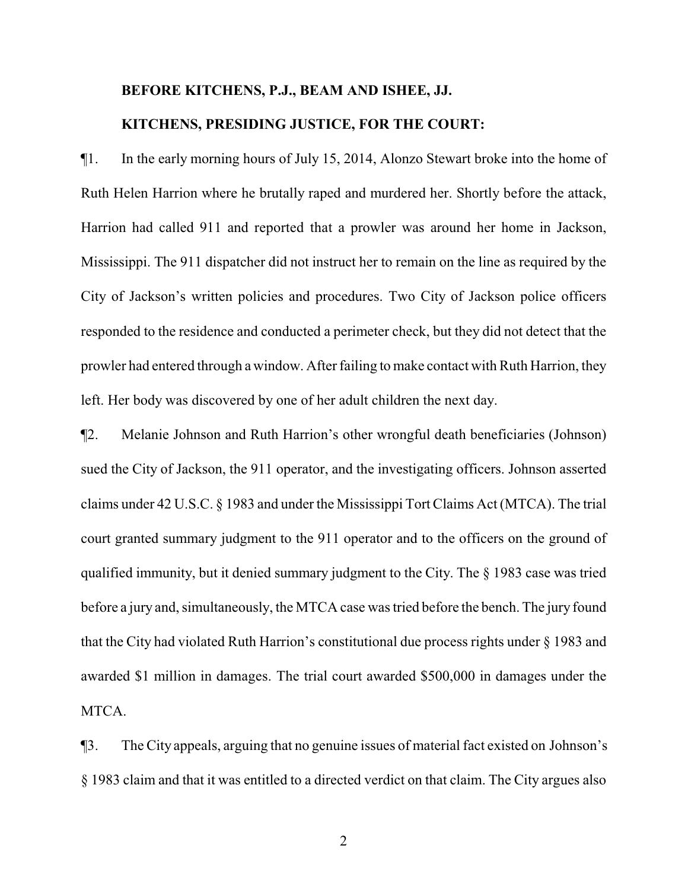**BEFORE KITCHENS, P.J., BEAM AND ISHEE, JJ.**

**KITCHENS, PRESIDING JUSTICE, FOR THE COURT:**

¶1. In the early morning hours of July 15, 2014, Alonzo Stewart broke into the home of Ruth Helen Harrion where he brutally raped and murdered her. Shortly before the attack, Harrion had called 911 and reported that a prowler was around her home in Jackson, Mississippi. The 911 dispatcher did not instruct her to remain on the line as required by the City of Jackson's written policies and procedures. Two City of Jackson police officers responded to the residence and conducted a perimeter check, but they did not detect that the prowler had entered through a window. After failing to make contact with Ruth Harrion, they left. Her body was discovered by one of her adult children the next day.

¶2. Melanie Johnson and Ruth Harrion's other wrongful death beneficiaries (Johnson) sued the City of Jackson, the 911 operator, and the investigating officers. Johnson asserted claims under 42 U.S.C. § 1983 and under the Mississippi Tort Claims Act (MTCA). The trial court granted summary judgment to the 911 operator and to the officers on the ground of qualified immunity, but it denied summary judgment to the City. The § 1983 case was tried before a jury and, simultaneously, the MTCA case was tried before the bench. The jury found that the City had violated Ruth Harrion's constitutional due process rights under § 1983 and awarded $1 million in damages. The trial court awarded $500,000 in damages under the MTCA.

¶3. The City appeals, arguing that no genuine issues of material fact existed on Johnson's § 1983 claim and that it was entitled to a directed verdict on that claim. The City argues also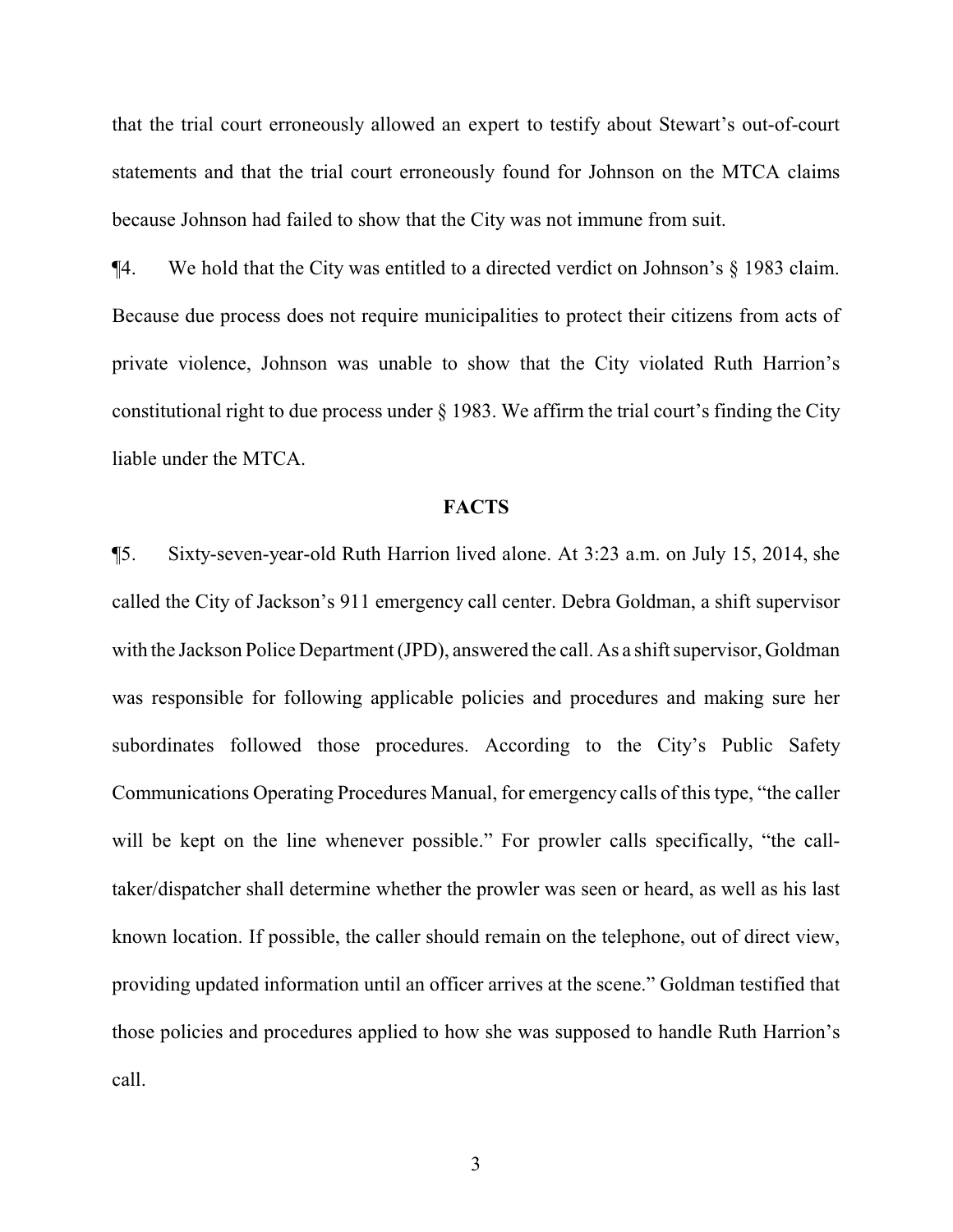that the trial court erroneously allowed an expert to testify about Stewart's out-of-court statements and that the trial court erroneously found for Johnson on the MTCA claims because Johnson had failed to show that the City was not immune from suit.

¶4. We hold that the City was entitled to a directed verdict on Johnson's § 1983 claim. Because due process does not require municipalities to protect their citizens from acts of private violence, Johnson was unable to show that the City violated Ruth Harrion's constitutional right to due process under § 1983. We affirm the trial court's finding the City liable under the MTCA.

## FACTS

¶5. Sixty-seven-year-old Ruth Harrion lived alone. At 3:23 a.m. on July 15, 2014, she called the City of Jackson's 911 emergency call center. Debra Goldman, a shift supervisor with the Jackson Police Department (JPD), answered the call. As a shift supervisor, Goldman was responsible for following applicable policies and procedures and making sure her subordinates followed those procedures. According to the City's Public Safety Communications Operating Procedures Manual, for emergency calls of this type, "the caller will be kept on the line whenever possible." For prowler calls specifically, "the call-taker/dispatcher shall determine whether the prowler was seen or heard, as well as his last known location. If possible, the caller should remain on the telephone, out of direct view, providing updated information until an officer arrives at the scene." Goldman testified that those policies and procedures applied to how she was supposed to handle Ruth Harrion's call.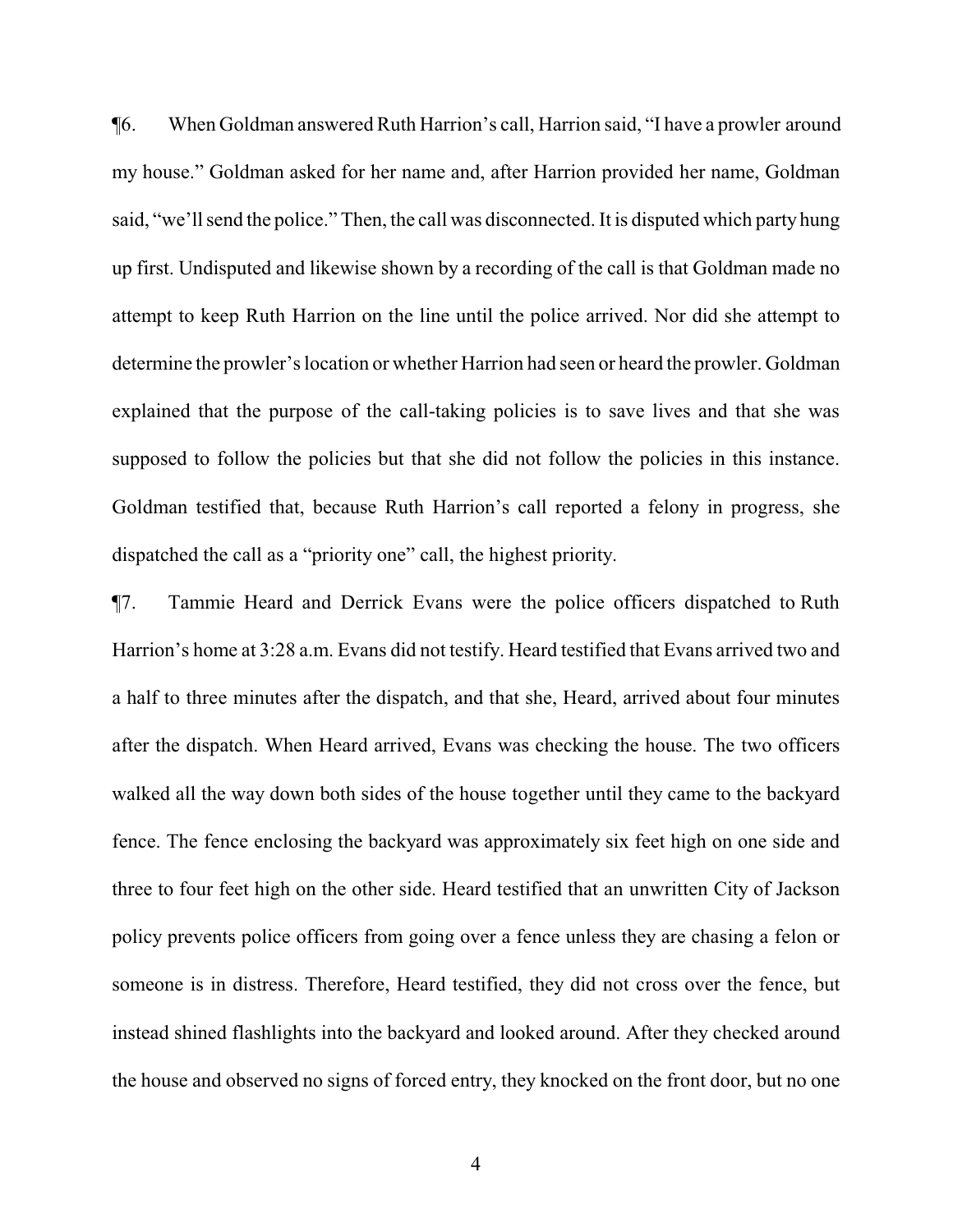¶6. When Goldman answered Ruth Harrion's call, Harrion said, "I have a prowler around my house." Goldman asked for her name and, after Harrion provided her name, Goldman said, "we'll send the police." Then, the call was disconnected. It is disputed which party hung up first. Undisputed and likewise shown by a recording of the call is that Goldman made no attempt to keep Ruth Harrion on the line until the police arrived. Nor did she attempt to determine the prowler's location or whether Harrion had seen or heard the prowler. Goldman explained that the purpose of the call-taking policies is to save lives and that she was supposed to follow the policies but that she did not follow the policies in this instance. Goldman testified that, because Ruth Harrion's call reported a felony in progress, she dispatched the call as a "priority one" call, the highest priority.

¶7. Tammie Heard and Derrick Evans were the police officers dispatched to Ruth Harrion's home at 3:28 a.m. Evans did not testify. Heard testified that Evans arrived two and a half to three minutes after the dispatch, and that she, Heard, arrived about four minutes after the dispatch. When Heard arrived, Evans was checking the house. The two officers walked all the way down both sides of the house together until they came to the backyard fence. The fence enclosing the backyard was approximately six feet high on one side and three to four feet high on the other side. Heard testified that an unwritten City of Jackson policy prevents police officers from going over a fence unless they are chasing a felon or someone is in distress. Therefore, Heard testified, they did not cross over the fence, but instead shined flashlights into the backyard and looked around. After they checked around the house and observed no signs of forced entry, they knocked on the front door, but no one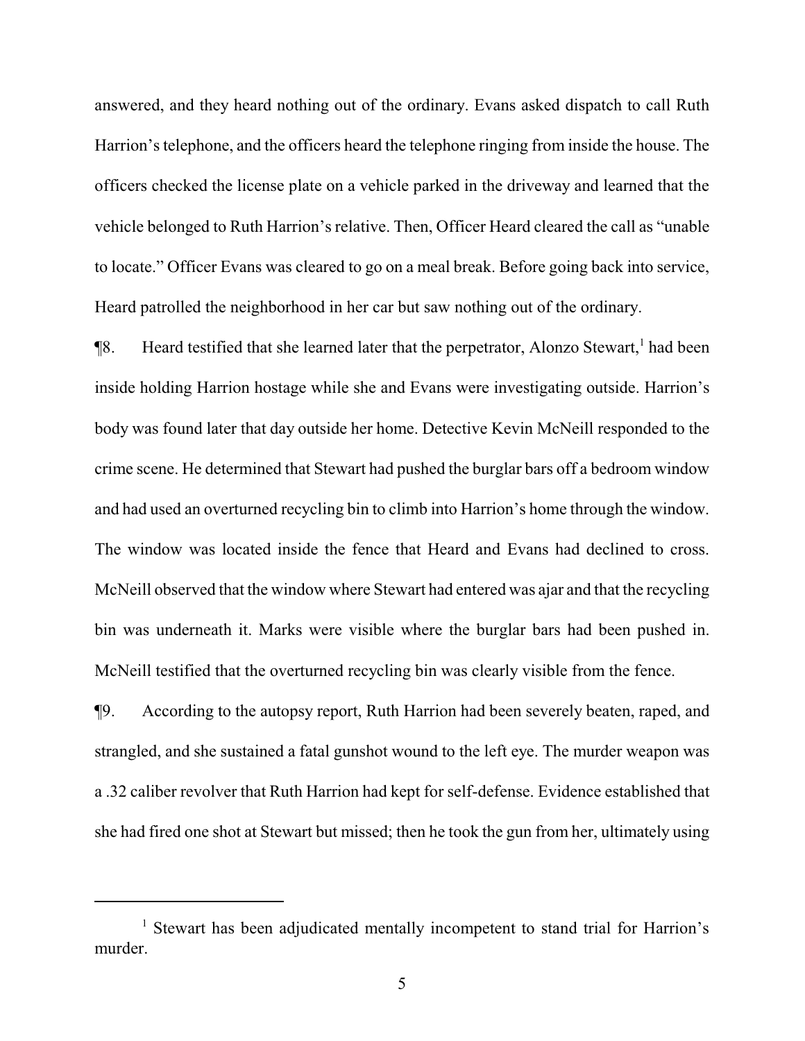answered, and they heard nothing out of the ordinary. Evans asked dispatch to call Ruth Harrion's telephone, and the officers heard the telephone ringing from inside the house. The officers checked the license plate on a vehicle parked in the driveway and learned that the vehicle belonged to Ruth Harrion's relative. Then, Officer Heard cleared the call as "unable to locate." Officer Evans was cleared to go on a meal break. Before going back into service, Heard patrolled the neighborhood in her car but saw nothing out of the ordinary.

¶8. Heard testified that she learned later that the perpetrator, Alonzo Stewart,[1] had been inside holding Harrion hostage while she and Evans were investigating outside. Harrion's body was found later that day outside her home. Detective Kevin McNeill responded to the crime scene. He determined that Stewart had pushed the burglar bars off a bedroom window and had used an overturned recycling bin to climb into Harrion's home through the window. The window was located inside the fence that Heard and Evans had declined to cross. McNeill observed that the window where Stewart had entered was ajar and that the recycling bin was underneath it. Marks were visible where the burglar bars had been pushed in. McNeill testified that the overturned recycling bin was clearly visible from the fence.

¶9. According to the autopsy report, Ruth Harrion had been severely beaten, raped, and strangled, and she sustained a fatal gunshot wound to the left eye. The murder weapon was a .32 caliber revolver that Ruth Harrion had kept for self-defense. Evidence established that she had fired one shot at Stewart but missed; then he took the gun from her, ultimately using

[1] Stewart has been adjudicated mentally incompetent to stand trial for Harrion's murder.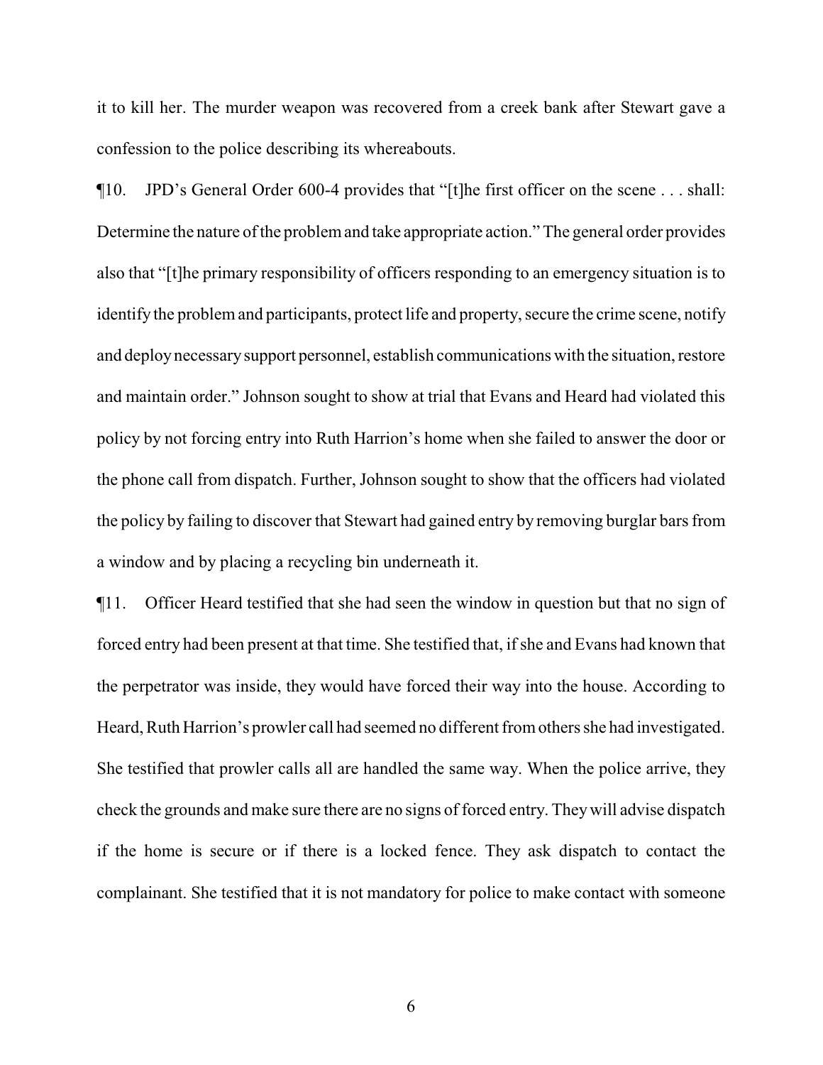it to kill her. The murder weapon was recovered from a creek bank after Stewart gave a confession to the police describing its whereabouts.

¶10. JPD's General Order 600-4 provides that "[t]he first officer on the scene . . . shall: Determine the nature of the problem and take appropriate action." The general order provides also that "[t]he primary responsibility of officers responding to an emergency situation is to identify the problem and participants, protect life and property, secure the crime scene, notify and deploy necessary support personnel, establish communications with the situation, restore and maintain order." Johnson sought to show at trial that Evans and Heard had violated this policy by not forcing entry into Ruth Harrion's home when she failed to answer the door or the phone call from dispatch. Further, Johnson sought to show that the officers had violated the policy by failing to discover that Stewart had gained entry by removing burglar bars from a window and by placing a recycling bin underneath it.

¶11. Officer Heard testified that she had seen the window in question but that no sign of forced entry had been present at that time. She testified that, if she and Evans had known that the perpetrator was inside, they would have forced their way into the house. According to Heard, Ruth Harrion's prowler call had seemed no different from others she had investigated. She testified that prowler calls all are handled the same way. When the police arrive, they check the grounds and make sure there are no signs of forced entry. They will advise dispatch if the home is secure or if there is a locked fence. They ask dispatch to contact the complainant. She testified that it is not mandatory for police to make contact with someone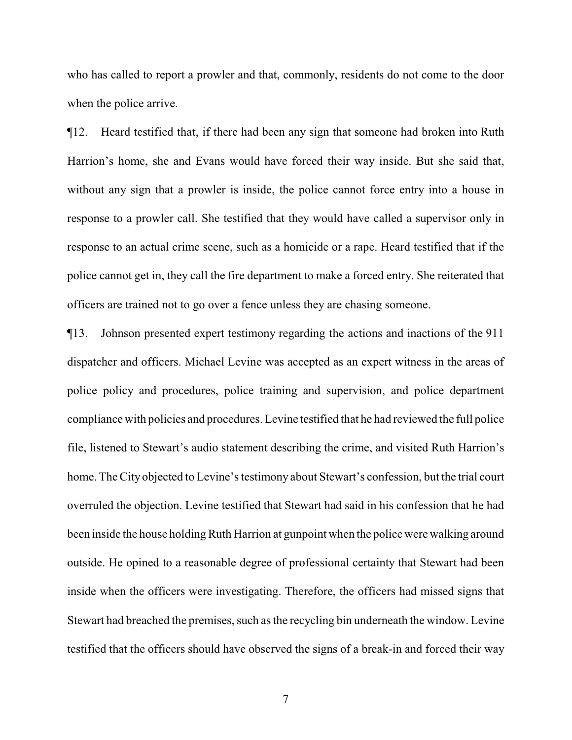who has called to report a prowler and that, commonly, residents do not come to the door when the police arrive.

¶12. Heard testified that, if there had been any sign that someone had broken into Ruth Harrion's home, she and Evans would have forced their way inside. But she said that, without any sign that a prowler is inside, the police cannot force entry into a house in response to a prowler call. She testified that they would have called a supervisor only in response to an actual crime scene, such as a homicide or a rape. Heard testified that if the police cannot get in, they call the fire department to make a forced entry. She reiterated that officers are trained not to go over a fence unless they are chasing someone.

¶13. Johnson presented expert testimony regarding the actions and inactions of the 911 dispatcher and officers. Michael Levine was accepted as an expert witness in the areas of police policy and procedures, police training and supervision, and police department compliance with policies and procedures. Levine testified that he had reviewed the full police file, listened to Stewart's audio statement describing the crime, and visited Ruth Harrion's home. The City objected to Levine's testimony about Stewart's confession, but the trial court overruled the objection. Levine testified that Stewart had said in his confession that he had been inside the house holding Ruth Harrion at gunpoint when the police were walking around outside. He opined to a reasonable degree of professional certainty that Stewart had been inside when the officers were investigating. Therefore, the officers had missed signs that Stewart had breached the premises, such as the recycling bin underneath the window. Levine testified that the officers should have observed the signs of a break-in and forced their way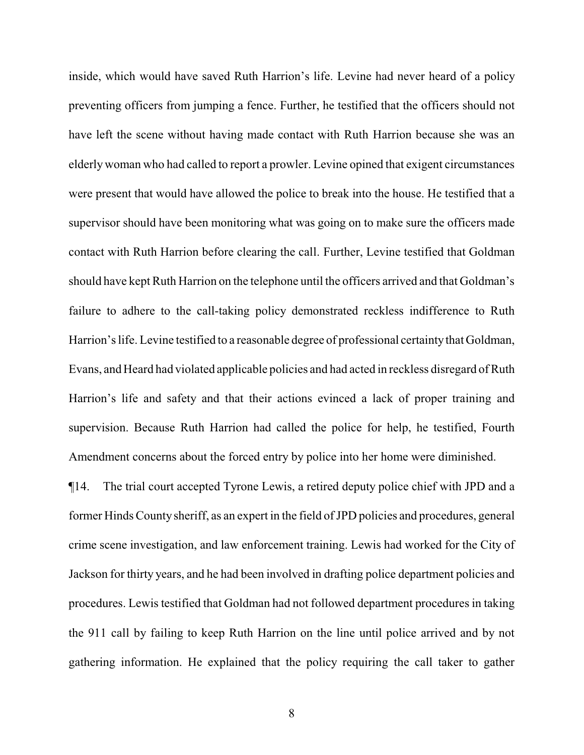inside, which would have saved Ruth Harrion's life. Levine had never heard of a policy preventing officers from jumping a fence. Further, he testified that the officers should not have left the scene without having made contact with Ruth Harrion because she was an elderly woman who had called to report a prowler. Levine opined that exigent circumstances were present that would have allowed the police to break into the house. He testified that a supervisor should have been monitoring what was going on to make sure the officers made contact with Ruth Harrion before clearing the call. Further, Levine testified that Goldman should have kept Ruth Harrion on the telephone until the officers arrived and that Goldman's failure to adhere to the call-taking policy demonstrated reckless indifference to Ruth Harrion's life. Levine testified to a reasonable degree of professional certainty that Goldman, Evans, and Heard had violated applicable policies and had acted in reckless disregard of Ruth Harrion's life and safety and that their actions evinced a lack of proper training and supervision. Because Ruth Harrion had called the police for help, he testified, Fourth Amendment concerns about the forced entry by police into her home were diminished.

¶14. The trial court accepted Tyrone Lewis, a retired deputy police chief with JPD and a former Hinds County sheriff, as an expert in the field of JPD policies and procedures, general crime scene investigation, and law enforcement training. Lewis had worked for the City of Jackson for thirty years, and he had been involved in drafting police department policies and procedures. Lewis testified that Goldman had not followed department procedures in taking the 911 call by failing to keep Ruth Harrion on the line until police arrived and by not gathering information. He explained that the policy requiring the call taker to gather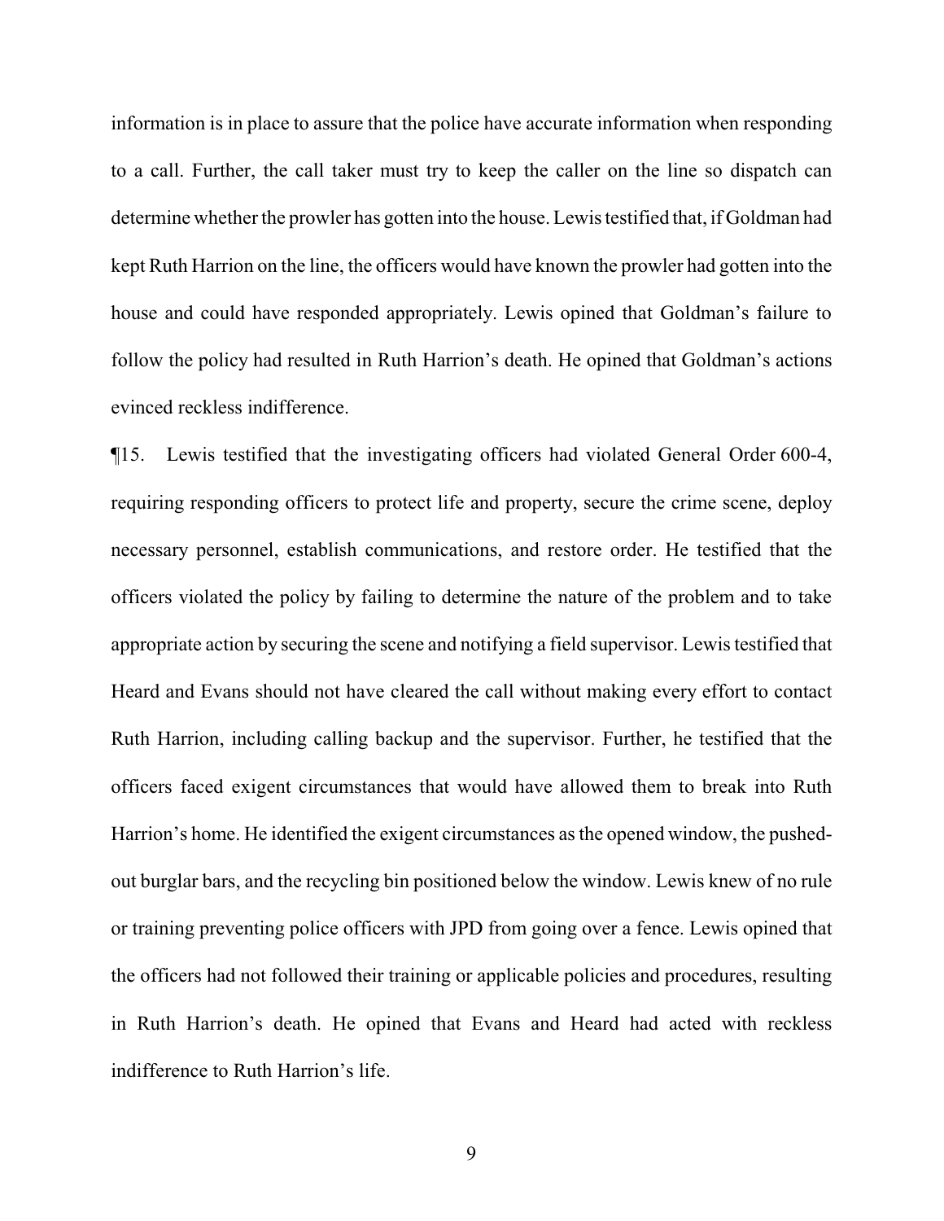information is in place to assure that the police have accurate information when responding to a call. Further, the call taker must try to keep the caller on the line so dispatch can determine whether the prowler has gotten into the house. Lewis testified that, if Goldman had kept Ruth Harrion on the line, the officers would have known the prowler had gotten into the house and could have responded appropriately. Lewis opined that Goldman's failure to follow the policy had resulted in Ruth Harrion's death. He opined that Goldman's actions evinced reckless indifference.

¶15. Lewis testified that the investigating officers had violated General Order 600-4, requiring responding officers to protect life and property, secure the crime scene, deploy necessary personnel, establish communications, and restore order. He testified that the officers violated the policy by failing to determine the nature of the problem and to take appropriate action by securing the scene and notifying a field supervisor. Lewis testified that Heard and Evans should not have cleared the call without making every effort to contact Ruth Harrion, including calling backup and the supervisor. Further, he testified that the officers faced exigent circumstances that would have allowed them to break into Ruth Harrion's home. He identified the exigent circumstances as the opened window, the pushed-out burglar bars, and the recycling bin positioned below the window. Lewis knew of no rule or training preventing police officers with JPD from going over a fence. Lewis opined that the officers had not followed their training or applicable policies and procedures, resulting in Ruth Harrion's death. He opined that Evans and Heard had acted with reckless indifference to Ruth Harrion's life.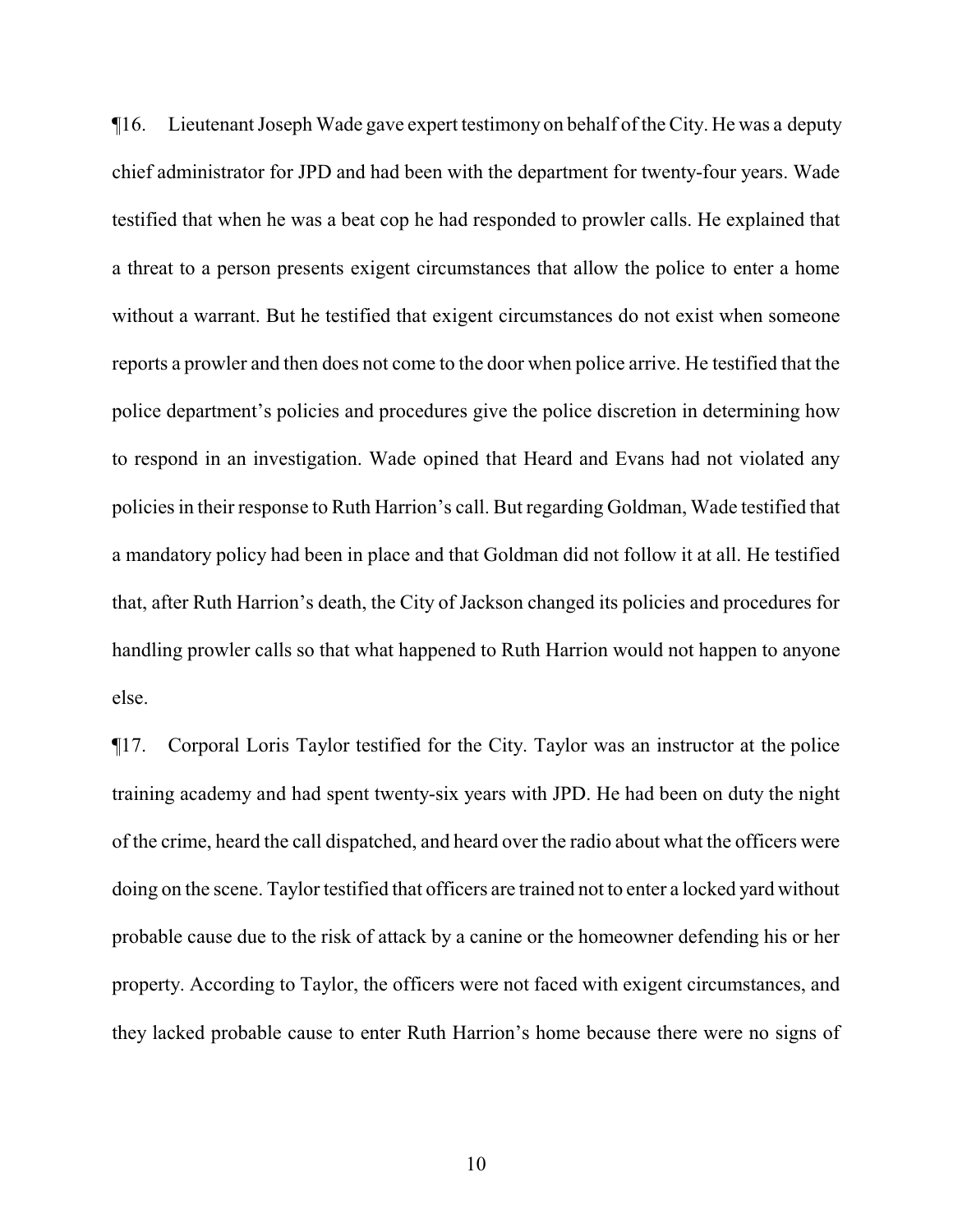¶16. Lieutenant Joseph Wade gave expert testimony on behalf of the City. He was a deputy chief administrator for JPD and had been with the department for twenty-four years. Wade testified that when he was a beat cop he had responded to prowler calls. He explained that a threat to a person presents exigent circumstances that allow the police to enter a home without a warrant. But he testified that exigent circumstances do not exist when someone reports a prowler and then does not come to the door when police arrive. He testified that the police department's policies and procedures give the police discretion in determining how to respond in an investigation. Wade opined that Heard and Evans had not violated any policies in their response to Ruth Harrion's call. But regarding Goldman, Wade testified that a mandatory policy had been in place and that Goldman did not follow it at all. He testified that, after Ruth Harrion's death, the City of Jackson changed its policies and procedures for handling prowler calls so that what happened to Ruth Harrion would not happen to anyone else.

¶17. Corporal Loris Taylor testified for the City. Taylor was an instructor at the police training academy and had spent twenty-six years with JPD. He had been on duty the night of the crime, heard the call dispatched, and heard over the radio about what the officers were doing on the scene. Taylor testified that officers are trained not to enter a locked yard without probable cause due to the risk of attack by a canine or the homeowner defending his or her property. According to Taylor, the officers were not faced with exigent circumstances, and they lacked probable cause to enter Ruth Harrion's home because there were no signs of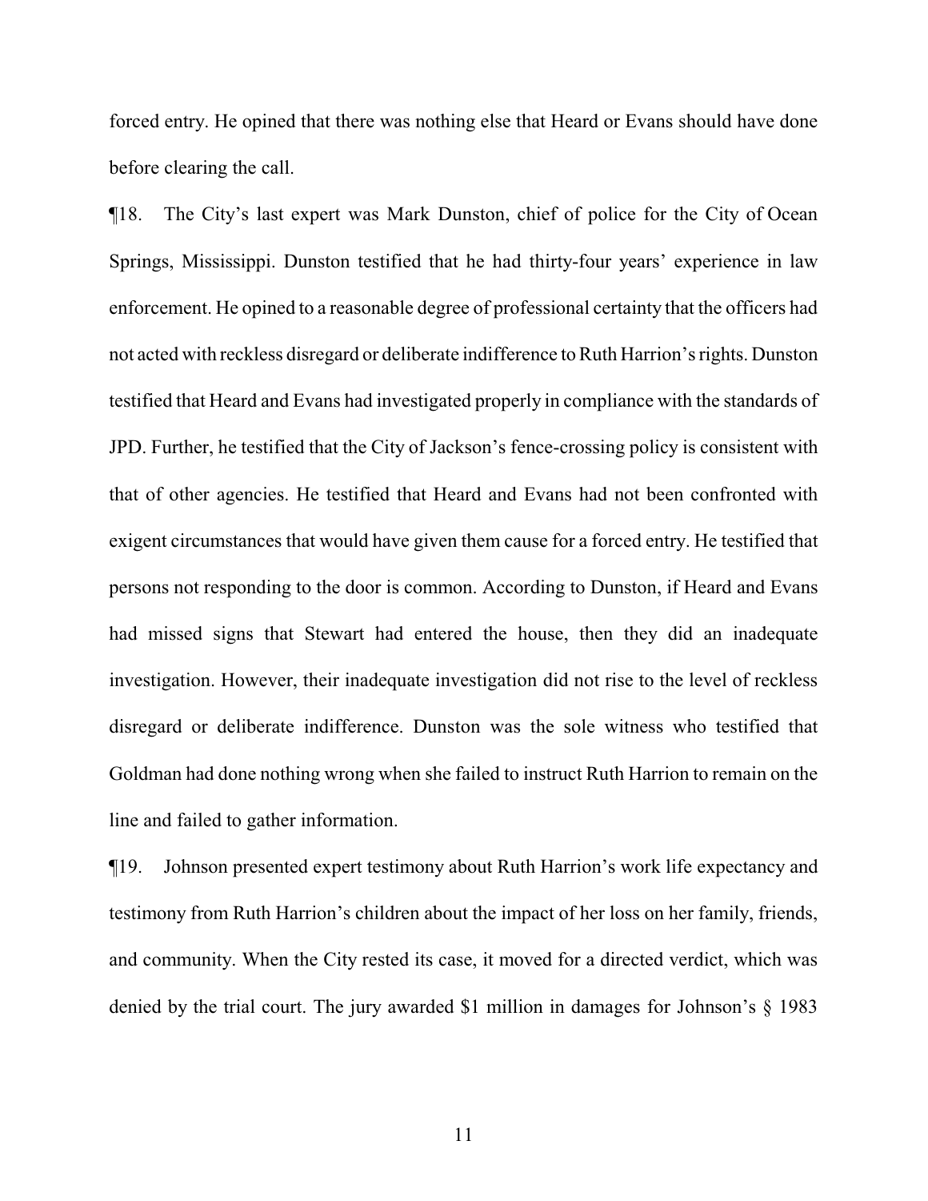forced entry. He opined that there was nothing else that Heard or Evans should have done before clearing the call.

¶18. The City's last expert was Mark Dunston, chief of police for the City of Ocean Springs, Mississippi. Dunston testified that he had thirty-four years' experience in law enforcement. He opined to a reasonable degree of professional certainty that the officers had not acted with reckless disregard or deliberate indifference to Ruth Harrion's rights. Dunston testified that Heard and Evans had investigated properly in compliance with the standards of JPD. Further, he testified that the City of Jackson's fence-crossing policy is consistent with that of other agencies. He testified that Heard and Evans had not been confronted with exigent circumstances that would have given them cause for a forced entry. He testified that persons not responding to the door is common. According to Dunston, if Heard and Evans had missed signs that Stewart had entered the house, then they did an inadequate investigation. However, their inadequate investigation did not rise to the level of reckless disregard or deliberate indifference. Dunston was the sole witness who testified that Goldman had done nothing wrong when she failed to instruct Ruth Harrion to remain on the line and failed to gather information.

¶19. Johnson presented expert testimony about Ruth Harrion's work life expectancy and testimony from Ruth Harrion's children about the impact of her loss on her family, friends, and community. When the City rested its case, it moved for a directed verdict, which was denied by the trial court. The jury awarded $1 million in damages for Johnson's § 1983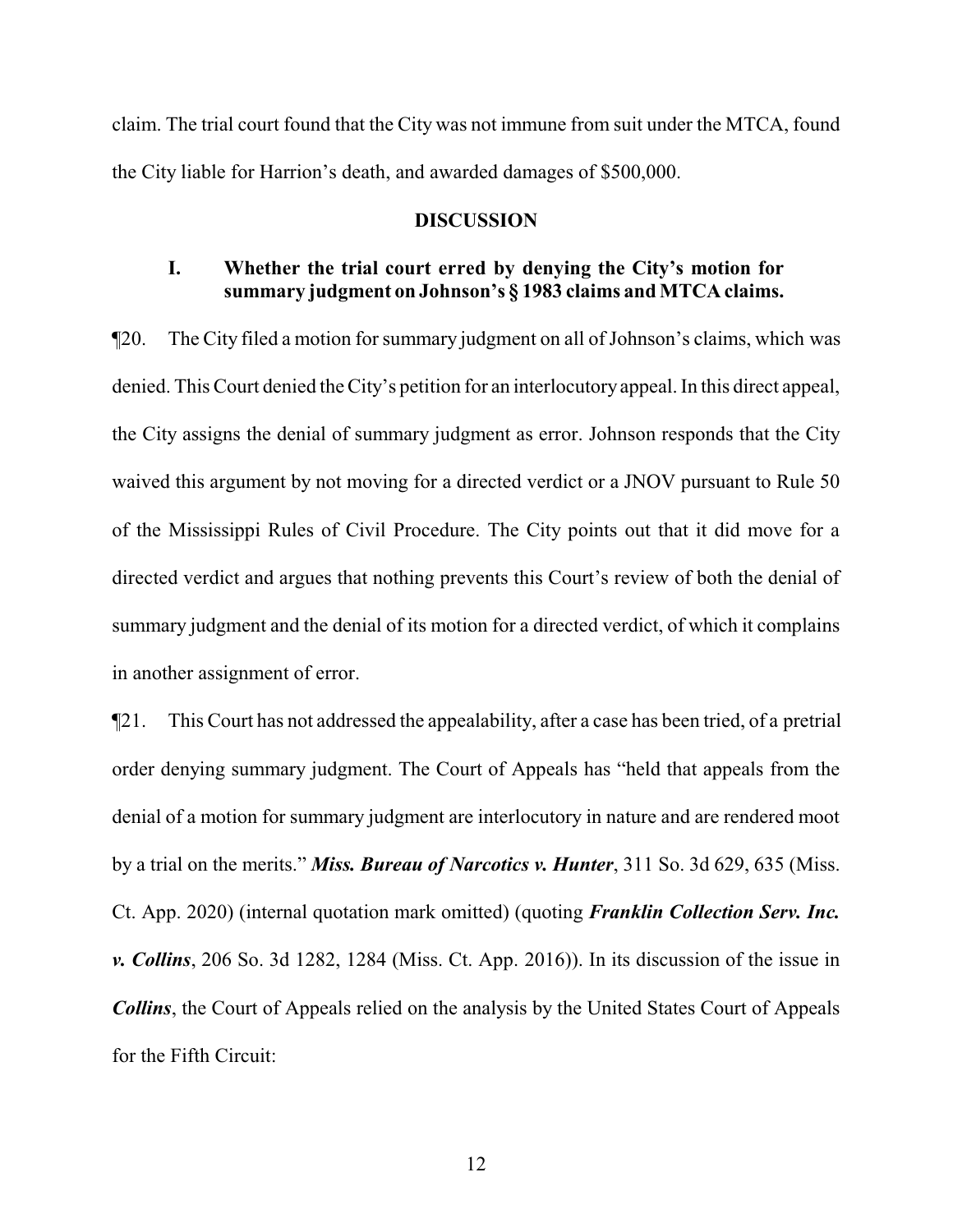claim. The trial court found that the City was not immune from suit under the MTCA, found the City liable for Harrion's death, and awarded damages of $500,000.

## DISCUSSION

### I. Whether the trial court erred by denying the City's motion for summary judgment on Johnson's § 1983 claims and MTCA claims.

¶20. The City filed a motion for summary judgment on all of Johnson's claims, which was denied. This Court denied the City's petition for an interlocutory appeal. In this direct appeal, the City assigns the denial of summary judgment as error. Johnson responds that the City waived this argument by not moving for a directed verdict or a JNOV pursuant to Rule 50 of the Mississippi Rules of Civil Procedure. The City points out that it did move for a directed verdict and argues that nothing prevents this Court's review of both the denial of summary judgment and the denial of its motion for a directed verdict, of which it complains in another assignment of error.

¶21. This Court has not addressed the appealability, after a case has been tried, of a pretrial order denying summary judgment. The Court of Appeals has "held that appeals from the denial of a motion for summary judgment are interlocutory in nature and are rendered moot by a trial on the merits." ***Miss. Bureau of Narcotics v. Hunter***, 311 So. 3d 629, 635 (Miss. Ct. App. 2020) (internal quotation mark omitted) (quoting ***Franklin Collection Serv. Inc. v. Collins***, 206 So. 3d 1282, 1284 (Miss. Ct. App. 2016)). In its discussion of the issue in ***Collins***, the Court of Appeals relied on the analysis by the United States Court of Appeals for the Fifth Circuit: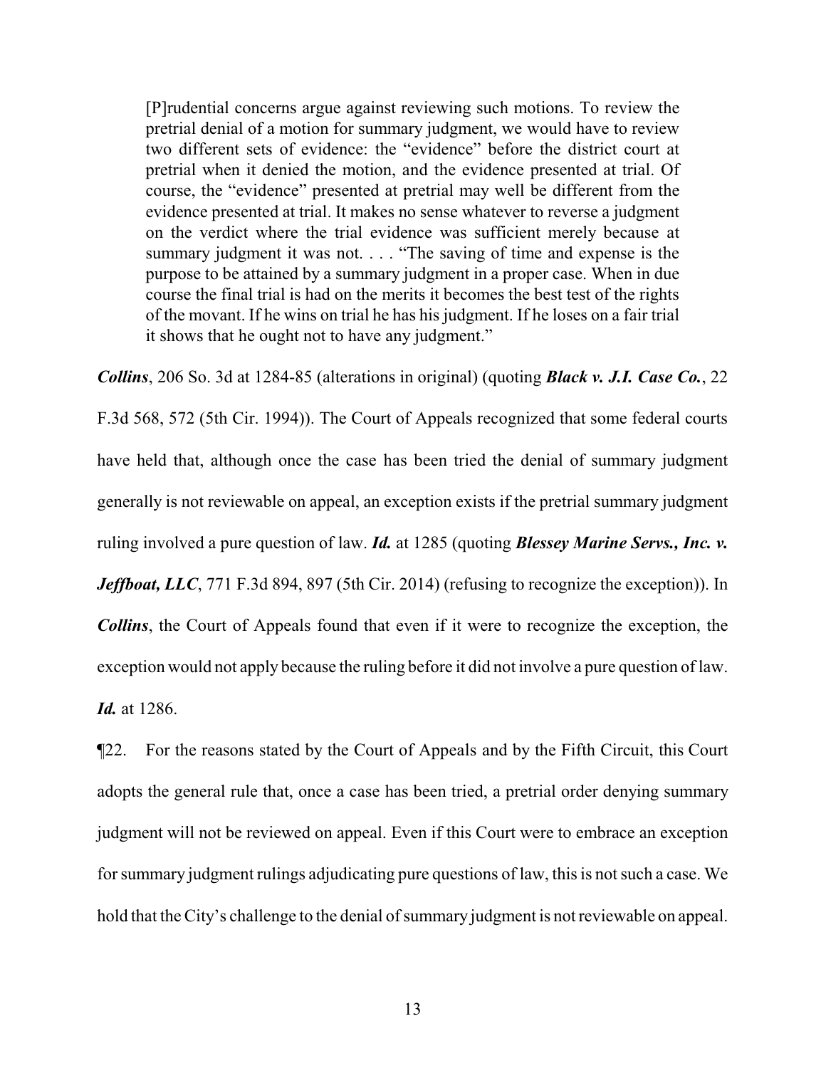> [P]rudential concerns argue against reviewing such motions. To review the pretrial denial of a motion for summary judgment, we would have to review two different sets of evidence: the "evidence" before the district court at pretrial when it denied the motion, and the evidence presented at trial. Of course, the "evidence" presented at pretrial may well be different from the evidence presented at trial. It makes no sense whatever to reverse a judgment on the verdict where the trial evidence was sufficient merely because at summary judgment it was not. . . . "The saving of time and expense is the purpose to be attained by a summary judgment in a proper case. When in due course the final trial is had on the merits it becomes the best test of the rights of the movant. If he wins on trial he has his judgment. If he loses on a fair trial it shows that he ought not to have any judgment."

***Collins***, 206 So. 3d at 1284-85 (alterations in original) (quoting ***Black v. J.I. Case Co.***, 22 F.3d 568, 572 (5th Cir. 1994)). The Court of Appeals recognized that some federal courts have held that, although once the case has been tried the denial of summary judgment generally is not reviewable on appeal, an exception exists if the pretrial summary judgment ruling involved a pure question of law. ***Id.*** at 1285 (quoting ***Blessey Marine Servs., Inc. v. Jeffboat, LLC***, 771 F.3d 894, 897 (5th Cir. 2014) (refusing to recognize the exception)). In ***Collins***, the Court of Appeals found that even if it were to recognize the exception, the exception would not apply because the ruling before it did not involve a pure question of law. ***Id.*** at 1286.

¶22. For the reasons stated by the Court of Appeals and by the Fifth Circuit, this Court adopts the general rule that, once a case has been tried, a pretrial order denying summary judgment will not be reviewed on appeal. Even if this Court were to embrace an exception for summary judgment rulings adjudicating pure questions of law, this is not such a case. We hold that the City's challenge to the denial of summary judgment is not reviewable on appeal.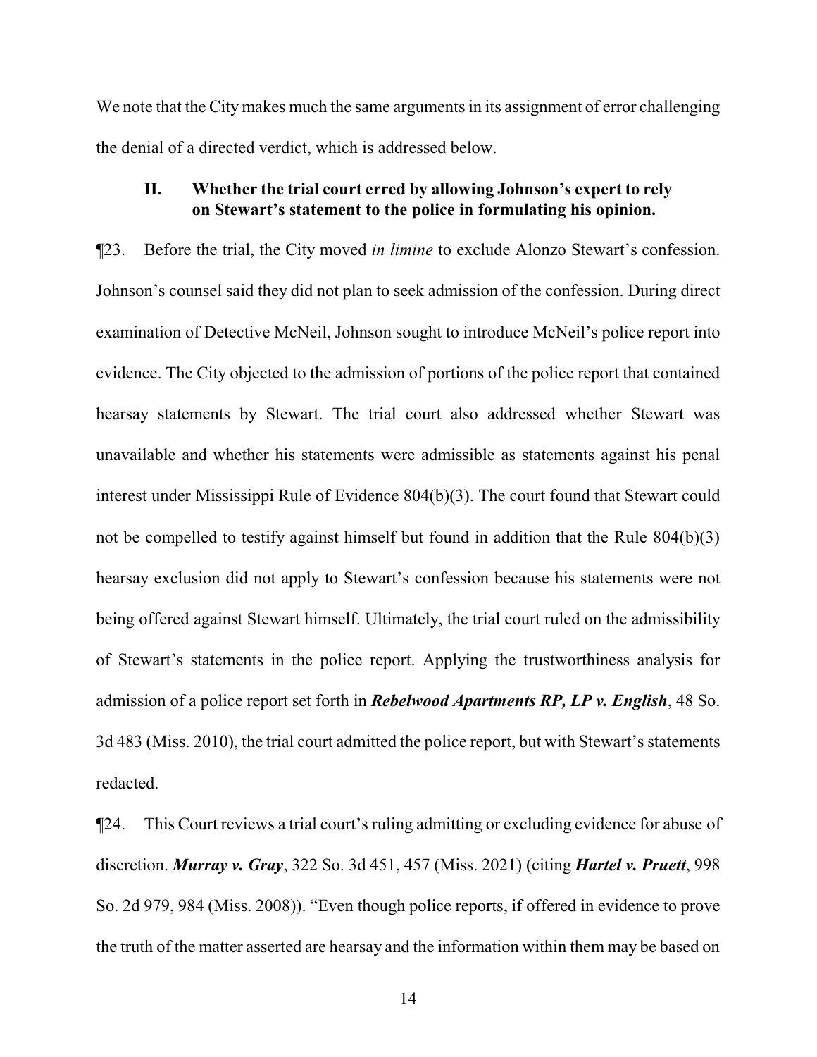We note that the City makes much the same arguments in its assignment of error challenging the denial of a directed verdict, which is addressed below.

### II. Whether the trial court erred by allowing Johnson's expert to rely on Stewart's statement to the police in formulating his opinion.

¶23. Before the trial, the City moved *in limine* to exclude Alonzo Stewart's confession. Johnson's counsel said they did not plan to seek admission of the confession. During direct examination of Detective McNeil, Johnson sought to introduce McNeil's police report into evidence. The City objected to the admission of portions of the police report that contained hearsay statements by Stewart. The trial court also addressed whether Stewart was unavailable and whether his statements were admissible as statements against his penal interest under Mississippi Rule of Evidence 804(b)(3). The court found that Stewart could not be compelled to testify against himself but found in addition that the Rule 804(b)(3) hearsay exclusion did not apply to Stewart's confession because his statements were not being offered against Stewart himself. Ultimately, the trial court ruled on the admissibility of Stewart's statements in the police report. Applying the trustworthiness analysis for admission of a police report set forth in ***Rebelwood Apartments RP, LP v. English***, 48 So. 3d 483 (Miss. 2010), the trial court admitted the police report, but with Stewart's statements redacted.

¶24. This Court reviews a trial court's ruling admitting or excluding evidence for abuse of discretion. ***Murray v. Gray***, 322 So. 3d 451, 457 (Miss. 2021) (citing ***Hartel v. Pruett***, 998 So. 2d 979, 984 (Miss. 2008)). "Even though police reports, if offered in evidence to prove the truth of the matter asserted are hearsay and the information within them may be based on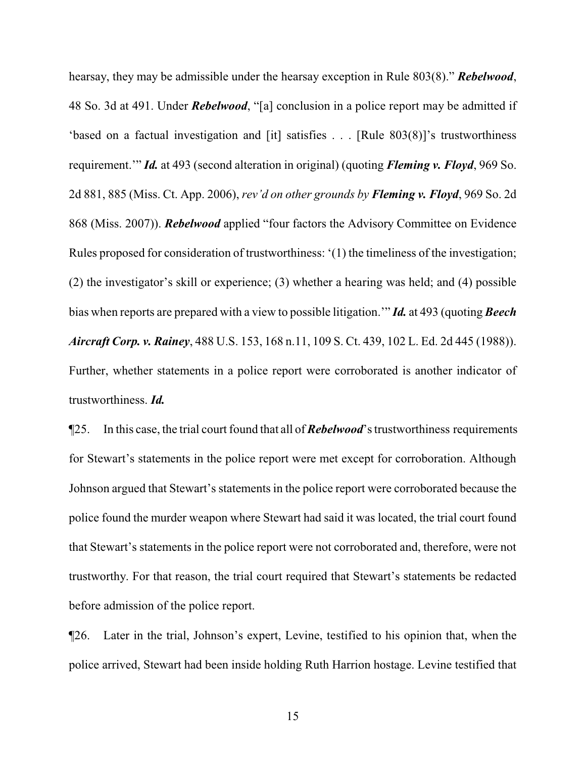hearsay, they may be admissible under the hearsay exception in Rule 803(8)." ***Rebelwood***, 48 So. 3d at 491. Under ***Rebelwood***, "[a] conclusion in a police report may be admitted if 'based on a factual investigation and [it] satisfies . . . [Rule 803(8)]'s trustworthiness requirement.'" ***Id.*** at 493 (second alteration in original) (quoting ***Fleming v. Floyd***, 969 So. 2d 881, 885 (Miss. Ct. App. 2006), *rev'd on other grounds by* ***Fleming v. Floyd***, 969 So. 2d 868 (Miss. 2007)). ***Rebelwood*** applied "four factors the Advisory Committee on Evidence Rules proposed for consideration of trustworthiness: '(1) the timeliness of the investigation; (2) the investigator's skill or experience; (3) whether a hearing was held; and (4) possible bias when reports are prepared with a view to possible litigation.'" ***Id.*** at 493 (quoting ***Beech Aircraft Corp. v. Rainey***, 488 U.S. 153, 168 n.11, 109 S. Ct. 439, 102 L. Ed. 2d 445 (1988)). Further, whether statements in a police report were corroborated is another indicator of trustworthiness. ***Id.***

¶25. In this case, the trial court found that all of ***Rebelwood***'s trustworthiness requirements for Stewart's statements in the police report were met except for corroboration. Although Johnson argued that Stewart's statements in the police report were corroborated because the police found the murder weapon where Stewart had said it was located, the trial court found that Stewart's statements in the police report were not corroborated and, therefore, were not trustworthy. For that reason, the trial court required that Stewart's statements be redacted before admission of the police report.

¶26. Later in the trial, Johnson's expert, Levine, testified to his opinion that, when the police arrived, Stewart had been inside holding Ruth Harrion hostage. Levine testified that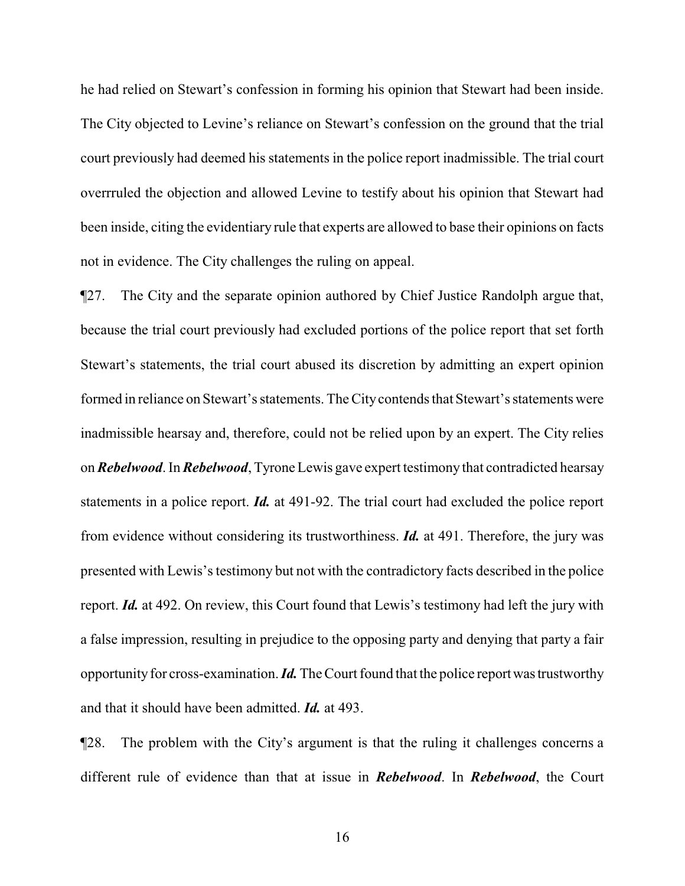he had relied on Stewart's confession in forming his opinion that Stewart had been inside. The City objected to Levine's reliance on Stewart's confession on the ground that the trial court previously had deemed his statements in the police report inadmissible. The trial court overrruled the objection and allowed Levine to testify about his opinion that Stewart had been inside, citing the evidentiary rule that experts are allowed to base their opinions on facts not in evidence. The City challenges the ruling on appeal.

¶27. The City and the separate opinion authored by Chief Justice Randolph argue that, because the trial court previously had excluded portions of the police report that set forth Stewart's statements, the trial court abused its discretion by admitting an expert opinion formed in reliance on Stewart's statements. The City contends that Stewart's statements were inadmissible hearsay and, therefore, could not be relied upon by an expert. The City relies on ***Rebelwood***. In ***Rebelwood***, Tyrone Lewis gave expert testimony that contradicted hearsay statements in a police report. ***Id.*** at 491-92. The trial court had excluded the police report from evidence without considering its trustworthiness. ***Id.*** at 491. Therefore, the jury was presented with Lewis's testimony but not with the contradictory facts described in the police report. ***Id.*** at 492. On review, this Court found that Lewis's testimony had left the jury with a false impression, resulting in prejudice to the opposing party and denying that party a fair opportunity for cross-examination. ***Id.*** The Court found that the police report was trustworthy and that it should have been admitted. ***Id.*** at 493.

¶28. The problem with the City's argument is that the ruling it challenges concerns a different rule of evidence than that at issue in ***Rebelwood***. In ***Rebelwood***, the Court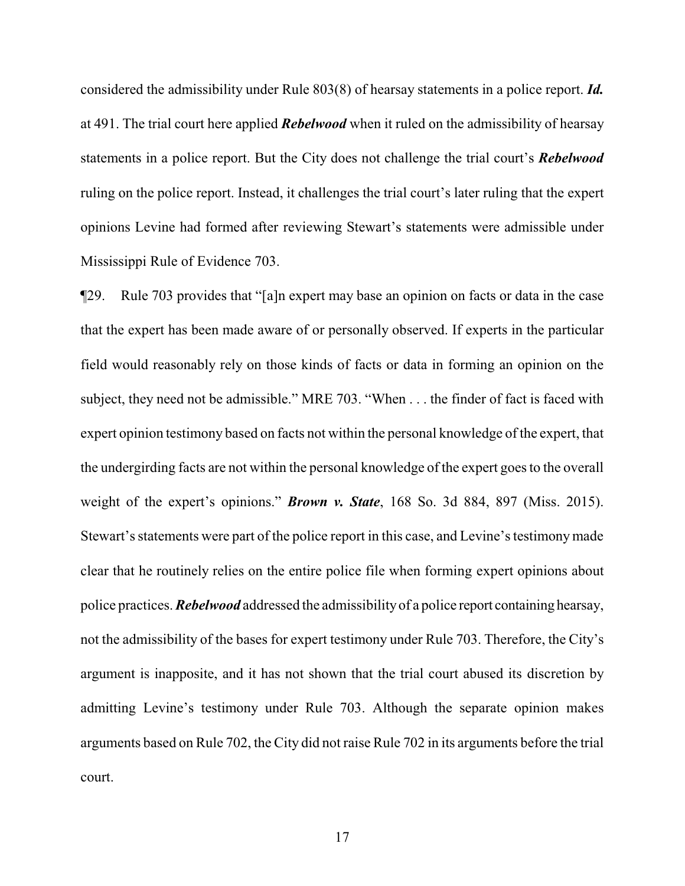considered the admissibility under Rule 803(8) of hearsay statements in a police report. ***Id.*** at 491. The trial court here applied ***Rebelwood*** when it ruled on the admissibility of hearsay statements in a police report. But the City does not challenge the trial court's ***Rebelwood*** ruling on the police report. Instead, it challenges the trial court's later ruling that the expert opinions Levine had formed after reviewing Stewart's statements were admissible under Mississippi Rule of Evidence 703.

¶29. Rule 703 provides that "[a]n expert may base an opinion on facts or data in the case that the expert has been made aware of or personally observed. If experts in the particular field would reasonably rely on those kinds of facts or data in forming an opinion on the subject, they need not be admissible." MRE 703. "When . . . the finder of fact is faced with expert opinion testimony based on facts not within the personal knowledge of the expert, that the undergirding facts are not within the personal knowledge of the expert goes to the overall weight of the expert's opinions." ***Brown v. State***, 168 So. 3d 884, 897 (Miss. 2015). Stewart's statements were part of the police report in this case, and Levine's testimony made clear that he routinely relies on the entire police file when forming expert opinions about police practices. ***Rebelwood*** addressed the admissibility of a police report containing hearsay, not the admissibility of the bases for expert testimony under Rule 703. Therefore, the City's argument is inapposite, and it has not shown that the trial court abused its discretion by admitting Levine's testimony under Rule 703. Although the separate opinion makes arguments based on Rule 702, the City did not raise Rule 702 in its arguments before the trial court.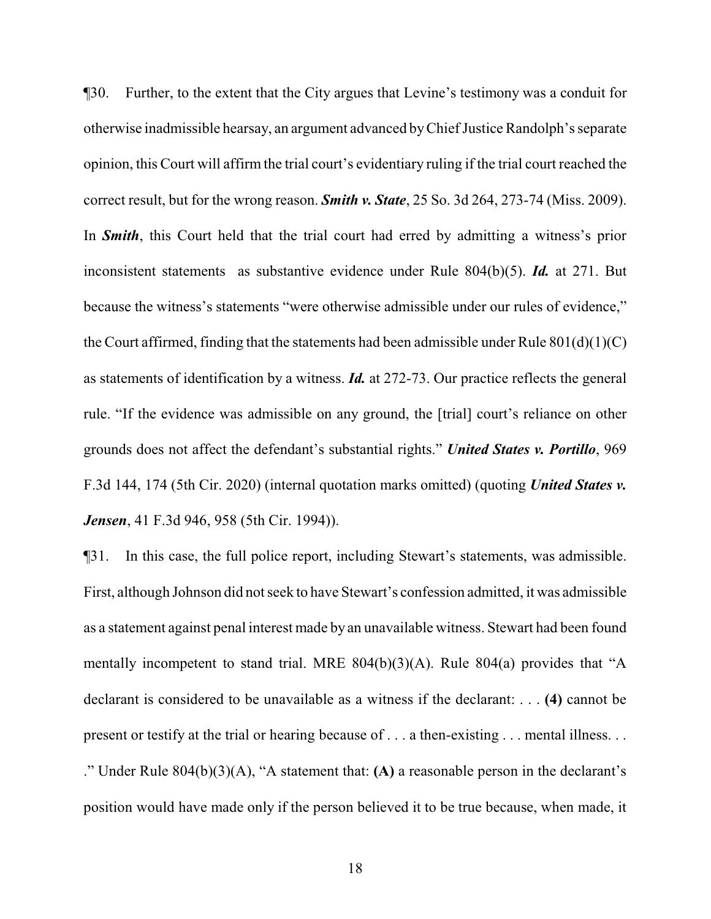¶30. Further, to the extent that the City argues that Levine's testimony was a conduit for otherwise inadmissible hearsay, an argument advanced by Chief Justice Randolph's separate opinion, this Court will affirm the trial court's evidentiary ruling if the trial court reached the correct result, but for the wrong reason. ***Smith v. State***, 25 So. 3d 264, 273-74 (Miss. 2009). In ***Smith***, this Court held that the trial court had erred by admitting a witness's prior inconsistent statements as substantive evidence under Rule 804(b)(5). ***Id.*** at 271. But because the witness's statements "were otherwise admissible under our rules of evidence," the Court affirmed, finding that the statements had been admissible under Rule 801(d)(1)(C) as statements of identification by a witness. ***Id.*** at 272-73. Our practice reflects the general rule. "If the evidence was admissible on any ground, the [trial] court's reliance on other grounds does not affect the defendant's substantial rights." ***United States v. Portillo***, 969 F.3d 144, 174 (5th Cir. 2020) (internal quotation marks omitted) (quoting ***United States v. Jensen***, 41 F.3d 946, 958 (5th Cir. 1994)).

¶31. In this case, the full police report, including Stewart's statements, was admissible. First, although Johnson did not seek to have Stewart's confession admitted, it was admissible as a statement against penal interest made by an unavailable witness. Stewart had been found mentally incompetent to stand trial. MRE 804(b)(3)(A). Rule 804(a) provides that "A declarant is considered to be unavailable as a witness if the declarant: . . . **(4)** cannot be present or testify at the trial or hearing because of . . . a then-existing . . . mental illness. . . ." Under Rule 804(b)(3)(A), "A statement that: **(A)** a reasonable person in the declarant's position would have made only if the person believed it to be true because, when made, it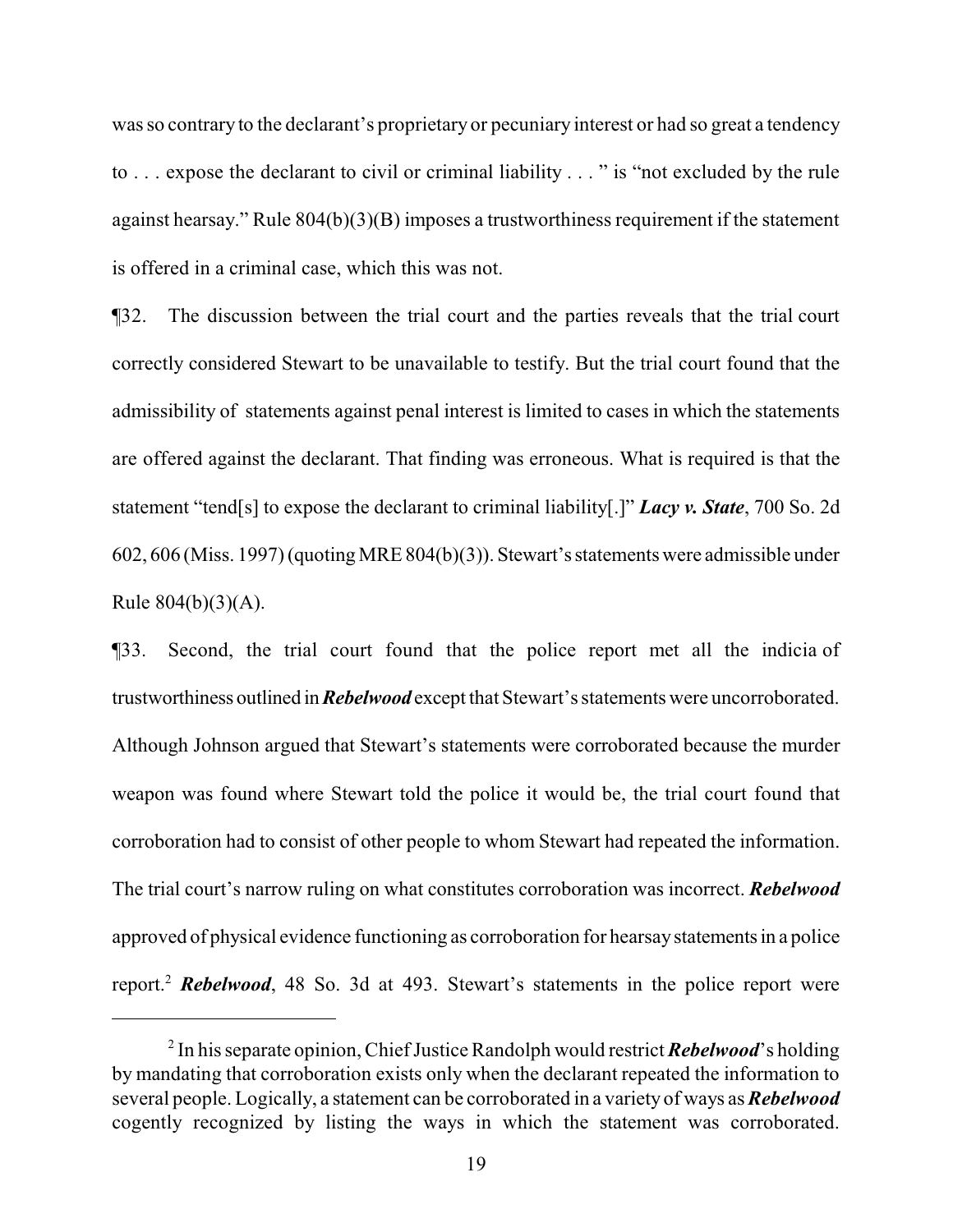was so contrary to the declarant's proprietary or pecuniary interest or had so great a tendency to . . . expose the declarant to civil or criminal liability . . . " is "not excluded by the rule against hearsay." Rule 804(b)(3)(B) imposes a trustworthiness requirement if the statement is offered in a criminal case, which this was not.

¶32. The discussion between the trial court and the parties reveals that the trial court correctly considered Stewart to be unavailable to testify. But the trial court found that the admissibility of statements against penal interest is limited to cases in which the statements are offered against the declarant. That finding was erroneous. What is required is that the statement "tend[s] to expose the declarant to criminal liability[.]" ***Lacy v. State***, 700 So. 2d 602, 606 (Miss. 1997) (quoting MRE 804(b)(3)). Stewart's statements were admissible under Rule 804(b)(3)(A).

¶33. Second, the trial court found that the police report met all the indicia of trustworthiness outlined in ***Rebelwood*** except that Stewart's statements were uncorroborated. Although Johnson argued that Stewart's statements were corroborated because the murder weapon was found where Stewart told the police it would be, the trial court found that corroboration had to consist of other people to whom Stewart had repeated the information. The trial court's narrow ruling on what constitutes corroboration was incorrect. ***Rebelwood*** approved of physical evidence functioning as corroboration for hearsay statements in a police report.[2] ***Rebelwood***, 48 So. 3d at 493. Stewart's statements in the police report were

[2] In his separate opinion, Chief Justice Randolph would restrict ***Rebelwood***'s holding by mandating that corroboration exists only when the declarant repeated the information to several people. Logically, a statement can be corroborated in a variety of ways as ***Rebelwood*** cogently recognized by listing the ways in which the statement was corroborated.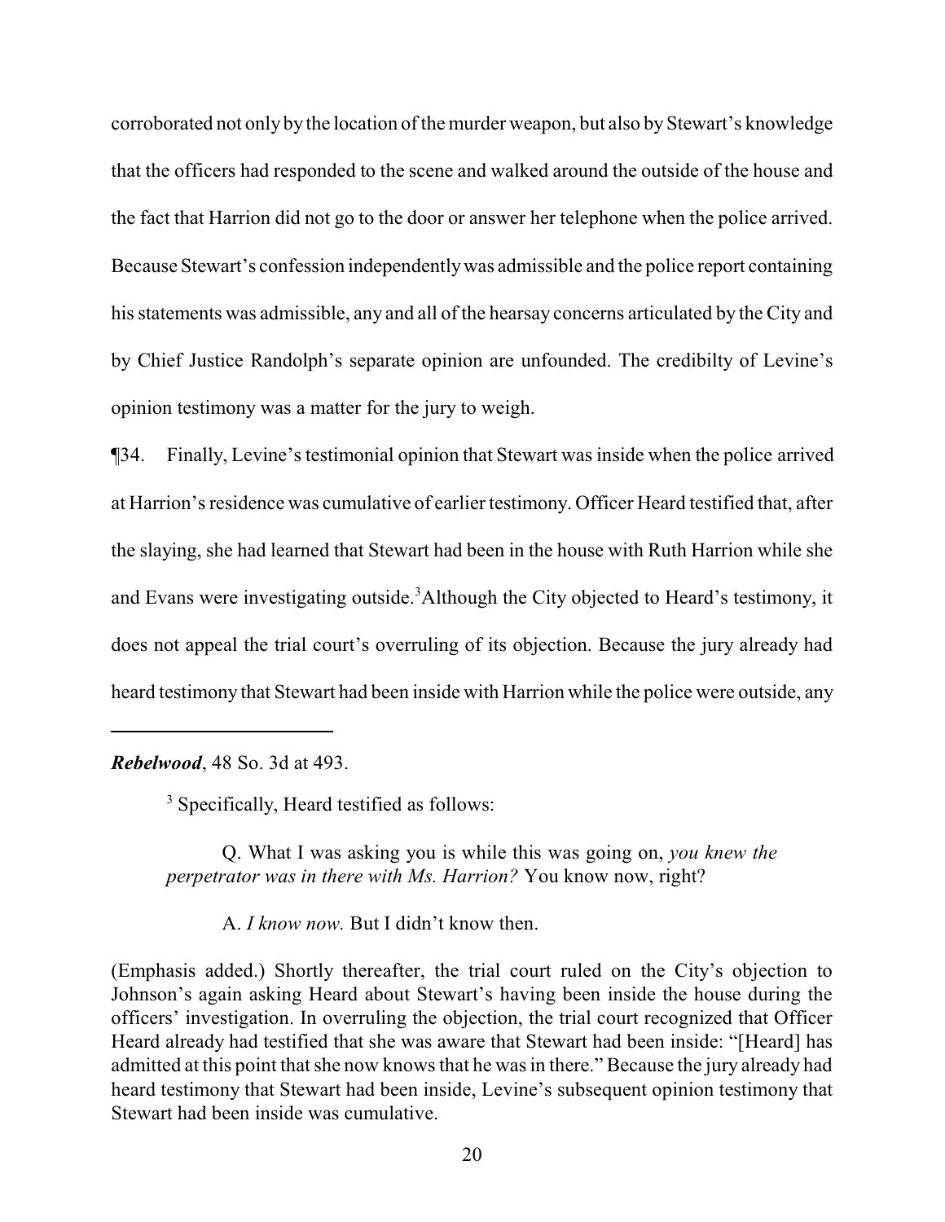corroborated not only by the location of the murder weapon, but also by Stewart's knowledge that the officers had responded to the scene and walked around the outside of the house and the fact that Harrion did not go to the door or answer her telephone when the police arrived. Because Stewart's confession independently was admissible and the police report containing his statements was admissible, any and all of the hearsay concerns articulated by the City and by Chief Justice Randolph's separate opinion are unfounded. The credibilty of Levine's opinion testimony was a matter for the jury to weigh.

¶34. Finally, Levine's testimonial opinion that Stewart was inside when the police arrived at Harrion's residence was cumulative of earlier testimony. Officer Heard testified that, after the slaying, she had learned that Stewart had been in the house with Ruth Harrion while she and Evans were investigating outside.[3] Although the City objected to Heard's testimony, it does not appeal the trial court's overruling of its objection. Because the jury already had heard testimony that Stewart had been inside with Harrion while the police were outside, any

---

***Rebelwood***, 48 So. 3d at 493.

[3] Specifically, Heard testified as follows:

> Q. What I was asking you is while this was going on, *you knew the perpetrator was in there with Ms. Harrion?* You know now, right?
>
> A. *I know now.* But I didn't know then.

(Emphasis added.) Shortly thereafter, the trial court ruled on the City's objection to Johnson's again asking Heard about Stewart's having been inside the house during the officers' investigation. In overruling the objection, the trial court recognized that Officer Heard already had testified that she was aware that Stewart had been inside: "[Heard] has admitted at this point that she now knows that he was in there." Because the jury already had heard testimony that Stewart had been inside, Levine's subsequent opinion testimony that Stewart had been inside was cumulative.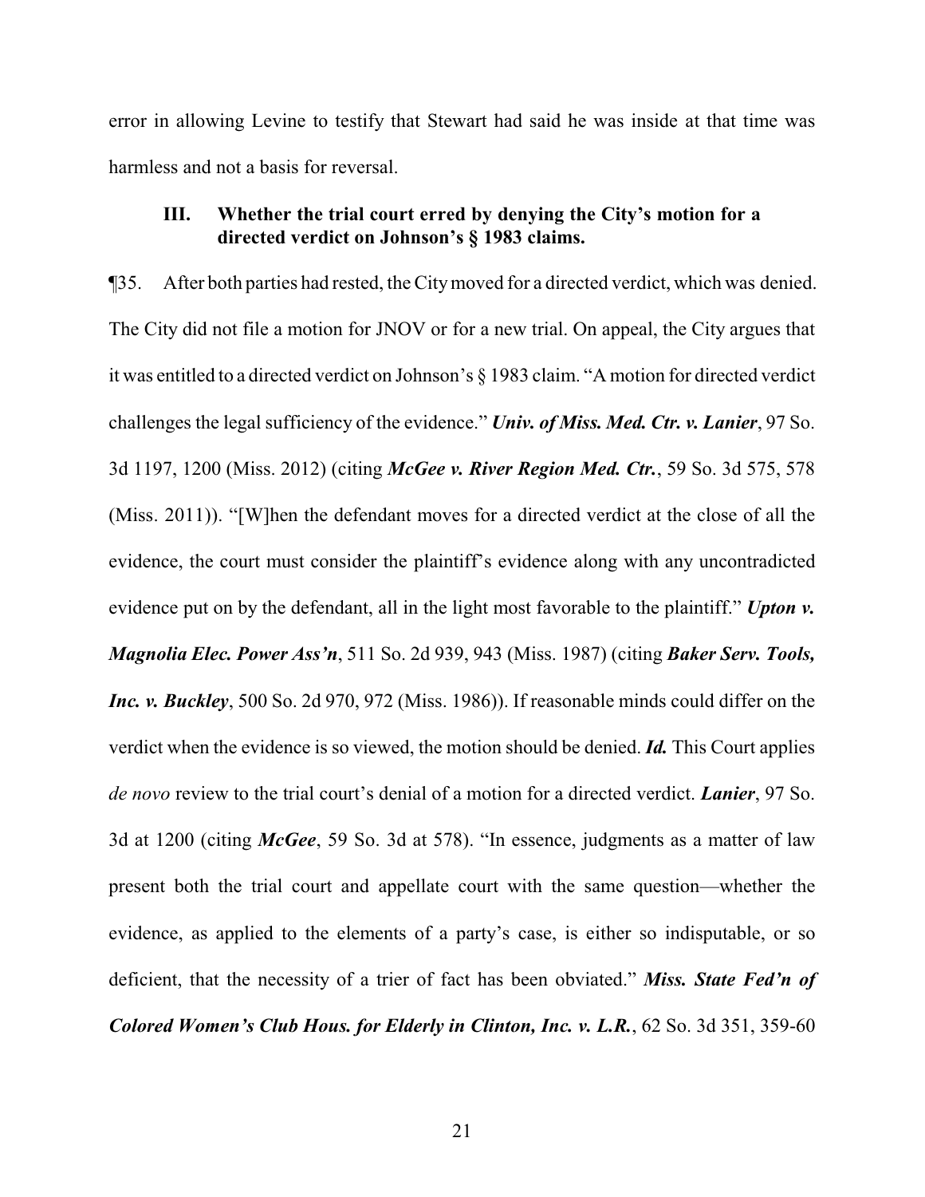error in allowing Levine to testify that Stewart had said he was inside at that time was harmless and not a basis for reversal.

### III. Whether the trial court erred by denying the City's motion for a directed verdict on Johnson's § 1983 claims.

¶35. After both parties had rested, the City moved for a directed verdict, which was denied. The City did not file a motion for JNOV or for a new trial. On appeal, the City argues that it was entitled to a directed verdict on Johnson's § 1983 claim. "A motion for directed verdict challenges the legal sufficiency of the evidence." ***Univ. of Miss. Med. Ctr. v. Lanier***, 97 So. 3d 1197, 1200 (Miss. 2012) (citing ***McGee v. River Region Med. Ctr.***, 59 So. 3d 575, 578 (Miss. 2011)). "[W]hen the defendant moves for a directed verdict at the close of all the evidence, the court must consider the plaintiff's evidence along with any uncontradicted evidence put on by the defendant, all in the light most favorable to the plaintiff." ***Upton v. Magnolia Elec. Power Ass'n***, 511 So. 2d 939, 943 (Miss. 1987) (citing ***Baker Serv. Tools, Inc. v. Buckley***, 500 So. 2d 970, 972 (Miss. 1986)). If reasonable minds could differ on the verdict when the evidence is so viewed, the motion should be denied. ***Id.*** This Court applies *de novo* review to the trial court's denial of a motion for a directed verdict. ***Lanier***, 97 So. 3d at 1200 (citing ***McGee***, 59 So. 3d at 578). "In essence, judgments as a matter of law present both the trial court and appellate court with the same question—whether the evidence, as applied to the elements of a party's case, is either so indisputable, or so deficient, that the necessity of a trier of fact has been obviated." ***Miss. State Fed'n of Colored Women's Club Hous. for Elderly in Clinton, Inc. v. L.R.***, 62 So. 3d 351, 359-60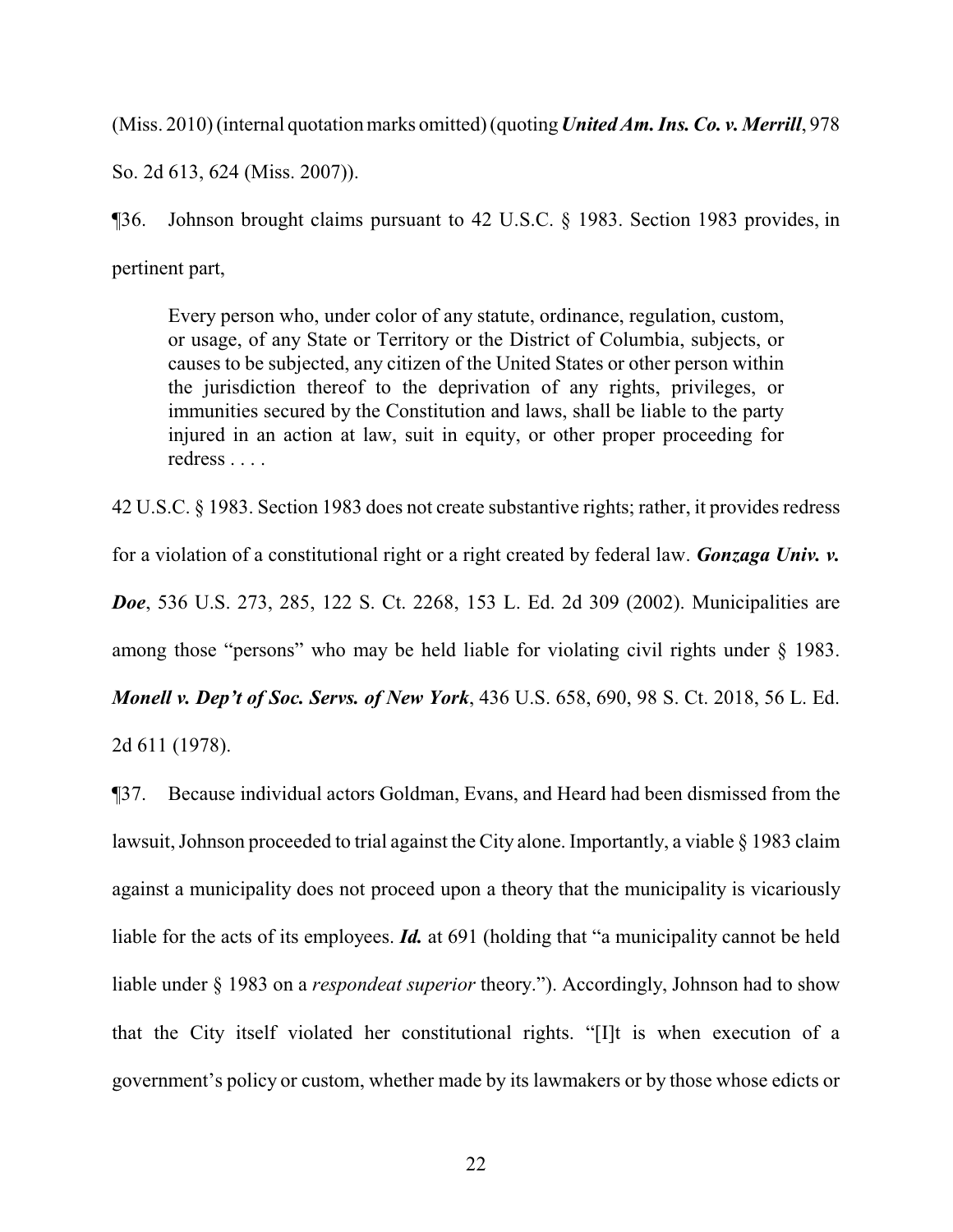(Miss. 2010) (internal quotation marks omitted) (quoting ***United Am. Ins. Co. v. Merrill***, 978 So. 2d 613, 624 (Miss. 2007)).

¶36. Johnson brought claims pursuant to 42 U.S.C. § 1983. Section 1983 provides, in pertinent part,

> Every person who, under color of any statute, ordinance, regulation, custom, or usage, of any State or Territory or the District of Columbia, subjects, or causes to be subjected, any citizen of the United States or other person within the jurisdiction thereof to the deprivation of any rights, privileges, or immunities secured by the Constitution and laws, shall be liable to the party injured in an action at law, suit in equity, or other proper proceeding for redress . . . .

42 U.S.C. § 1983. Section 1983 does not create substantive rights; rather, it provides redress for a violation of a constitutional right or a right created by federal law. ***Gonzaga Univ. v. Doe***, 536 U.S. 273, 285, 122 S. Ct. 2268, 153 L. Ed. 2d 309 (2002). Municipalities are among those "persons" who may be held liable for violating civil rights under § 1983. ***Monell v. Dep't of Soc. Servs. of New York***, 436 U.S. 658, 690, 98 S. Ct. 2018, 56 L. Ed. 2d 611 (1978).

¶37. Because individual actors Goldman, Evans, and Heard had been dismissed from the lawsuit, Johnson proceeded to trial against the City alone. Importantly, a viable § 1983 claim against a municipality does not proceed upon a theory that the municipality is vicariously liable for the acts of its employees. ***Id.*** at 691 (holding that "a municipality cannot be held liable under § 1983 on a *respondeat superior* theory."). Accordingly, Johnson had to show that the City itself violated her constitutional rights. "[I]t is when execution of a government's policy or custom, whether made by its lawmakers or by those whose edicts or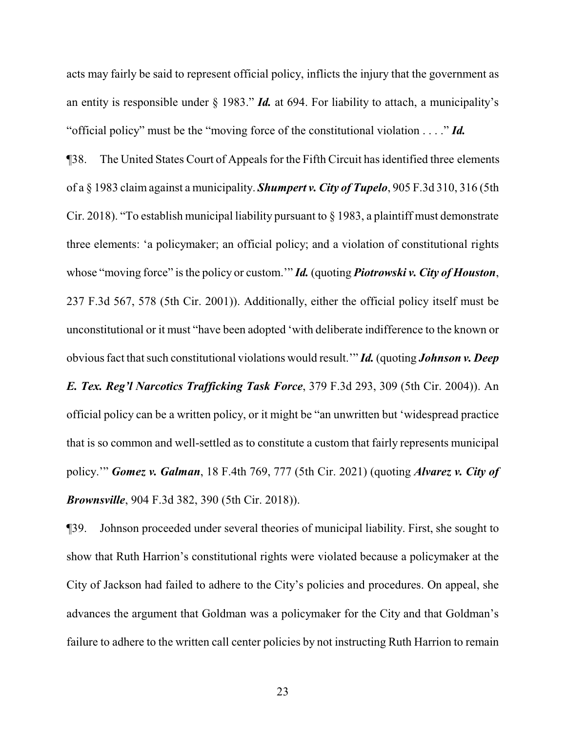acts may fairly be said to represent official policy, inflicts the injury that the government as an entity is responsible under § 1983." ***Id.*** at 694. For liability to attach, a municipality's "official policy" must be the "moving force of the constitutional violation . . . ." ***Id.***

¶38. The United States Court of Appeals for the Fifth Circuit has identified three elements of a § 1983 claim against a municipality. ***Shumpert v. City of Tupelo***, 905 F.3d 310, 316 (5th Cir. 2018). "To establish municipal liability pursuant to § 1983, a plaintiff must demonstrate three elements: 'a policymaker; an official policy; and a violation of constitutional rights whose "moving force" is the policy or custom.'" ***Id.*** (quoting ***Piotrowski v. City of Houston***, 237 F.3d 567, 578 (5th Cir. 2001)). Additionally, either the official policy itself must be unconstitutional or it must "have been adopted 'with deliberate indifference to the known or obvious fact that such constitutional violations would result.'" ***Id.*** (quoting ***Johnson v. Deep E. Tex. Reg'l Narcotics Trafficking Task Force***, 379 F.3d 293, 309 (5th Cir. 2004)). An official policy can be a written policy, or it might be "an unwritten but 'widespread practice that is so common and well-settled as to constitute a custom that fairly represents municipal policy.'" ***Gomez v. Galman***, 18 F.4th 769, 777 (5th Cir. 2021) (quoting ***Alvarez v. City of Brownsville***, 904 F.3d 382, 390 (5th Cir. 2018)).

¶39. Johnson proceeded under several theories of municipal liability. First, she sought to show that Ruth Harrion's constitutional rights were violated because a policymaker at the City of Jackson had failed to adhere to the City's policies and procedures. On appeal, she advances the argument that Goldman was a policymaker for the City and that Goldman's failure to adhere to the written call center policies by not instructing Ruth Harrion to remain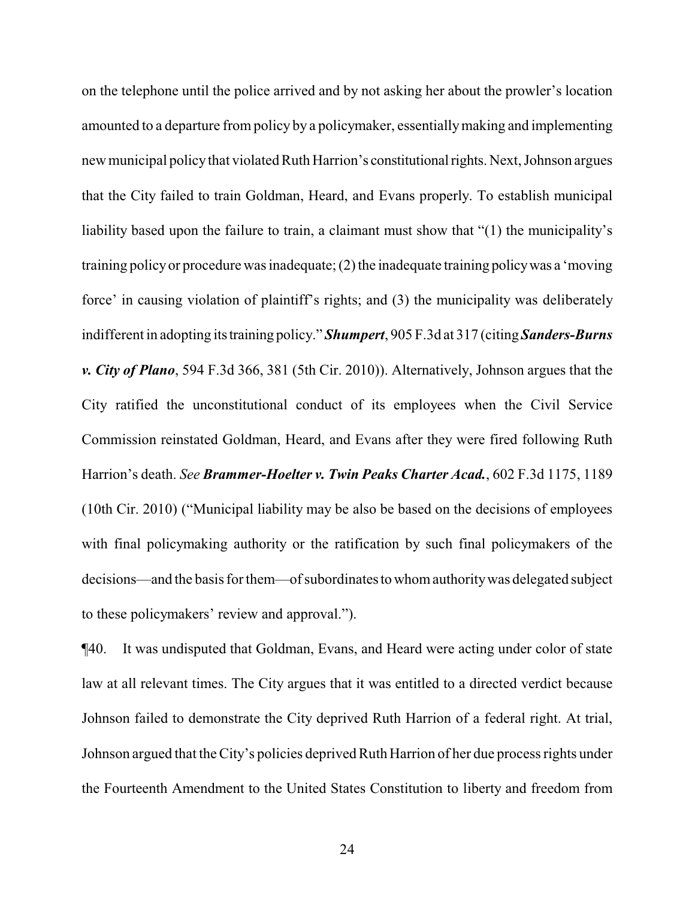on the telephone until the police arrived and by not asking her about the prowler's location amounted to a departure from policy by a policymaker, essentially making and implementing new municipal policy that violated Ruth Harrion's constitutional rights. Next, Johnson argues that the City failed to train Goldman, Heard, and Evans properly. To establish municipal liability based upon the failure to train, a claimant must show that "(1) the municipality's training policy or procedure was inadequate; (2) the inadequate training policy was a 'moving force' in causing violation of plaintiff's rights; and (3) the municipality was deliberately indifferent in adopting its training policy." ***Shumpert***, 905 F.3d at 317 (citing ***Sanders-Burns v. City of Plano***, 594 F.3d 366, 381 (5th Cir. 2010)). Alternatively, Johnson argues that the City ratified the unconstitutional conduct of its employees when the Civil Service Commission reinstated Goldman, Heard, and Evans after they were fired following Ruth Harrion's death. *See* ***Brammer-Hoelter v. Twin Peaks Charter Acad.***, 602 F.3d 1175, 1189 (10th Cir. 2010) ("Municipal liability may be also be based on the decisions of employees with final policymaking authority or the ratification by such final policymakers of the decisions—and the basis for them—of subordinates to whom authority was delegated subject to these policymakers' review and approval.").

¶40. It was undisputed that Goldman, Evans, and Heard were acting under color of state law at all relevant times. The City argues that it was entitled to a directed verdict because Johnson failed to demonstrate the City deprived Ruth Harrion of a federal right. At trial, Johnson argued that the City's policies deprived Ruth Harrion of her due process rights under the Fourteenth Amendment to the United States Constitution to liberty and freedom from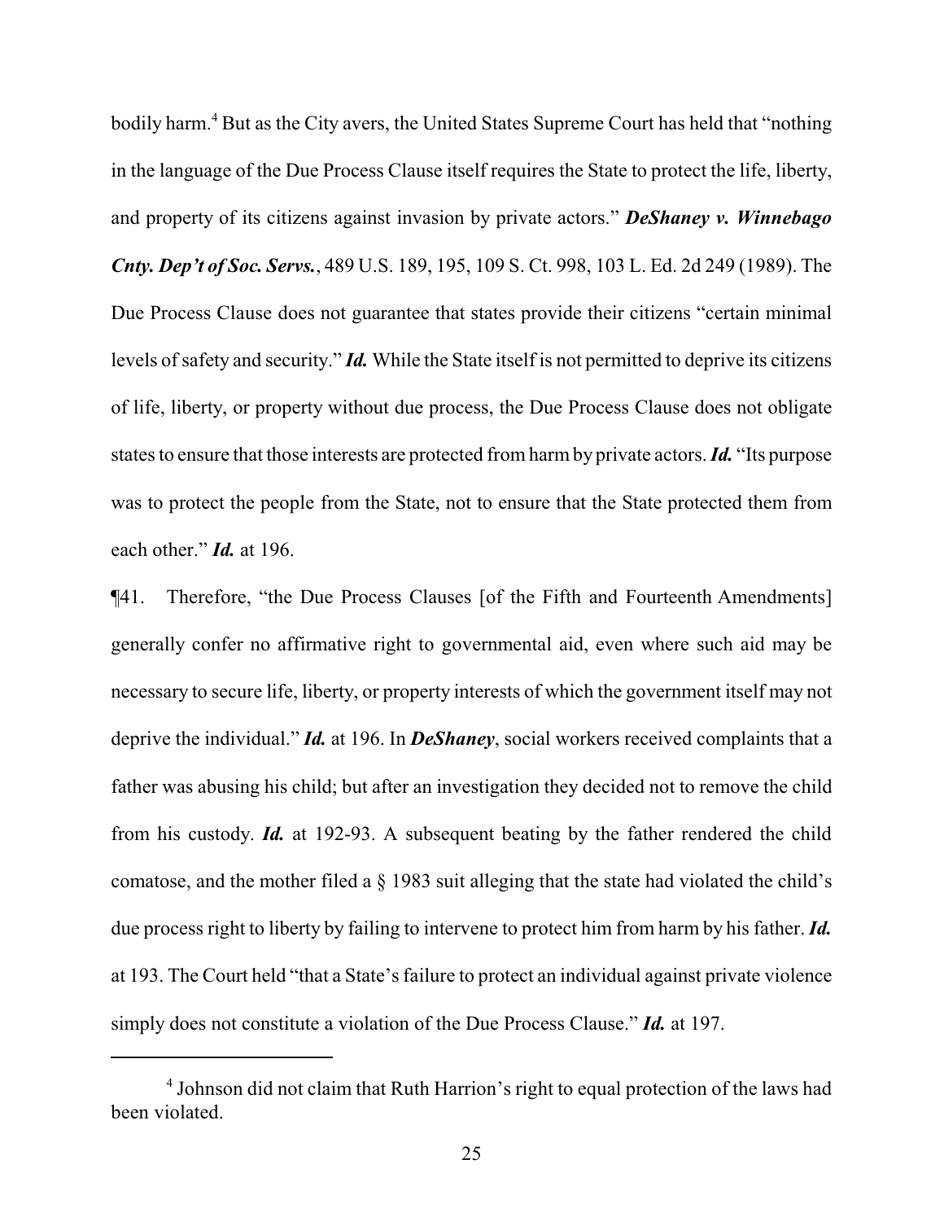bodily harm.[4] But as the City avers, the United States Supreme Court has held that "nothing in the language of the Due Process Clause itself requires the State to protect the life, liberty, and property of its citizens against invasion by private actors." ***DeShaney v. Winnebago Cnty. Dep't of Soc. Servs.***, 489 U.S. 189, 195, 109 S. Ct. 998, 103 L. Ed. 2d 249 (1989). The Due Process Clause does not guarantee that states provide their citizens "certain minimal levels of safety and security." ***Id.*** While the State itself is not permitted to deprive its citizens of life, liberty, or property without due process, the Due Process Clause does not obligate states to ensure that those interests are protected from harm by private actors. ***Id.*** "Its purpose was to protect the people from the State, not to ensure that the State protected them from each other." ***Id.*** at 196.

¶41. Therefore, "the Due Process Clauses [of the Fifth and Fourteenth Amendments] generally confer no affirmative right to governmental aid, even where such aid may be necessary to secure life, liberty, or property interests of which the government itself may not deprive the individual." ***Id.*** at 196. In ***DeShaney***, social workers received complaints that a father was abusing his child; but after an investigation they decided not to remove the child from his custody. ***Id.*** at 192-93. A subsequent beating by the father rendered the child comatose, and the mother filed a § 1983 suit alleging that the state had violated the child's due process right to liberty by failing to intervene to protect him from harm by his father. ***Id.*** at 193. The Court held "that a State's failure to protect an individual against private violence simply does not constitute a violation of the Due Process Clause." ***Id.*** at 197.

---

[4] Johnson did not claim that Ruth Harrion's right to equal protection of the laws had been violated.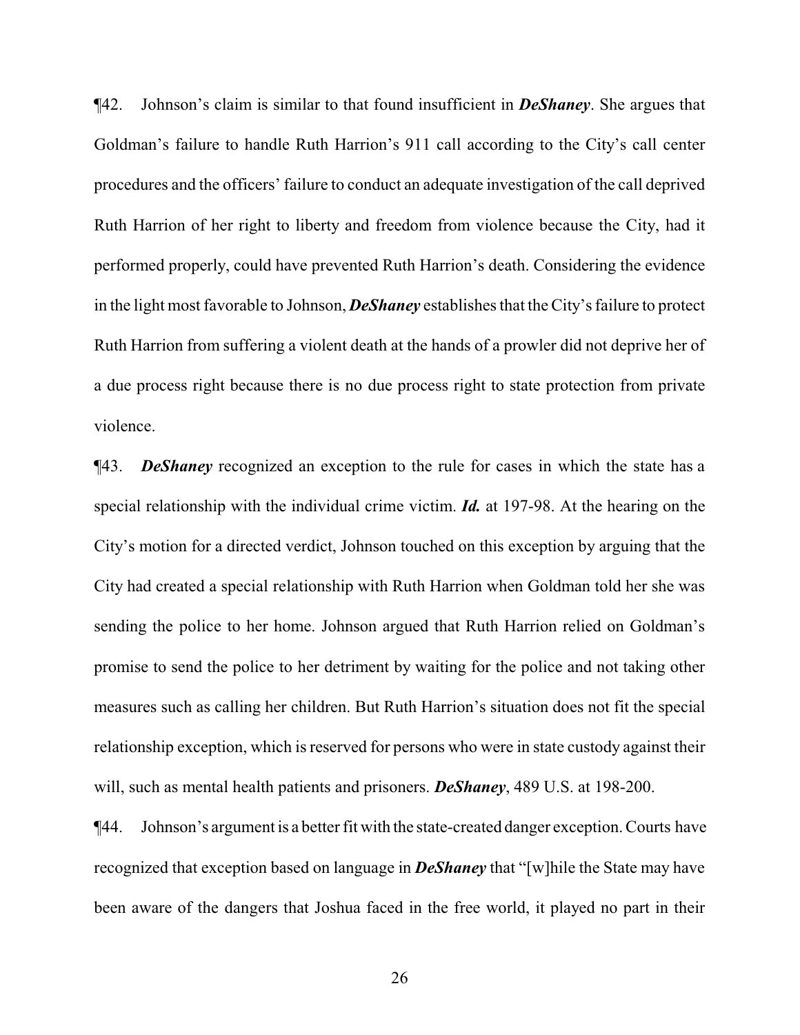¶42. Johnson's claim is similar to that found insufficient in ***DeShaney***. She argues that Goldman's failure to handle Ruth Harrion's 911 call according to the City's call center procedures and the officers' failure to conduct an adequate investigation of the call deprived Ruth Harrion of her right to liberty and freedom from violence because the City, had it performed properly, could have prevented Ruth Harrion's death. Considering the evidence in the light most favorable to Johnson, ***DeShaney*** establishes that the City's failure to protect Ruth Harrion from suffering a violent death at the hands of a prowler did not deprive her of a due process right because there is no due process right to state protection from private violence.

¶43. ***DeShaney*** recognized an exception to the rule for cases in which the state has a special relationship with the individual crime victim. ***Id.*** at 197-98. At the hearing on the City's motion for a directed verdict, Johnson touched on this exception by arguing that the City had created a special relationship with Ruth Harrion when Goldman told her she was sending the police to her home. Johnson argued that Ruth Harrion relied on Goldman's promise to send the police to her detriment by waiting for the police and not taking other measures such as calling her children. But Ruth Harrion's situation does not fit the special relationship exception, which is reserved for persons who were in state custody against their will, such as mental health patients and prisoners. ***DeShaney***, 489 U.S. at 198-200.

¶44. Johnson's argument is a better fit with the state-created danger exception. Courts have recognized that exception based on language in ***DeShaney*** that "[w]hile the State may have been aware of the dangers that Joshua faced in the free world, it played no part in their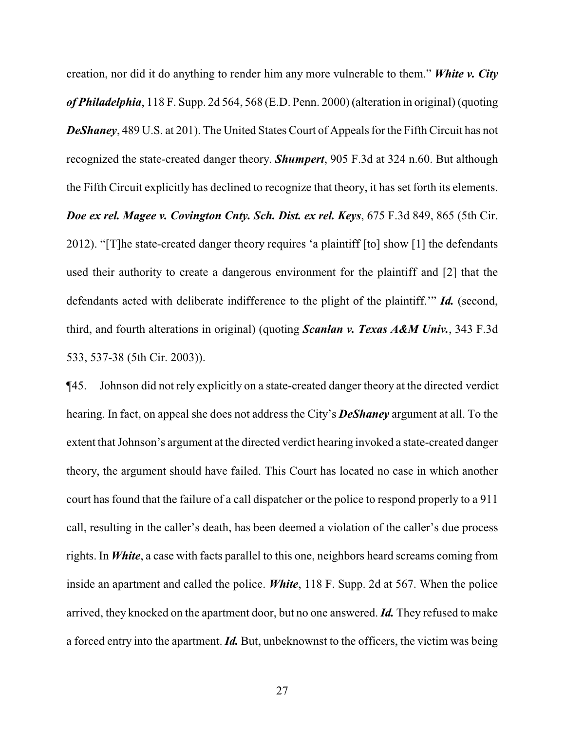creation, nor did it do anything to render him any more vulnerable to them." ***White v. City of Philadelphia***, 118 F. Supp. 2d 564, 568 (E.D. Penn. 2000) (alteration in original) (quoting ***DeShaney***, 489 U.S. at 201). The United States Court of Appeals for the Fifth Circuit has not recognized the state-created danger theory. ***Shumpert***, 905 F.3d at 324 n.60. But although the Fifth Circuit explicitly has declined to recognize that theory, it has set forth its elements. ***Doe ex rel. Magee v. Covington Cnty. Sch. Dist. ex rel. Keys***, 675 F.3d 849, 865 (5th Cir. 2012). "[T]he state-created danger theory requires 'a plaintiff [to] show [1] the defendants used their authority to create a dangerous environment for the plaintiff and [2] that the defendants acted with deliberate indifference to the plight of the plaintiff.'" ***Id.*** (second, third, and fourth alterations in original) (quoting ***Scanlan v. Texas A&M Univ.***, 343 F.3d 533, 537-38 (5th Cir. 2003)).

¶45. Johnson did not rely explicitly on a state-created danger theory at the directed verdict hearing. In fact, on appeal she does not address the City's ***DeShaney*** argument at all. To the extent that Johnson's argument at the directed verdict hearing invoked a state-created danger theory, the argument should have failed. This Court has located no case in which another court has found that the failure of a call dispatcher or the police to respond properly to a 911 call, resulting in the caller's death, has been deemed a violation of the caller's due process rights. In ***White***, a case with facts parallel to this one, neighbors heard screams coming from inside an apartment and called the police. ***White***, 118 F. Supp. 2d at 567. When the police arrived, they knocked on the apartment door, but no one answered. ***Id.*** They refused to make a forced entry into the apartment. ***Id.*** But, unbeknownst to the officers, the victim was being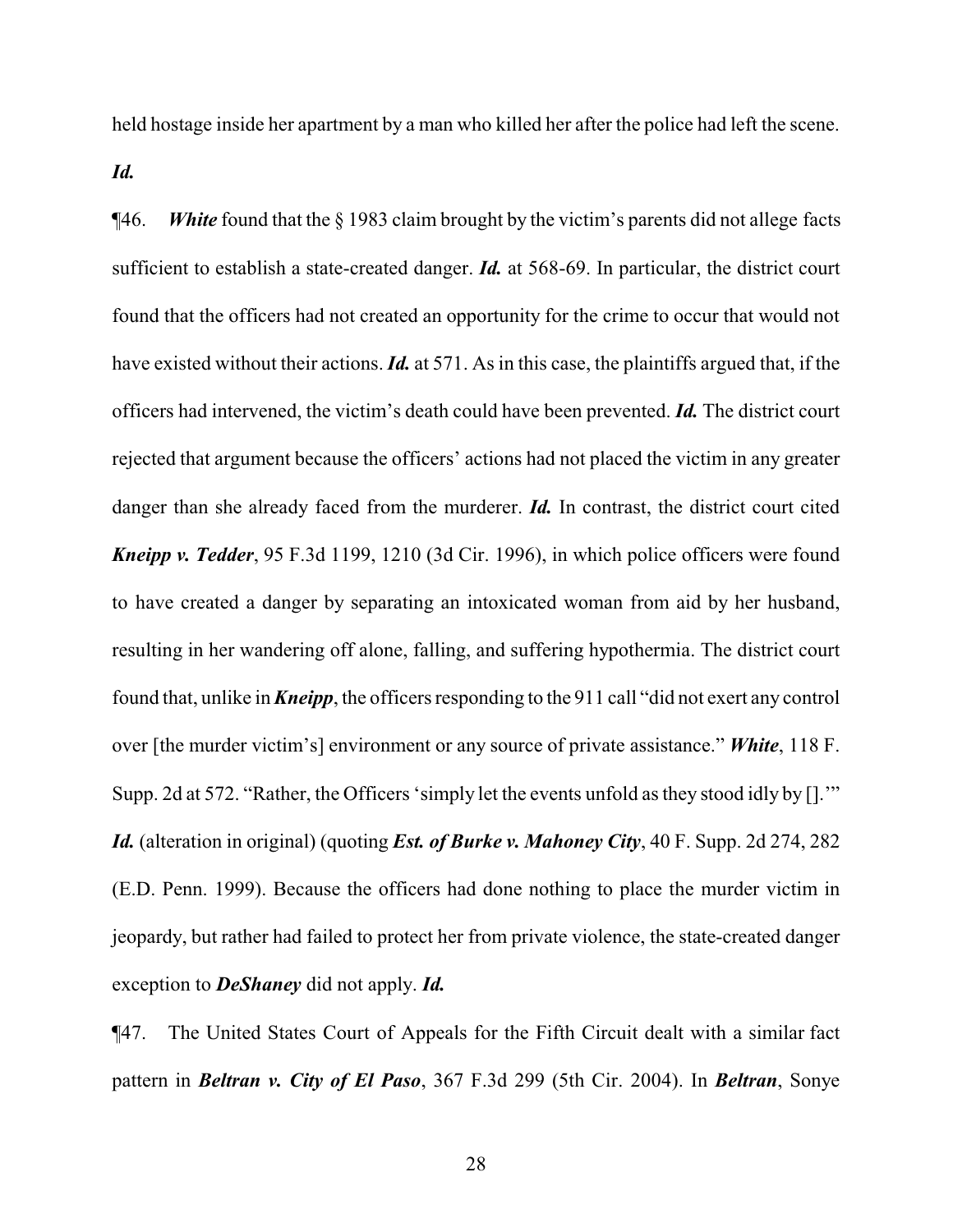held hostage inside her apartment by a man who killed her after the police had left the scene. ***Id.***

¶46. ***White*** found that the § 1983 claim brought by the victim's parents did not allege facts sufficient to establish a state-created danger. ***Id.*** at 568-69. In particular, the district court found that the officers had not created an opportunity for the crime to occur that would not have existed without their actions. ***Id.*** at 571. As in this case, the plaintiffs argued that, if the officers had intervened, the victim's death could have been prevented. ***Id.*** The district court rejected that argument because the officers' actions had not placed the victim in any greater danger than she already faced from the murderer. ***Id.*** In contrast, the district court cited ***Kneipp v. Tedder***, 95 F.3d 1199, 1210 (3d Cir. 1996), in which police officers were found to have created a danger by separating an intoxicated woman from aid by her husband, resulting in her wandering off alone, falling, and suffering hypothermia. The district court found that, unlike in ***Kneipp***, the officers responding to the 911 call "did not exert any control over [the murder victim's] environment or any source of private assistance." ***White***, 118 F. Supp. 2d at 572. "Rather, the Officers 'simply let the events unfold as they stood idly by [].'" ***Id.*** (alteration in original) (quoting ***Est. of Burke v. Mahoney City***, 40 F. Supp. 2d 274, 282 (E.D. Penn. 1999). Because the officers had done nothing to place the murder victim in jeopardy, but rather had failed to protect her from private violence, the state-created danger exception to ***DeShaney*** did not apply. ***Id.***

¶47. The United States Court of Appeals for the Fifth Circuit dealt with a similar fact pattern in ***Beltran v. City of El Paso***, 367 F.3d 299 (5th Cir. 2004). In ***Beltran***, Sonye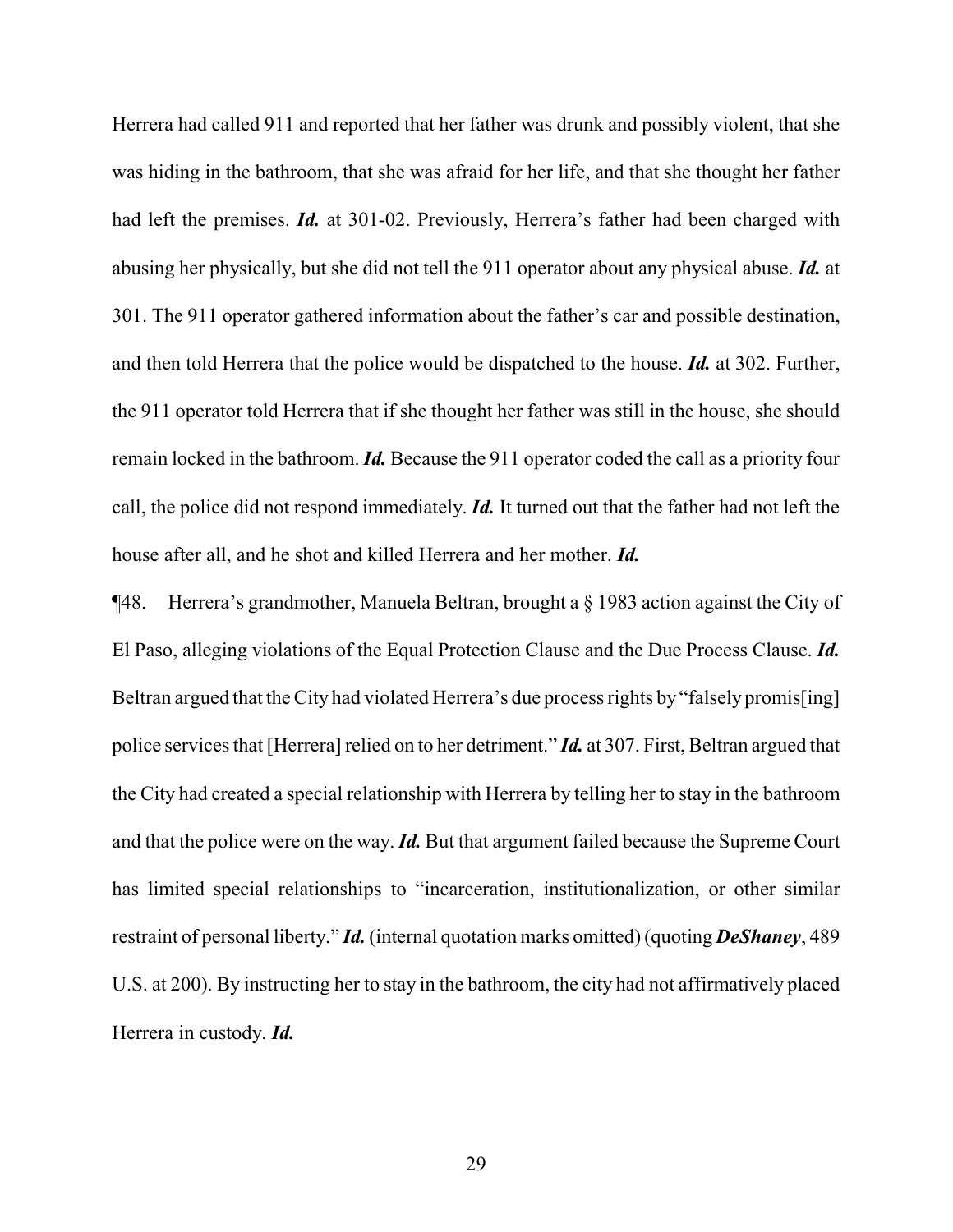Herrera had called 911 and reported that her father was drunk and possibly violent, that she was hiding in the bathroom, that she was afraid for her life, and that she thought her father had left the premises. ***Id.*** at 301-02. Previously, Herrera's father had been charged with abusing her physically, but she did not tell the 911 operator about any physical abuse. ***Id.*** at 301. The 911 operator gathered information about the father's car and possible destination, and then told Herrera that the police would be dispatched to the house. ***Id.*** at 302. Further, the 911 operator told Herrera that if she thought her father was still in the house, she should remain locked in the bathroom. ***Id.*** Because the 911 operator coded the call as a priority four call, the police did not respond immediately. ***Id.*** It turned out that the father had not left the house after all, and he shot and killed Herrera and her mother. ***Id.***

¶48. Herrera's grandmother, Manuela Beltran, brought a § 1983 action against the City of El Paso, alleging violations of the Equal Protection Clause and the Due Process Clause. ***Id.*** Beltran argued that the City had violated Herrera's due process rights by "falsely promis[ing] police services that [Herrera] relied on to her detriment." ***Id.*** at 307. First, Beltran argued that the City had created a special relationship with Herrera by telling her to stay in the bathroom and that the police were on the way. ***Id.*** But that argument failed because the Supreme Court has limited special relationships to "incarceration, institutionalization, or other similar restraint of personal liberty." ***Id.*** (internal quotation marks omitted) (quoting ***DeShaney***, 489 U.S. at 200). By instructing her to stay in the bathroom, the city had not affirmatively placed Herrera in custody. ***Id.***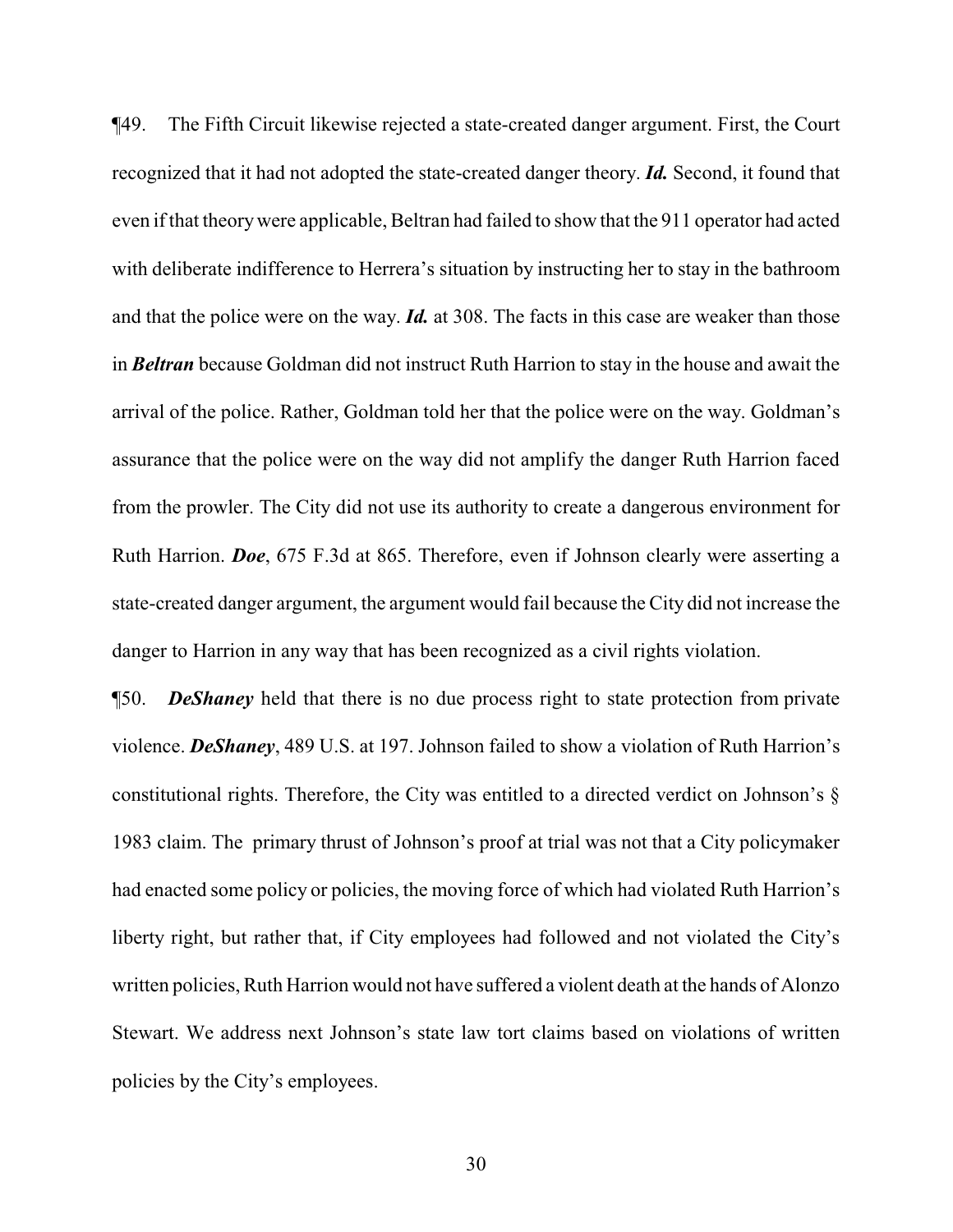¶49. The Fifth Circuit likewise rejected a state-created danger argument. First, the Court recognized that it had not adopted the state-created danger theory. ***Id.*** Second, it found that even if that theory were applicable, Beltran had failed to show that the 911 operator had acted with deliberate indifference to Herrera's situation by instructing her to stay in the bathroom and that the police were on the way. ***Id.*** at 308. The facts in this case are weaker than those in ***Beltran*** because Goldman did not instruct Ruth Harrion to stay in the house and await the arrival of the police. Rather, Goldman told her that the police were on the way. Goldman's assurance that the police were on the way did not amplify the danger Ruth Harrion faced from the prowler. The City did not use its authority to create a dangerous environment for Ruth Harrion. ***Doe***, 675 F.3d at 865. Therefore, even if Johnson clearly were asserting a state-created danger argument, the argument would fail because the City did not increase the danger to Harrion in any way that has been recognized as a civil rights violation.

¶50. ***DeShaney*** held that there is no due process right to state protection from private violence. ***DeShaney***, 489 U.S. at 197. Johnson failed to show a violation of Ruth Harrion's constitutional rights. Therefore, the City was entitled to a directed verdict on Johnson's § 1983 claim. The primary thrust of Johnson's proof at trial was not that a City policymaker had enacted some policy or policies, the moving force of which had violated Ruth Harrion's liberty right, but rather that, if City employees had followed and not violated the City's written policies, Ruth Harrion would not have suffered a violent death at the hands of Alonzo Stewart. We address next Johnson's state law tort claims based on violations of written policies by the City's employees.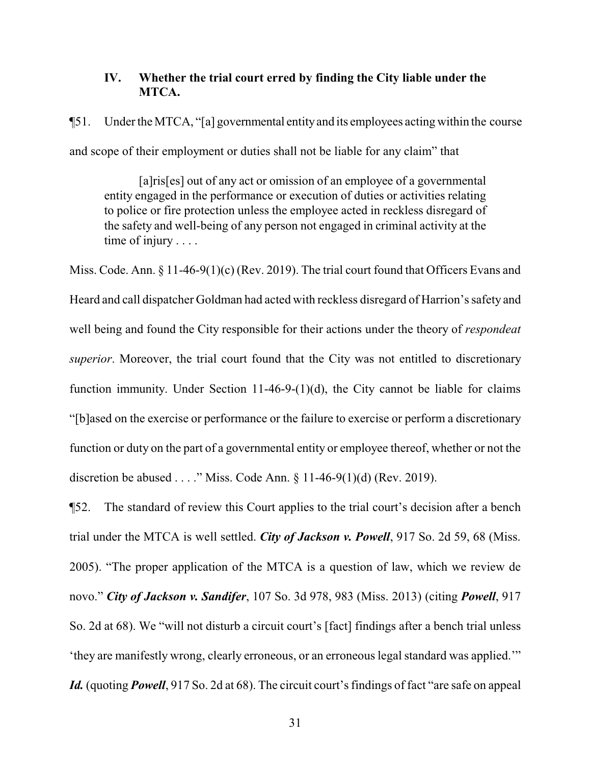### IV. Whether the trial court erred by finding the City liable under the MTCA.

¶51. Under the MTCA, "[a] governmental entity and its employees acting within the course and scope of their employment or duties shall not be liable for any claim" that

> [a]ris[es] out of any act or omission of an employee of a governmental entity engaged in the performance or execution of duties or activities relating to police or fire protection unless the employee acted in reckless disregard of the safety and well-being of any person not engaged in criminal activity at the time of injury . . . .

Miss. Code. Ann. § 11-46-9(1)(c) (Rev. 2019). The trial court found that Officers Evans and Heard and call dispatcher Goldman had acted with reckless disregard of Harrion's safety and well being and found the City responsible for their actions under the theory of *respondeat superior*. Moreover, the trial court found that the City was not entitled to discretionary function immunity. Under Section 11-46-9-(1)(d), the City cannot be liable for claims "[b]ased on the exercise or performance or the failure to exercise or perform a discretionary function or duty on the part of a governmental entity or employee thereof, whether or not the discretion be abused . . . ." Miss. Code Ann. § 11-46-9(1)(d) (Rev. 2019).

¶52. The standard of review this Court applies to the trial court's decision after a bench trial under the MTCA is well settled. ***City of Jackson v. Powell***, 917 So. 2d 59, 68 (Miss. 2005). "The proper application of the MTCA is a question of law, which we review de novo." ***City of Jackson v. Sandifer***, 107 So. 3d 978, 983 (Miss. 2013) (citing ***Powell***, 917 So. 2d at 68). We "will not disturb a circuit court's [fact] findings after a bench trial unless 'they are manifestly wrong, clearly erroneous, or an erroneous legal standard was applied.'" ***Id.*** (quoting ***Powell***, 917 So. 2d at 68). The circuit court's findings of fact "are safe on appeal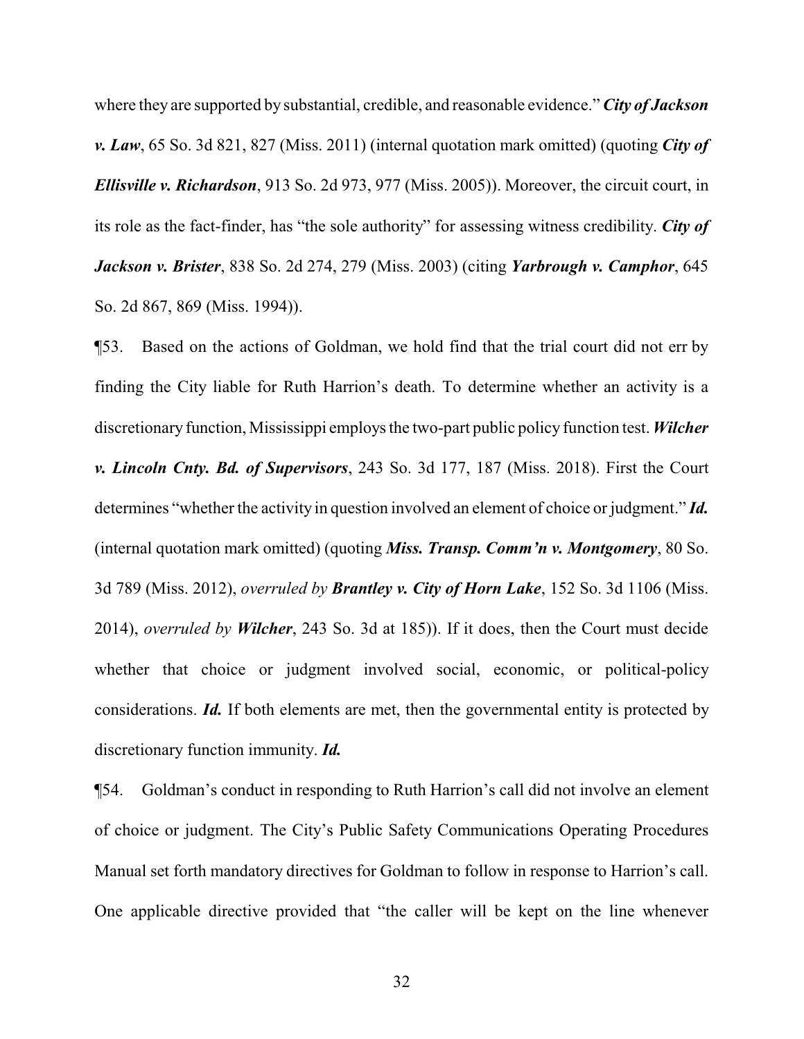where they are supported by substantial, credible, and reasonable evidence." ***City of Jackson v. Law***, 65 So. 3d 821, 827 (Miss. 2011) (internal quotation mark omitted) (quoting ***City of Ellisville v. Richardson***, 913 So. 2d 973, 977 (Miss. 2005)). Moreover, the circuit court, in its role as the fact-finder, has "the sole authority" for assessing witness credibility. ***City of Jackson v. Brister***, 838 So. 2d 274, 279 (Miss. 2003) (citing ***Yarbrough v. Camphor***, 645 So. 2d 867, 869 (Miss. 1994)).

¶53. Based on the actions of Goldman, we hold find that the trial court did not err by finding the City liable for Ruth Harrion's death. To determine whether an activity is a discretionary function, Mississippi employs the two-part public policy function test. ***Wilcher v. Lincoln Cnty. Bd. of Supervisors***, 243 So. 3d 177, 187 (Miss. 2018). First the Court determines "whether the activity in question involved an element of choice or judgment." ***Id.*** (internal quotation mark omitted) (quoting ***Miss. Transp. Comm'n v. Montgomery***, 80 So. 3d 789 (Miss. 2012), *overruled by* ***Brantley v. City of Horn Lake***, 152 So. 3d 1106 (Miss. 2014), *overruled by* ***Wilcher***, 243 So. 3d at 185)). If it does, then the Court must decide whether that choice or judgment involved social, economic, or political-policy considerations. ***Id.*** If both elements are met, then the governmental entity is protected by discretionary function immunity. ***Id.***

¶54. Goldman's conduct in responding to Ruth Harrion's call did not involve an element of choice or judgment. The City's Public Safety Communications Operating Procedures Manual set forth mandatory directives for Goldman to follow in response to Harrion's call. One applicable directive provided that "the caller will be kept on the line whenever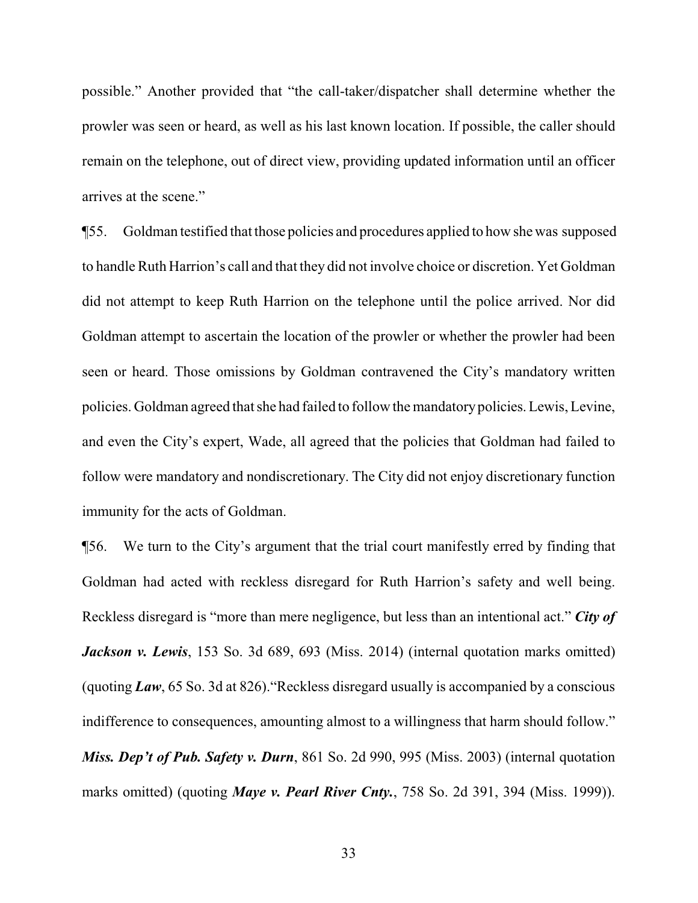possible." Another provided that "the call-taker/dispatcher shall determine whether the prowler was seen or heard, as well as his last known location. If possible, the caller should remain on the telephone, out of direct view, providing updated information until an officer arrives at the scene."

¶55. Goldman testified that those policies and procedures applied to how she was supposed to handle Ruth Harrion's call and that they did not involve choice or discretion. Yet Goldman did not attempt to keep Ruth Harrion on the telephone until the police arrived. Nor did Goldman attempt to ascertain the location of the prowler or whether the prowler had been seen or heard. Those omissions by Goldman contravened the City's mandatory written policies. Goldman agreed that she had failed to follow the mandatory policies. Lewis, Levine, and even the City's expert, Wade, all agreed that the policies that Goldman had failed to follow were mandatory and nondiscretionary. The City did not enjoy discretionary function immunity for the acts of Goldman.

¶56. We turn to the City's argument that the trial court manifestly erred by finding that Goldman had acted with reckless disregard for Ruth Harrion's safety and well being. Reckless disregard is "more than mere negligence, but less than an intentional act." ***City of Jackson v. Lewis***, 153 So. 3d 689, 693 (Miss. 2014) (internal quotation marks omitted) (quoting ***Law***, 65 So. 3d at 826)."Reckless disregard usually is accompanied by a conscious indifference to consequences, amounting almost to a willingness that harm should follow." ***Miss. Dep't of Pub. Safety v. Durn***, 861 So. 2d 990, 995 (Miss. 2003) (internal quotation marks omitted) (quoting ***Maye v. Pearl River Cnty.***, 758 So. 2d 391, 394 (Miss. 1999)).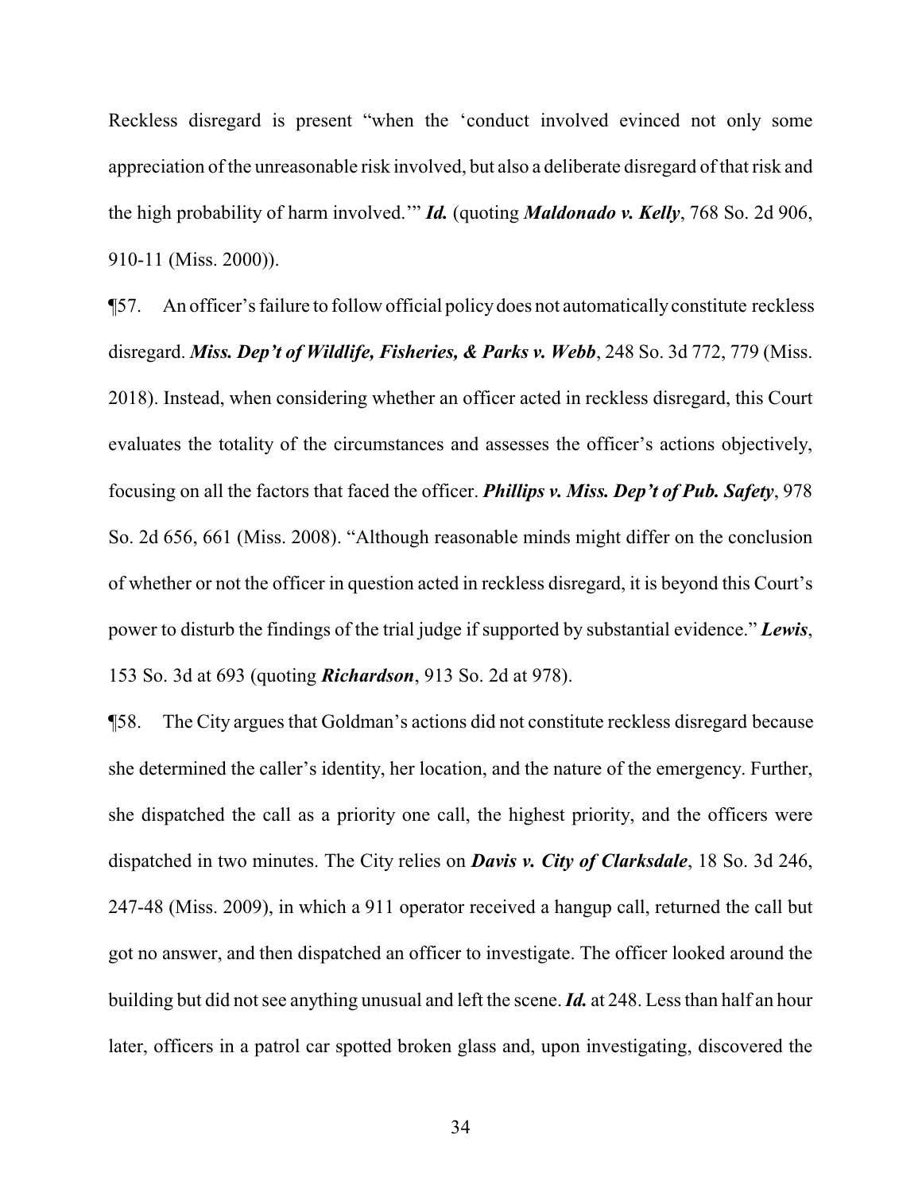Reckless disregard is present "when the 'conduct involved evinced not only some appreciation of the unreasonable risk involved, but also a deliberate disregard of that risk and the high probability of harm involved.'" ***Id.*** (quoting ***Maldonado v. Kelly***, 768 So. 2d 906, 910-11 (Miss. 2000)).

¶57. An officer's failure to follow official policy does not automatically constitute reckless disregard. ***Miss. Dep't of Wildlife, Fisheries, & Parks v. Webb***, 248 So. 3d 772, 779 (Miss. 2018). Instead, when considering whether an officer acted in reckless disregard, this Court evaluates the totality of the circumstances and assesses the officer's actions objectively, focusing on all the factors that faced the officer. ***Phillips v. Miss. Dep't of Pub. Safety***, 978 So. 2d 656, 661 (Miss. 2008). "Although reasonable minds might differ on the conclusion of whether or not the officer in question acted in reckless disregard, it is beyond this Court's power to disturb the findings of the trial judge if supported by substantial evidence." ***Lewis***, 153 So. 3d at 693 (quoting ***Richardson***, 913 So. 2d at 978).

¶58. The City argues that Goldman's actions did not constitute reckless disregard because she determined the caller's identity, her location, and the nature of the emergency. Further, she dispatched the call as a priority one call, the highest priority, and the officers were dispatched in two minutes. The City relies on ***Davis v. City of Clarksdale***, 18 So. 3d 246, 247-48 (Miss. 2009), in which a 911 operator received a hangup call, returned the call but got no answer, and then dispatched an officer to investigate. The officer looked around the building but did not see anything unusual and left the scene. ***Id.*** at 248. Less than half an hour later, officers in a patrol car spotted broken glass and, upon investigating, discovered the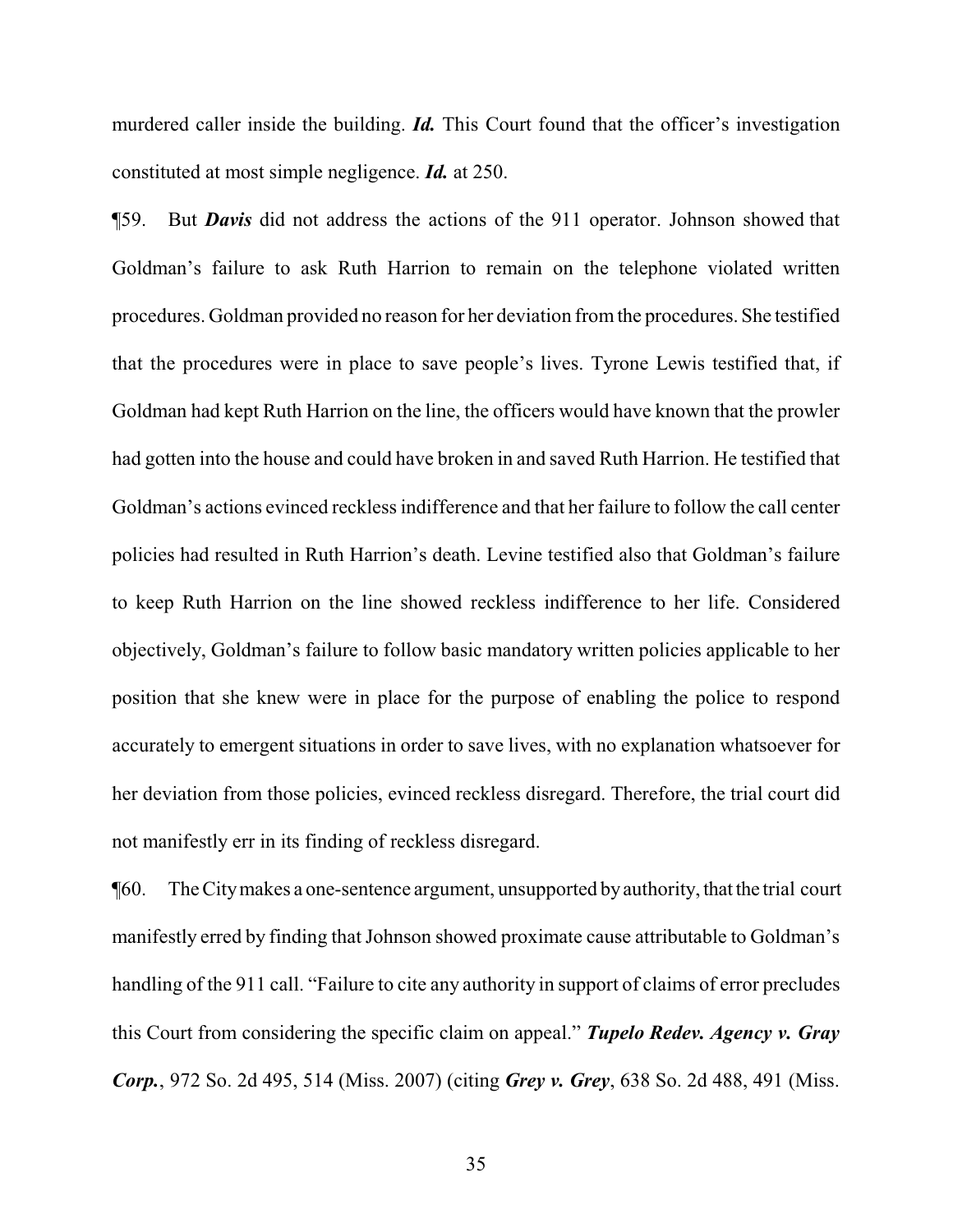murdered caller inside the building. ***Id.*** This Court found that the officer's investigation constituted at most simple negligence. ***Id.*** at 250.

¶59. But ***Davis*** did not address the actions of the 911 operator. Johnson showed that Goldman's failure to ask Ruth Harrion to remain on the telephone violated written procedures. Goldman provided no reason for her deviation from the procedures. She testified that the procedures were in place to save people's lives. Tyrone Lewis testified that, if Goldman had kept Ruth Harrion on the line, the officers would have known that the prowler had gotten into the house and could have broken in and saved Ruth Harrion. He testified that Goldman's actions evinced reckless indifference and that her failure to follow the call center policies had resulted in Ruth Harrion's death. Levine testified also that Goldman's failure to keep Ruth Harrion on the line showed reckless indifference to her life. Considered objectively, Goldman's failure to follow basic mandatory written policies applicable to her position that she knew were in place for the purpose of enabling the police to respond accurately to emergent situations in order to save lives, with no explanation whatsoever for her deviation from those policies, evinced reckless disregard. Therefore, the trial court did not manifestly err in its finding of reckless disregard.

¶60. The City makes a one-sentence argument, unsupported by authority, that the trial court manifestly erred by finding that Johnson showed proximate cause attributable to Goldman's handling of the 911 call. "Failure to cite any authority in support of claims of error precludes this Court from considering the specific claim on appeal." ***Tupelo Redev. Agency v. Gray Corp.***, 972 So. 2d 495, 514 (Miss. 2007) (citing ***Grey v. Grey***, 638 So. 2d 488, 491 (Miss.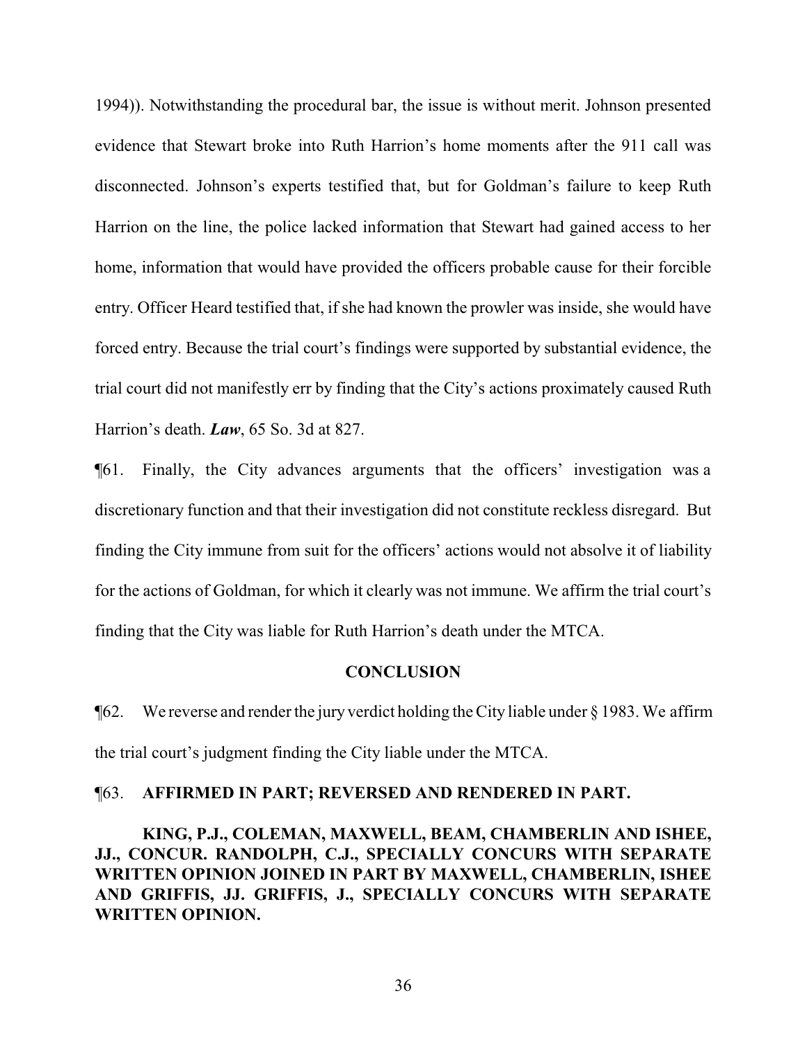1994)). Notwithstanding the procedural bar, the issue is without merit. Johnson presented evidence that Stewart broke into Ruth Harrion's home moments after the 911 call was disconnected. Johnson's experts testified that, but for Goldman's failure to keep Ruth Harrion on the line, the police lacked information that Stewart had gained access to her home, information that would have provided the officers probable cause for their forcible entry. Officer Heard testified that, if she had known the prowler was inside, she would have forced entry. Because the trial court's findings were supported by substantial evidence, the trial court did not manifestly err by finding that the City's actions proximately caused Ruth Harrion's death. ***Law***, 65 So. 3d at 827.

¶61. Finally, the City advances arguments that the officers' investigation was a discretionary function and that their investigation did not constitute reckless disregard. But finding the City immune from suit for the officers' actions would not absolve it of liability for the actions of Goldman, for which it clearly was not immune. We affirm the trial court's finding that the City was liable for Ruth Harrion's death under the MTCA.

## CONCLUSION

¶62. We reverse and render the jury verdict holding the City liable under § 1983. We affirm the trial court's judgment finding the City liable under the MTCA.

¶63. **AFFIRMED IN PART; REVERSED AND RENDERED IN PART.**

**KING, P.J., COLEMAN, MAXWELL, BEAM, CHAMBERLIN AND ISHEE, JJ., CONCUR. RANDOLPH, C.J., SPECIALLY CONCURS WITH SEPARATE WRITTEN OPINION JOINED IN PART BY MAXWELL, CHAMBERLIN, ISHEE AND GRIFFIS, JJ. GRIFFIS, J., SPECIALLY CONCURS WITH SEPARATE WRITTEN OPINION.**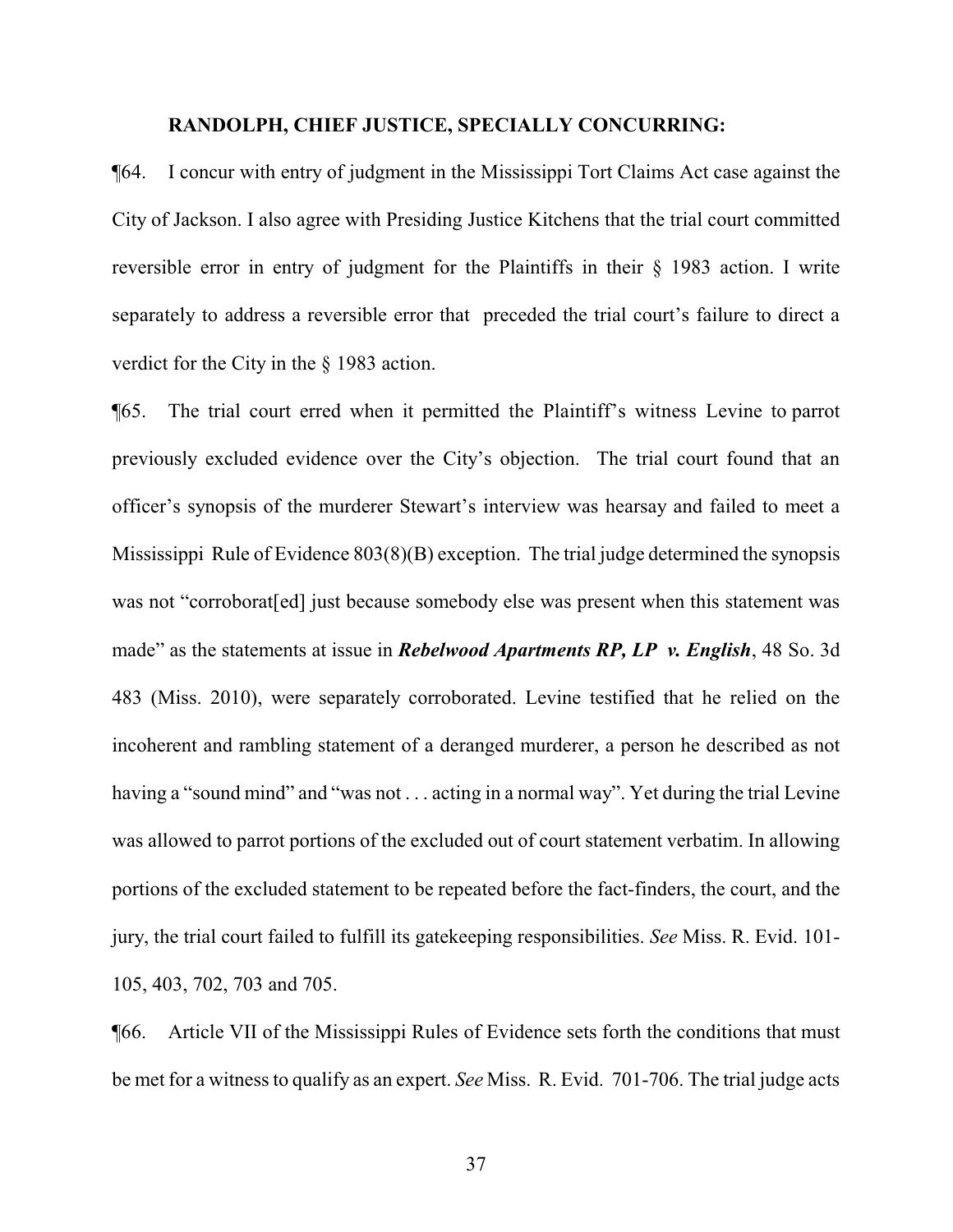**RANDOLPH, CHIEF JUSTICE, SPECIALLY CONCURRING:**

¶64. I concur with entry of judgment in the Mississippi Tort Claims Act case against the City of Jackson. I also agree with Presiding Justice Kitchens that the trial court committed reversible error in entry of judgment for the Plaintiffs in their § 1983 action. I write separately to address a reversible error that preceded the trial court's failure to direct a verdict for the City in the § 1983 action.

¶65. The trial court erred when it permitted the Plaintiff's witness Levine to parrot previously excluded evidence over the City's objection. The trial court found that an officer's synopsis of the murderer Stewart's interview was hearsay and failed to meet a Mississippi Rule of Evidence 803(8)(B) exception. The trial judge determined the synopsis was not "corroborat[ed] just because somebody else was present when this statement was made" as the statements at issue in ***Rebelwood Apartments RP, LP v. English***, 48 So. 3d 483 (Miss. 2010), were separately corroborated. Levine testified that he relied on the incoherent and rambling statement of a deranged murderer, a person he described as not having a "sound mind" and "was not . . . acting in a normal way". Yet during the trial Levine was allowed to parrot portions of the excluded out of court statement verbatim. In allowing portions of the excluded statement to be repeated before the fact-finders, the court, and the jury, the trial court failed to fulfill its gatekeeping responsibilities. *See* Miss. R. Evid. 101-105, 403, 702, 703 and 705.

¶66. Article VII of the Mississippi Rules of Evidence sets forth the conditions that must be met for a witness to qualify as an expert. *See* Miss. R. Evid. 701-706. The trial judge acts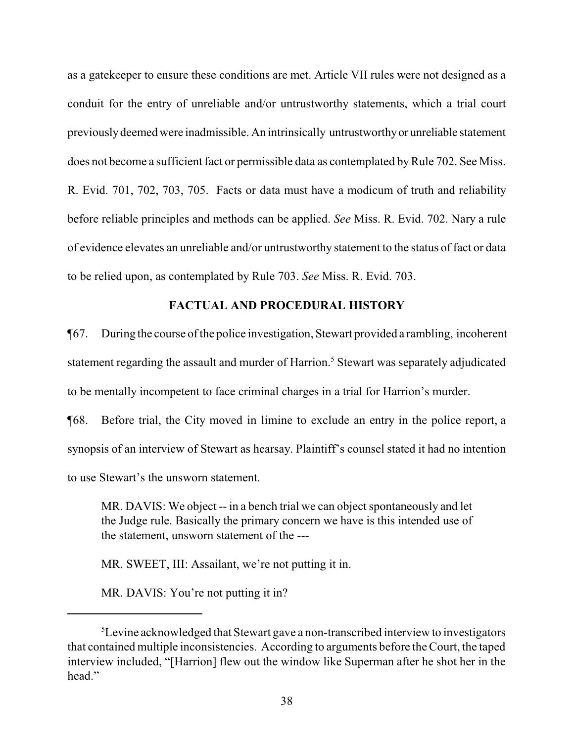as a gatekeeper to ensure these conditions are met. Article VII rules were not designed as a conduit for the entry of unreliable and/or untrustworthy statements, which a trial court previously deemed were inadmissible. An intrinsically untrustworthy or unreliable statement does not become a sufficient fact or permissible data as contemplated by Rule 702. See Miss. R. Evid. 701, 702, 703, 705. Facts or data must have a modicum of truth and reliability before reliable principles and methods can be applied. *See* Miss. R. Evid. 702. Nary a rule of evidence elevates an unreliable and/or untrustworthy statement to the status of fact or data to be relied upon, as contemplated by Rule 703. *See* Miss. R. Evid. 703.

**FACTUAL AND PROCEDURAL HISTORY**

¶67. During the course of the police investigation, Stewart provided a rambling, incoherent statement regarding the assault and murder of Harrion.[5] Stewart was separately adjudicated to be mentally incompetent to face criminal charges in a trial for Harrion's murder.

¶68. Before trial, the City moved in limine to exclude an entry in the police report, a synopsis of an interview of Stewart as hearsay. Plaintiff's counsel stated it had no intention to use Stewart's the unsworn statement.

> MR. DAVIS: We object -- in a bench trial we can object spontaneously and let the Judge rule. Basically the primary concern we have is this intended use of the statement, unsworn statement of the ---
>
> MR. SWEET, III: Assailant, we're not putting it in.
>
> MR. DAVIS: You're not putting it in?

---

[5]Levine acknowledged that Stewart gave a non-transcribed interview to investigators that contained multiple inconsistencies. According to arguments before the Court, the taped interview included, "[Harrion] flew out the window like Superman after he shot her in the head."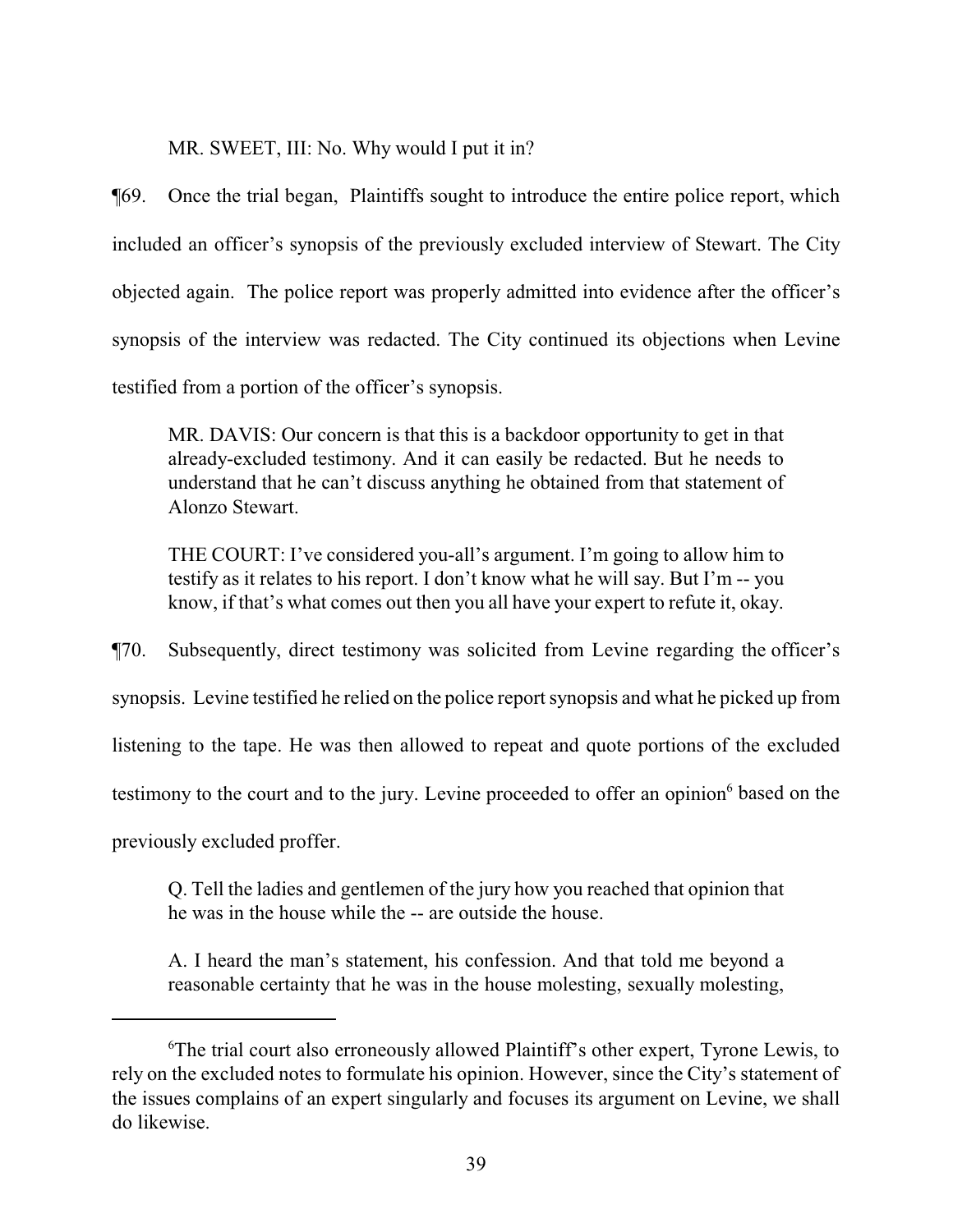MR. SWEET, III: No. Why would I put it in?

¶69. Once the trial began, Plaintiffs sought to introduce the entire police report, which included an officer's synopsis of the previously excluded interview of Stewart. The City objected again. The police report was properly admitted into evidence after the officer's synopsis of the interview was redacted. The City continued its objections when Levine testified from a portion of the officer's synopsis.

> MR. DAVIS: Our concern is that this is a backdoor opportunity to get in that already-excluded testimony. And it can easily be redacted. But he needs to understand that he can't discuss anything he obtained from that statement of Alonzo Stewart.
>
> THE COURT: I've considered you-all's argument. I'm going to allow him to testify as it relates to his report. I don't know what he will say. But I'm -- you know, if that's what comes out then you all have your expert to refute it, okay.

¶70. Subsequently, direct testimony was solicited from Levine regarding the officer's synopsis. Levine testified he relied on the police report synopsis and what he picked up from listening to the tape. He was then allowed to repeat and quote portions of the excluded testimony to the court and to the jury. Levine proceeded to offer an opinion[6] based on the previously excluded proffer.

> Q. Tell the ladies and gentlemen of the jury how you reached that opinion that he was in the house while the -- are outside the house.
>
> A. I heard the man's statement, his confession. And that told me beyond a reasonable certainty that he was in the house molesting, sexually molesting,

---

[6]The trial court also erroneously allowed Plaintiff's other expert, Tyrone Lewis, to rely on the excluded notes to formulate his opinion. However, since the City's statement of the issues complains of an expert singularly and focuses its argument on Levine, we shall do likewise.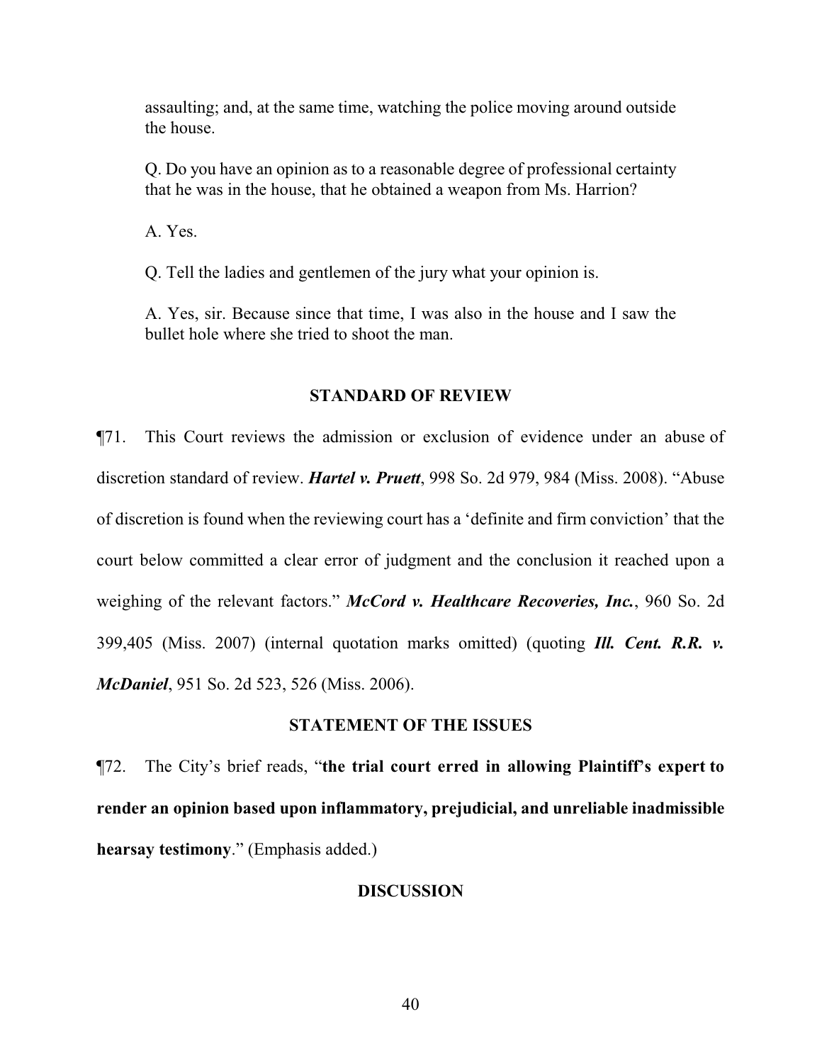assaulting; and, at the same time, watching the police moving around outside the house.

Q. Do you have an opinion as to a reasonable degree of professional certainty that he was in the house, that he obtained a weapon from Ms. Harrion?

A. Yes.

Q. Tell the ladies and gentlemen of the jury what your opinion is.

A. Yes, sir. Because since that time, I was also in the house and I saw the bullet hole where she tried to shoot the man.

## STANDARD OF REVIEW

¶71. This Court reviews the admission or exclusion of evidence under an abuse of discretion standard of review. ***Hartel v. Pruett***, 998 So. 2d 979, 984 (Miss. 2008). "Abuse of discretion is found when the reviewing court has a 'definite and firm conviction' that the court below committed a clear error of judgment and the conclusion it reached upon a weighing of the relevant factors." ***McCord v. Healthcare Recoveries, Inc.***, 960 So. 2d 399,405 (Miss. 2007) (internal quotation marks omitted) (quoting ***Ill. Cent. R.R. v. McDaniel***, 951 So. 2d 523, 526 (Miss. 2006).

## STATEMENT OF THE ISSUES

¶72. The City's brief reads, "**the trial court erred in allowing Plaintiff's expert to render an opinion based upon inflammatory, prejudicial, and unreliable inadmissible hearsay testimony**." (Emphasis added.)

## DISCUSSION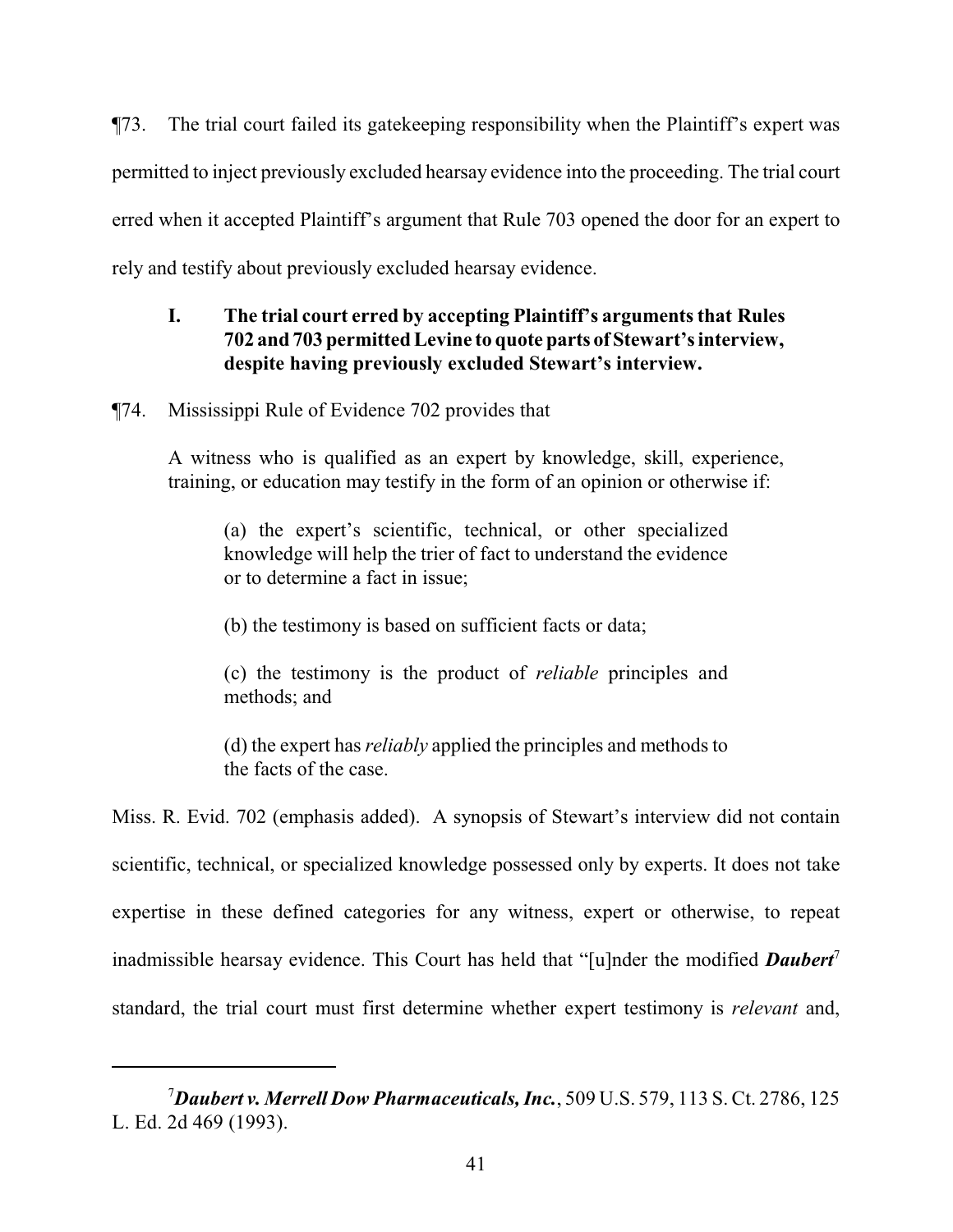¶73. The trial court failed its gatekeeping responsibility when the Plaintiff's expert was permitted to inject previously excluded hearsay evidence into the proceeding. The trial court erred when it accepted Plaintiff's argument that Rule 703 opened the door for an expert to rely and testify about previously excluded hearsay evidence.

### I. The trial court erred by accepting Plaintiff's arguments that Rules 702 and 703 permitted Levine to quote parts of Stewart's interview, despite having previously excluded Stewart's interview.

¶74. Mississippi Rule of Evidence 702 provides that

> A witness who is qualified as an expert by knowledge, skill, experience, training, or education may testify in the form of an opinion or otherwise if:
>
> (a) the expert's scientific, technical, or other specialized knowledge will help the trier of fact to understand the evidence or to determine a fact in issue;
>
> (b) the testimony is based on sufficient facts or data;
>
> (c) the testimony is the product of *reliable* principles and methods; and
>
> (d) the expert has *reliably* applied the principles and methods to the facts of the case.

Miss. R. Evid. 702 (emphasis added). A synopsis of Stewart's interview did not contain scientific, technical, or specialized knowledge possessed only by experts. It does not take expertise in these defined categories for any witness, expert or otherwise, to repeat inadmissible hearsay evidence. This Court has held that "[u]nder the modified ***Daubert***[7] standard, the trial court must first determine whether expert testimony is *relevant* and,

[7] ***Daubert v. Merrell Dow Pharmaceuticals, Inc.***, 509 U.S. 579, 113 S. Ct. 2786, 125 L. Ed. 2d 469 (1993).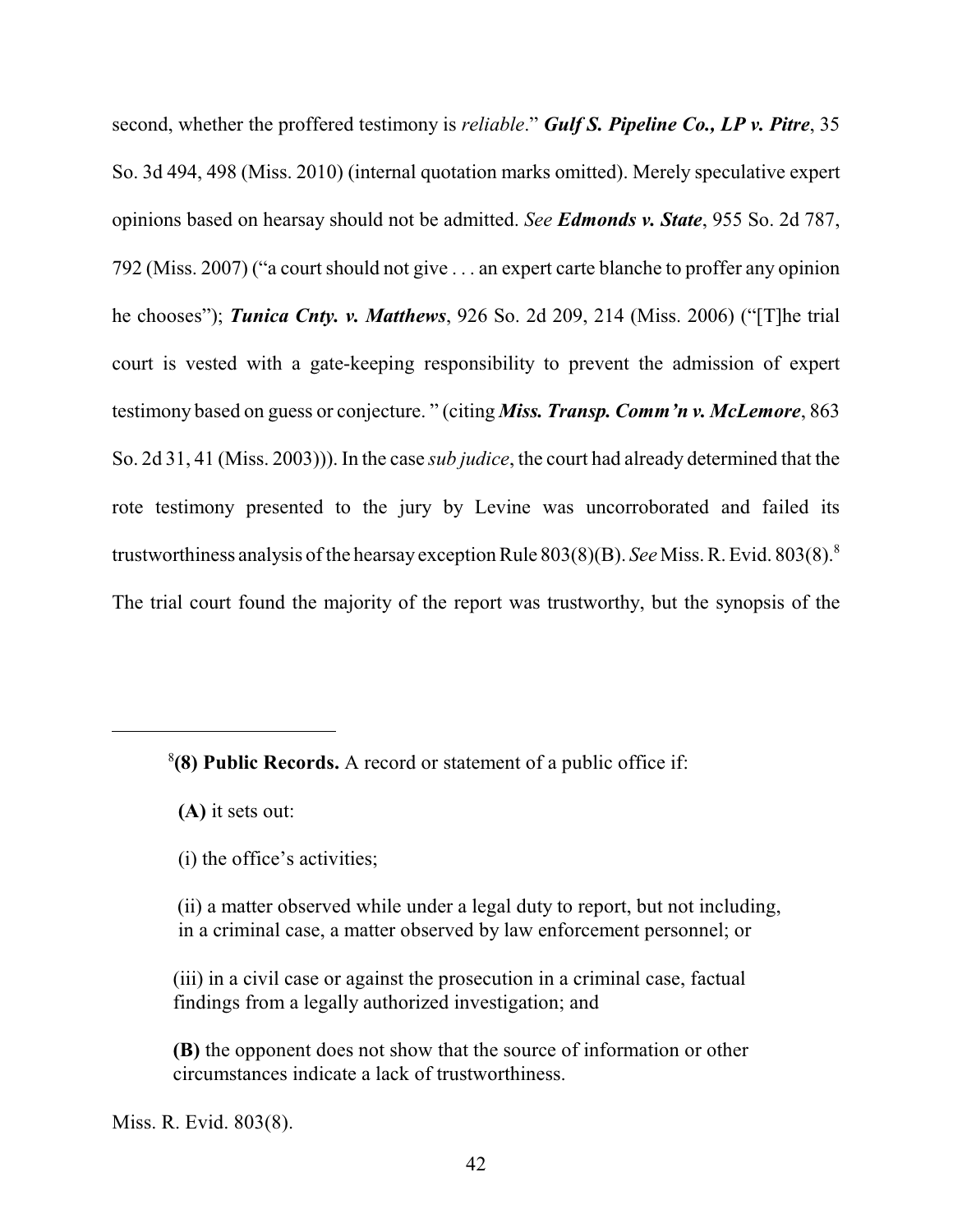second, whether the proffered testimony is *reliable*." ***Gulf S. Pipeline Co., LP v. Pitre***, 35 So. 3d 494, 498 (Miss. 2010) (internal quotation marks omitted). Merely speculative expert opinions based on hearsay should not be admitted. *See* ***Edmonds v. State***, 955 So. 2d 787, 792 (Miss. 2007) ("a court should not give . . . an expert carte blanche to proffer any opinion he chooses"); ***Tunica Cnty. v. Matthews***, 926 So. 2d 209, 214 (Miss. 2006) ("[T]he trial court is vested with a gate-keeping responsibility to prevent the admission of expert testimony based on guess or conjecture. " (citing ***Miss. Transp. Comm'n v. McLemore***, 863 So. 2d 31, 41 (Miss. 2003))). In the case *sub judice*, the court had already determined that the rote testimony presented to the jury by Levine was uncorroborated and failed its trustworthiness analysis of the hearsay exception Rule 803(8)(B). *See* Miss. R. Evid. 803(8).[8] The trial court found the majority of the report was trustworthy, but the synopsis of the

---

[8]**(8) Public Records.** A record or statement of a public office if:

**(A)** it sets out:

(i) the office's activities;

(ii) a matter observed while under a legal duty to report, but not including, in a criminal case, a matter observed by law enforcement personnel; or

(iii) in a civil case or against the prosecution in a criminal case, factual findings from a legally authorized investigation; and

**(B)** the opponent does not show that the source of information or other circumstances indicate a lack of trustworthiness.

Miss. R. Evid. 803(8).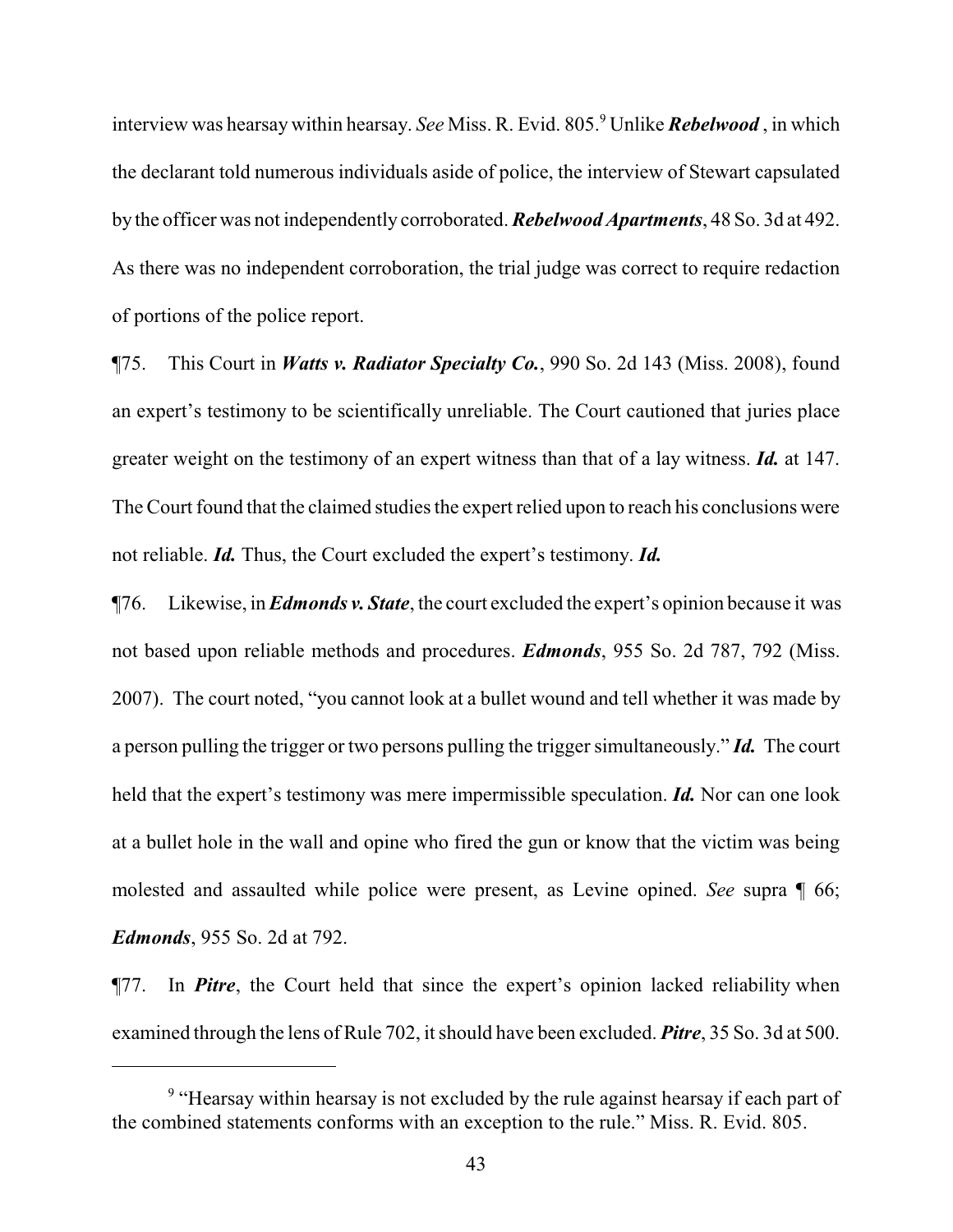interview was hearsay within hearsay. *See* Miss. R. Evid. 805.[9] Unlike ***Rebelwood***, in which the declarant told numerous individuals aside of police, the interview of Stewart capsulated by the officer was not independently corroborated. ***Rebelwood Apartments***, 48 So. 3d at 492. As there was no independent corroboration, the trial judge was correct to require redaction of portions of the police report.

¶75. This Court in ***Watts v. Radiator Specialty Co.***, 990 So. 2d 143 (Miss. 2008), found an expert's testimony to be scientifically unreliable. The Court cautioned that juries place greater weight on the testimony of an expert witness than that of a lay witness. ***Id.*** at 147. The Court found that the claimed studies the expert relied upon to reach his conclusions were not reliable. ***Id.*** Thus, the Court excluded the expert's testimony. ***Id.***

¶76. Likewise, in ***Edmonds v. State***, the court excluded the expert's opinion because it was not based upon reliable methods and procedures. ***Edmonds***, 955 So. 2d 787, 792 (Miss. 2007). The court noted, "you cannot look at a bullet wound and tell whether it was made by a person pulling the trigger or two persons pulling the trigger simultaneously." ***Id.*** The court held that the expert's testimony was mere impermissible speculation. ***Id.*** Nor can one look at a bullet hole in the wall and opine who fired the gun or know that the victim was being molested and assaulted while police were present, as Levine opined. *See* supra ¶ 66; ***Edmonds***, 955 So. 2d at 792.

¶77. In ***Pitre***, the Court held that since the expert's opinion lacked reliability when examined through the lens of Rule 702, it should have been excluded. ***Pitre***, 35 So. 3d at 500.

---

[9] "Hearsay within hearsay is not excluded by the rule against hearsay if each part of the combined statements conforms with an exception to the rule." Miss. R. Evid. 805.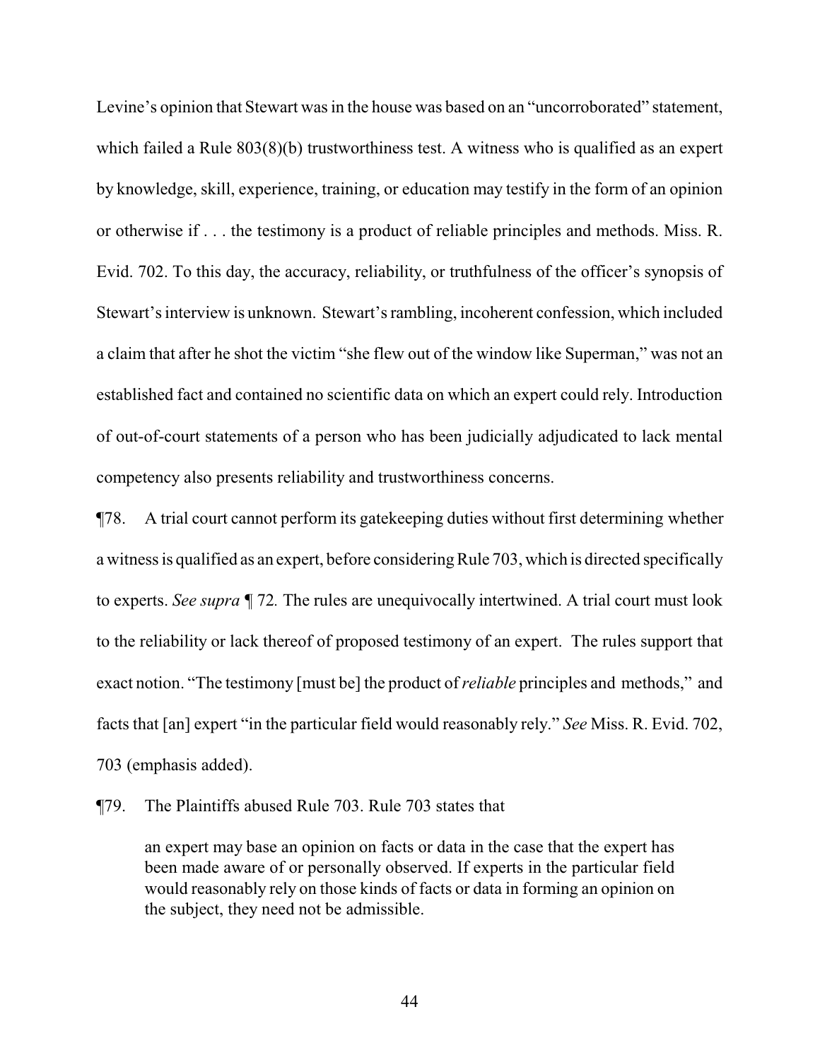Levine's opinion that Stewart was in the house was based on an "uncorroborated" statement, which failed a Rule 803(8)(b) trustworthiness test. A witness who is qualified as an expert by knowledge, skill, experience, training, or education may testify in the form of an opinion or otherwise if . . . the testimony is a product of reliable principles and methods. Miss. R. Evid. 702. To this day, the accuracy, reliability, or truthfulness of the officer's synopsis of Stewart's interview is unknown. Stewart's rambling, incoherent confession, which included a claim that after he shot the victim "she flew out of the window like Superman," was not an established fact and contained no scientific data on which an expert could rely. Introduction of out-of-court statements of a person who has been judicially adjudicated to lack mental competency also presents reliability and trustworthiness concerns.

¶78. A trial court cannot perform its gatekeeping duties without first determining whether a witness is qualified as an expert, before considering Rule 703, which is directed specifically to experts. *See supra* ¶ 72. The rules are unequivocally intertwined. A trial court must look to the reliability or lack thereof of proposed testimony of an expert. The rules support that exact notion. "The testimony [must be] the product of *reliable* principles and methods," and facts that [an] expert "in the particular field would reasonably rely." *See* Miss. R. Evid. 702, 703 (emphasis added).

¶79. The Plaintiffs abused Rule 703. Rule 703 states that

> an expert may base an opinion on facts or data in the case that the expert has been made aware of or personally observed. If experts in the particular field would reasonably rely on those kinds of facts or data in forming an opinion on the subject, they need not be admissible.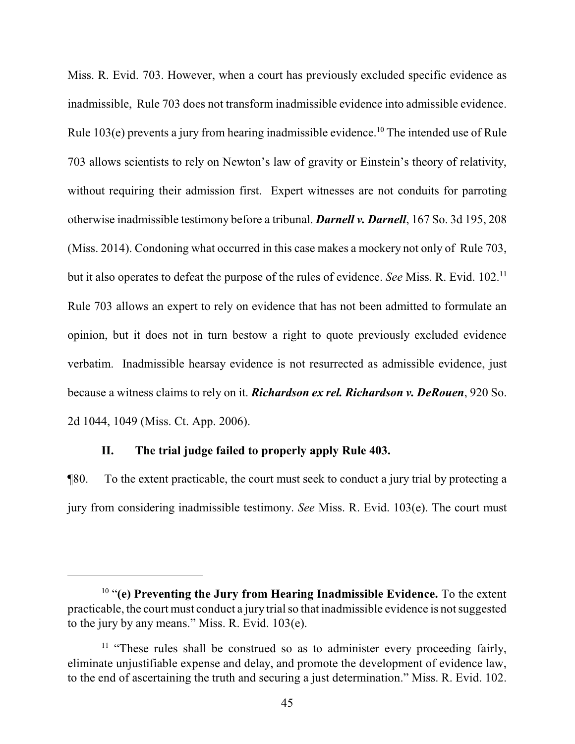Miss. R. Evid. 703. However, when a court has previously excluded specific evidence as inadmissible, Rule 703 does not transform inadmissible evidence into admissible evidence. Rule 103(e) prevents a jury from hearing inadmissible evidence.[10] The intended use of Rule 703 allows scientists to rely on Newton's law of gravity or Einstein's theory of relativity, without requiring their admission first. Expert witnesses are not conduits for parroting otherwise inadmissible testimony before a tribunal. ***Darnell v. Darnell***, 167 So. 3d 195, 208 (Miss. 2014). Condoning what occurred in this case makes a mockery not only of Rule 703, but it also operates to defeat the purpose of the rules of evidence. *See* Miss. R. Evid. 102.[11] Rule 703 allows an expert to rely on evidence that has not been admitted to formulate an opinion, but it does not in turn bestow a right to quote previously excluded evidence verbatim. Inadmissible hearsay evidence is not resurrected as admissible evidence, just because a witness claims to rely on it. ***Richardson ex rel. Richardson v. DeRouen***, 920 So. 2d 1044, 1049 (Miss. Ct. App. 2006).

### II. The trial judge failed to properly apply Rule 403.

¶80. To the extent practicable, the court must seek to conduct a jury trial by protecting a jury from considering inadmissible testimony. *See* Miss. R. Evid. 103(e). The court must

---

[10] "**(e) Preventing the Jury from Hearing Inadmissible Evidence.** To the extent practicable, the court must conduct a jury trial so that inadmissible evidence is not suggested to the jury by any means." Miss. R. Evid. 103(e).

[11] "These rules shall be construed so as to administer every proceeding fairly, eliminate unjustifiable expense and delay, and promote the development of evidence law, to the end of ascertaining the truth and securing a just determination." Miss. R. Evid. 102.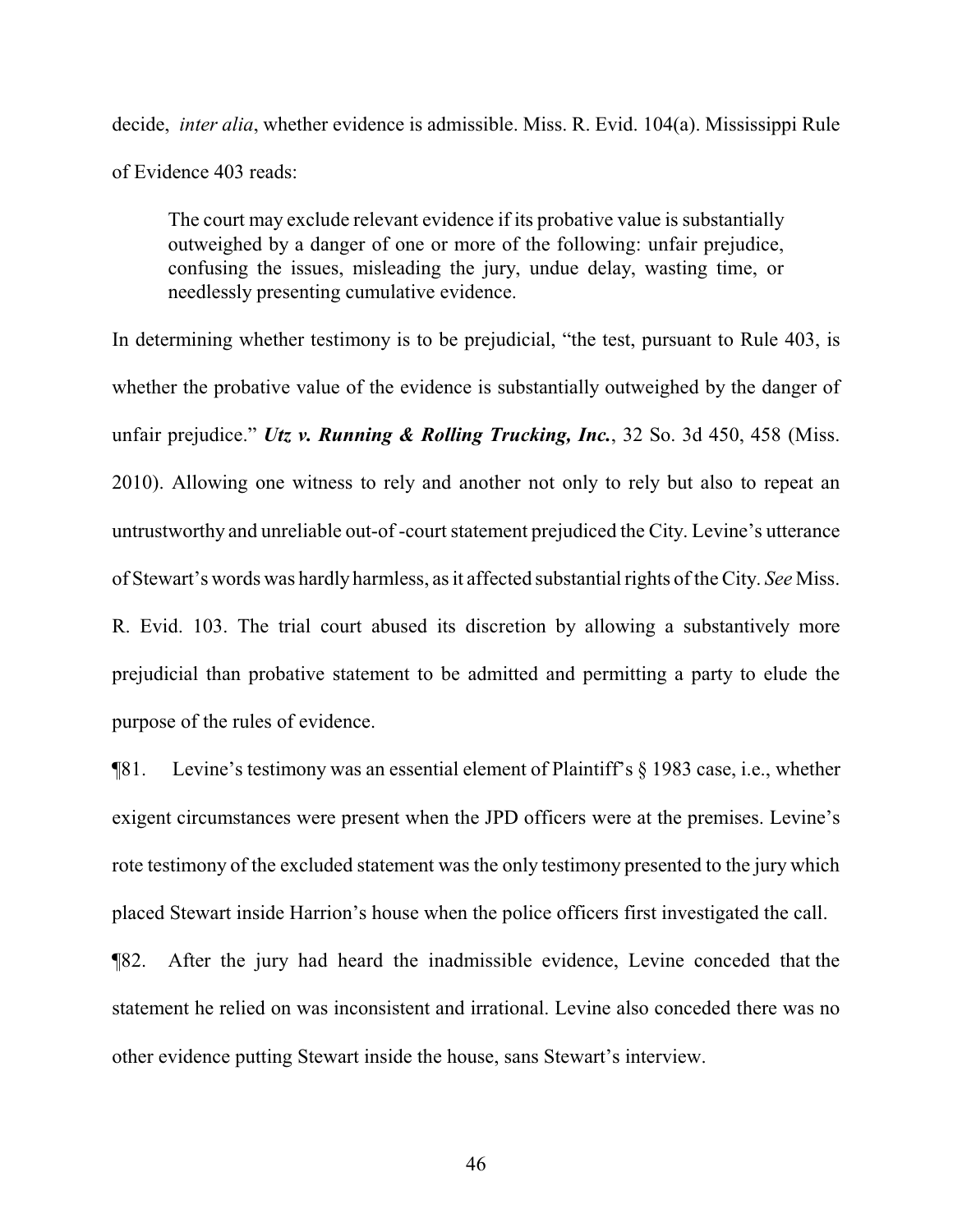decide, *inter alia*, whether evidence is admissible. Miss. R. Evid. 104(a). Mississippi Rule of Evidence 403 reads:

> The court may exclude relevant evidence if its probative value is substantially outweighed by a danger of one or more of the following: unfair prejudice, confusing the issues, misleading the jury, undue delay, wasting time, or needlessly presenting cumulative evidence.

In determining whether testimony is to be prejudicial, "the test, pursuant to Rule 403, is whether the probative value of the evidence is substantially outweighed by the danger of unfair prejudice." ***Utz v. Running & Rolling Trucking, Inc.***, 32 So. 3d 450, 458 (Miss. 2010). Allowing one witness to rely and another not only to rely but also to repeat an untrustworthy and unreliable out-of -court statement prejudiced the City. Levine's utterance of Stewart's words was hardly harmless, as it affected substantial rights of the City. *See* Miss. R. Evid. 103. The trial court abused its discretion by allowing a substantively more prejudicial than probative statement to be admitted and permitting a party to elude the purpose of the rules of evidence.

¶81. Levine's testimony was an essential element of Plaintiff's § 1983 case, i.e., whether exigent circumstances were present when the JPD officers were at the premises. Levine's rote testimony of the excluded statement was the only testimony presented to the jury which placed Stewart inside Harrion's house when the police officers first investigated the call.

¶82. After the jury had heard the inadmissible evidence, Levine conceded that the statement he relied on was inconsistent and irrational. Levine also conceded there was no other evidence putting Stewart inside the house, sans Stewart's interview.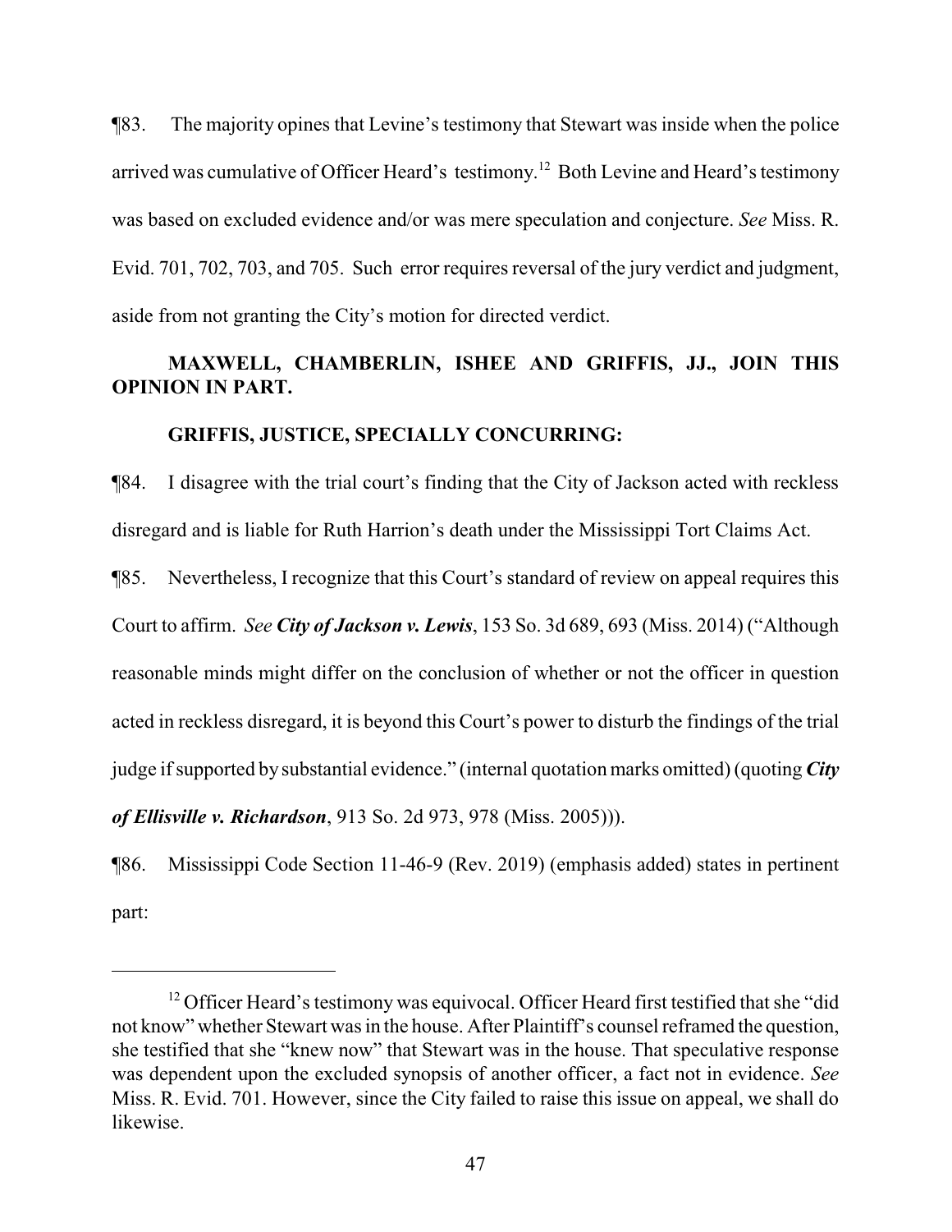¶83. The majority opines that Levine's testimony that Stewart was inside when the police arrived was cumulative of Officer Heard's testimony.[12] Both Levine and Heard's testimony was based on excluded evidence and/or was mere speculation and conjecture. *See* Miss. R. Evid. 701, 702, 703, and 705. Such error requires reversal of the jury verdict and judgment, aside from not granting the City's motion for directed verdict.

**MAXWELL, CHAMBERLIN, ISHEE AND GRIFFIS, JJ., JOIN THIS OPINION IN PART.**

**GRIFFIS, JUSTICE, SPECIALLY CONCURRING:**

¶84. I disagree with the trial court's finding that the City of Jackson acted with reckless disregard and is liable for Ruth Harrion's death under the Mississippi Tort Claims Act.

¶85. Nevertheless, I recognize that this Court's standard of review on appeal requires this Court to affirm. *See* ***City of Jackson v. Lewis***, 153 So. 3d 689, 693 (Miss. 2014) ("Although reasonable minds might differ on the conclusion of whether or not the officer in question acted in reckless disregard, it is beyond this Court's power to disturb the findings of the trial judge if supported by substantial evidence." (internal quotation marks omitted) (quoting ***City of Ellisville v. Richardson***, 913 So. 2d 973, 978 (Miss. 2005))).

¶86. Mississippi Code Section 11-46-9 (Rev. 2019) (emphasis added) states in pertinent part:

---

[12] Officer Heard's testimony was equivocal. Officer Heard first testified that she "did not know" whether Stewart was in the house. After Plaintiff's counsel reframed the question, she testified that she "knew now" that Stewart was in the house. That speculative response was dependent upon the excluded synopsis of another officer, a fact not in evidence. *See* Miss. R. Evid. 701. However, since the City failed to raise this issue on appeal, we shall do likewise.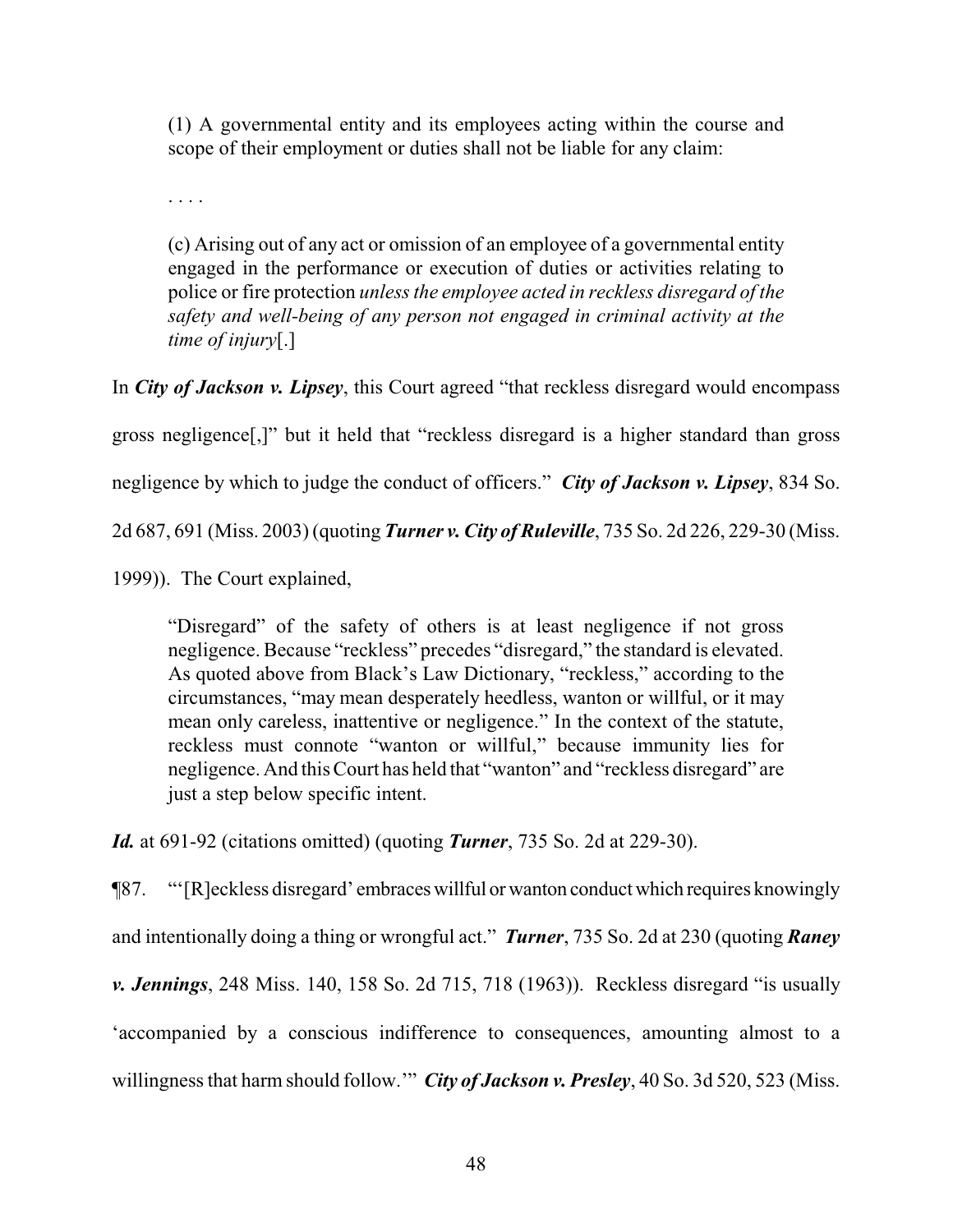> (1) A governmental entity and its employees acting within the course and scope of their employment or duties shall not be liable for any claim:
>
> . . . .
>
> (c) Arising out of any act or omission of an employee of a governmental entity engaged in the performance or execution of duties or activities relating to police or fire protection *unless the employee acted in reckless disregard of the safety and well-being of any person not engaged in criminal activity at the time of injury*[.]

In ***City of Jackson v. Lipsey***, this Court agreed "that reckless disregard would encompass gross negligence[,]" but it held that "reckless disregard is a higher standard than gross negligence by which to judge the conduct of officers." ***City of Jackson v. Lipsey***, 834 So. 2d 687, 691 (Miss. 2003) (quoting ***Turner v. City of Ruleville***, 735 So. 2d 226, 229-30 (Miss. 1999)). The Court explained,

> "Disregard" of the safety of others is at least negligence if not gross negligence. Because "reckless" precedes "disregard," the standard is elevated. As quoted above from Black's Law Dictionary, "reckless," according to the circumstances, "may mean desperately heedless, wanton or willful, or it may mean only careless, inattentive or negligence." In the context of the statute, reckless must connote "wanton or willful," because immunity lies for negligence. And this Court has held that "wanton" and "reckless disregard" are just a step below specific intent.

***Id.*** at 691-92 (citations omitted) (quoting ***Turner***, 735 So. 2d at 229-30).

¶87. "'[R]eckless disregard' embraces willful or wanton conduct which requires knowingly and intentionally doing a thing or wrongful act." ***Turner***, 735 So. 2d at 230 (quoting ***Raney v. Jennings***, 248 Miss. 140, 158 So. 2d 715, 718 (1963)). Reckless disregard "is usually 'accompanied by a conscious indifference to consequences, amounting almost to a willingness that harm should follow.'" ***City of Jackson v. Presley***, 40 So. 3d 520, 523 (Miss.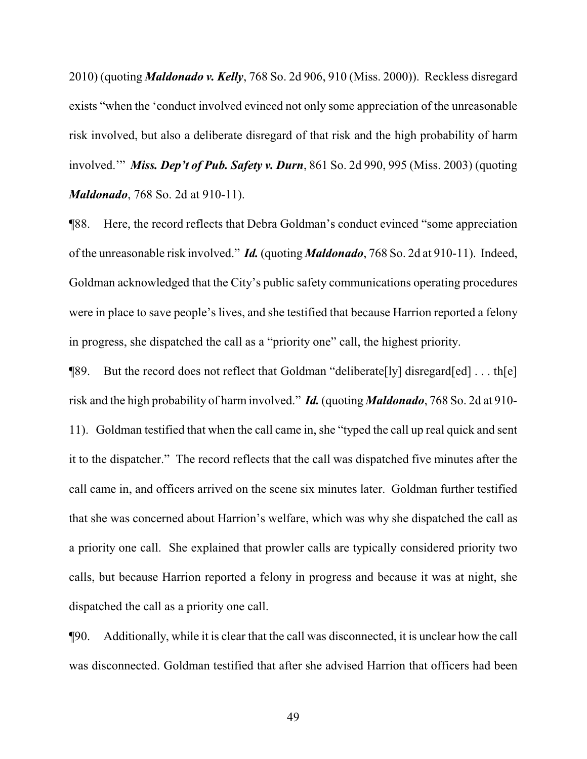2010) (quoting ***Maldonado v. Kelly***, 768 So. 2d 906, 910 (Miss. 2000)). Reckless disregard exists "when the 'conduct involved evinced not only some appreciation of the unreasonable risk involved, but also a deliberate disregard of that risk and the high probability of harm involved.'" ***Miss. Dep't of Pub. Safety v. Durn***, 861 So. 2d 990, 995 (Miss. 2003) (quoting ***Maldonado***, 768 So. 2d at 910-11).

¶88. Here, the record reflects that Debra Goldman's conduct evinced "some appreciation of the unreasonable risk involved." ***Id.*** (quoting ***Maldonado***, 768 So. 2d at 910-11). Indeed, Goldman acknowledged that the City's public safety communications operating procedures were in place to save people's lives, and she testified that because Harrion reported a felony in progress, she dispatched the call as a "priority one" call, the highest priority.

¶89. But the record does not reflect that Goldman "deliberate[ly] disregard[ed] . . . th[e] risk and the high probability of harm involved." ***Id.*** (quoting ***Maldonado***, 768 So. 2d at 910-11). Goldman testified that when the call came in, she "typed the call up real quick and sent it to the dispatcher." The record reflects that the call was dispatched five minutes after the call came in, and officers arrived on the scene six minutes later. Goldman further testified that she was concerned about Harrion's welfare, which was why she dispatched the call as a priority one call. She explained that prowler calls are typically considered priority two calls, but because Harrion reported a felony in progress and because it was at night, she dispatched the call as a priority one call.

¶90. Additionally, while it is clear that the call was disconnected, it is unclear how the call was disconnected. Goldman testified that after she advised Harrion that officers had been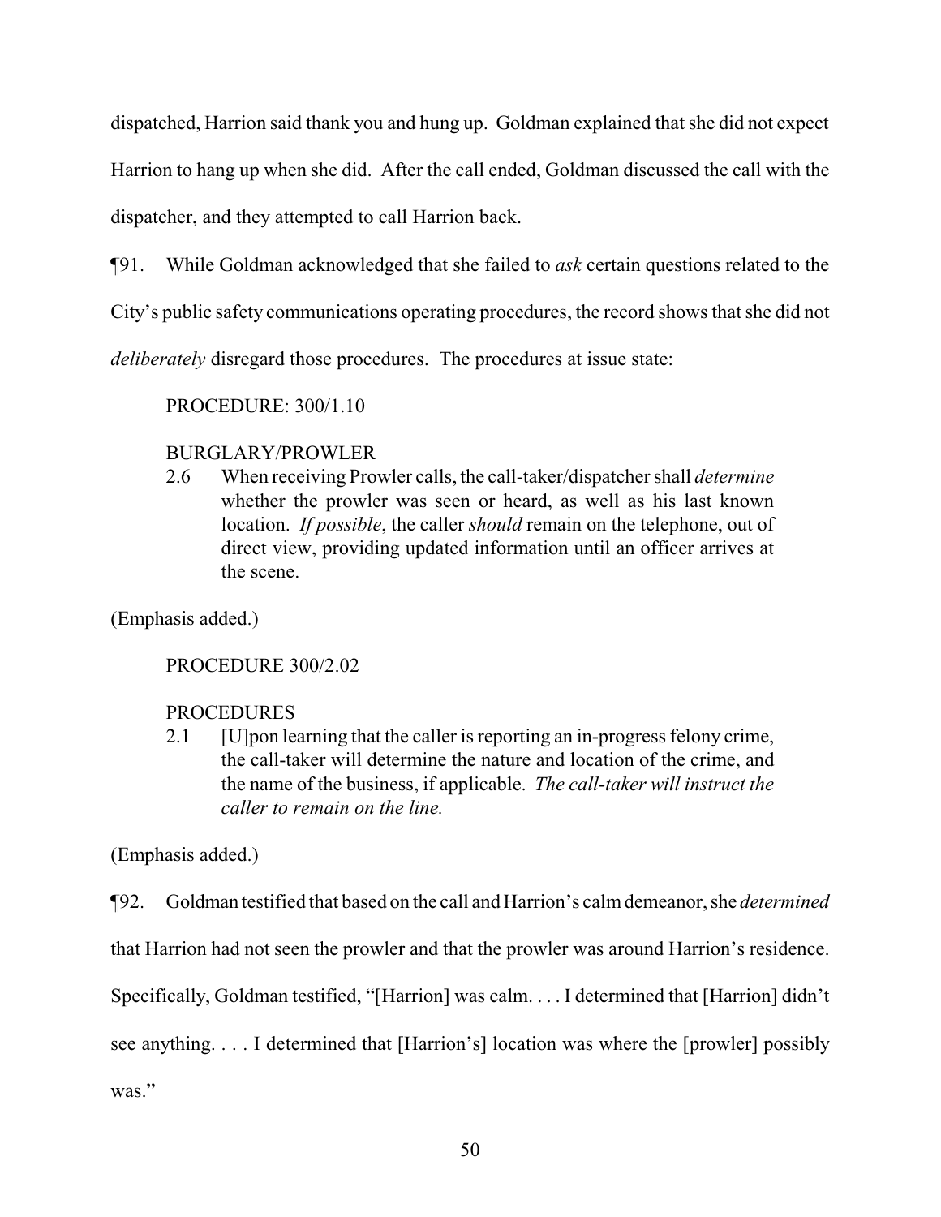dispatched, Harrion said thank you and hung up. Goldman explained that she did not expect Harrion to hang up when she did. After the call ended, Goldman discussed the call with the dispatcher, and they attempted to call Harrion back.

¶91. While Goldman acknowledged that she failed to *ask* certain questions related to the City's public safety communications operating procedures, the record shows that she did not *deliberately* disregard those procedures. The procedures at issue state:

> PROCEDURE: 300/1.10
>
> BURGLARY/PROWLER
>
> 2.6 When receiving Prowler calls, the call-taker/dispatcher shall *determine* whether the prowler was seen or heard, as well as his last known location. *If possible*, the caller *should* remain on the telephone, out of direct view, providing updated information until an officer arrives at the scene.

(Emphasis added.)

> PROCEDURE 300/2.02
>
> PROCEDURES
>
> 2.1 [U]pon learning that the caller is reporting an in-progress felony crime, the call-taker will determine the nature and location of the crime, and the name of the business, if applicable. *The call-taker will instruct the caller to remain on the line.*

(Emphasis added.)

¶92. Goldman testified that based on the call and Harrion's calm demeanor, she *determined* that Harrion had not seen the prowler and that the prowler was around Harrion's residence. Specifically, Goldman testified, "[Harrion] was calm. . . . I determined that [Harrion] didn't see anything. . . . I determined that [Harrion's] location was where the [prowler] possibly was."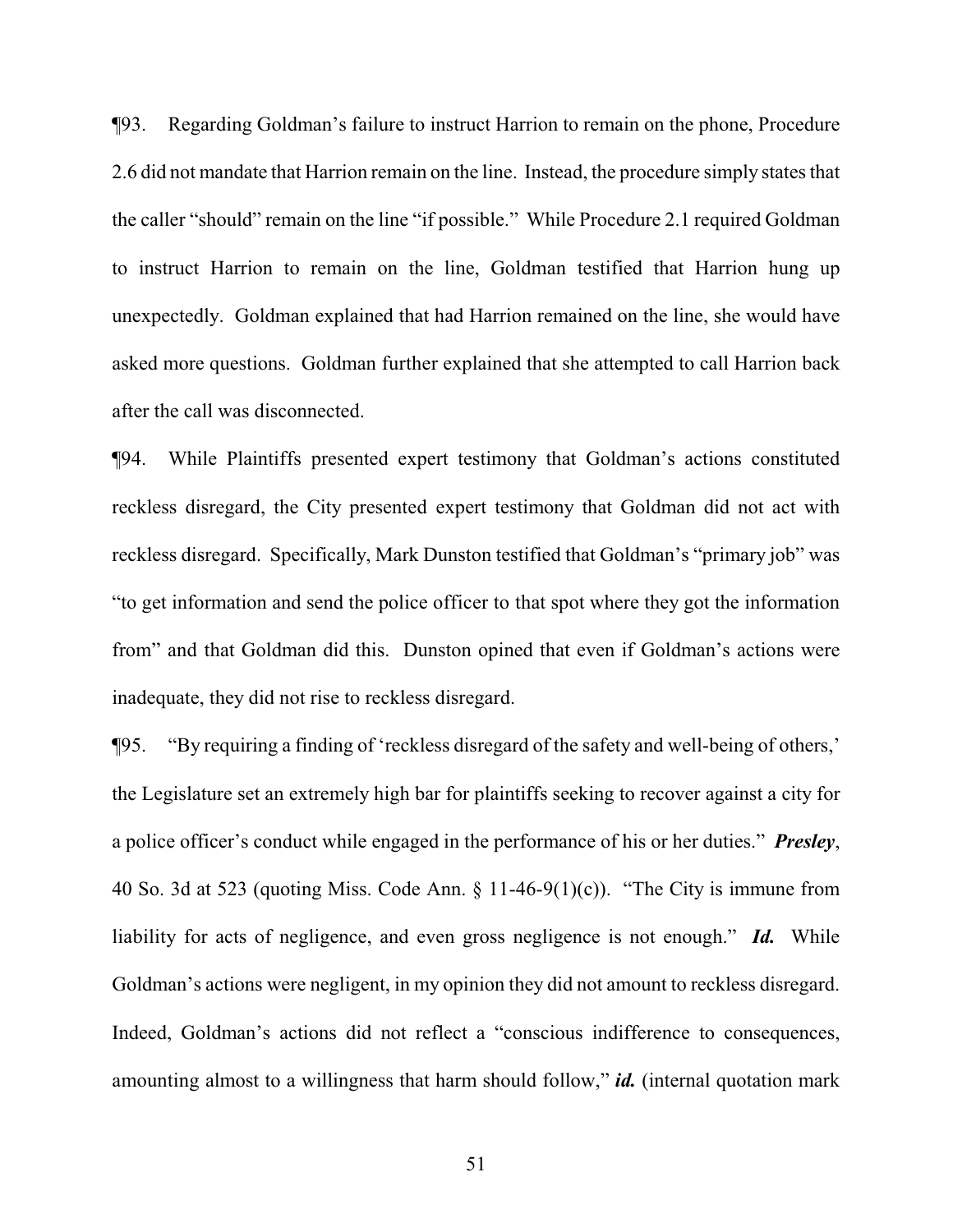¶93. Regarding Goldman's failure to instruct Harrion to remain on the phone, Procedure 2.6 did not mandate that Harrion remain on the line. Instead, the procedure simply states that the caller "should" remain on the line "if possible." While Procedure 2.1 required Goldman to instruct Harrion to remain on the line, Goldman testified that Harrion hung up unexpectedly. Goldman explained that had Harrion remained on the line, she would have asked more questions. Goldman further explained that she attempted to call Harrion back after the call was disconnected.

¶94. While Plaintiffs presented expert testimony that Goldman's actions constituted reckless disregard, the City presented expert testimony that Goldman did not act with reckless disregard. Specifically, Mark Dunston testified that Goldman's "primary job" was "to get information and send the police officer to that spot where they got the information from" and that Goldman did this. Dunston opined that even if Goldman's actions were inadequate, they did not rise to reckless disregard.

¶95. "By requiring a finding of 'reckless disregard of the safety and well-being of others,' the Legislature set an extremely high bar for plaintiffs seeking to recover against a city for a police officer's conduct while engaged in the performance of his or her duties." ***Presley***, 40 So. 3d at 523 (quoting Miss. Code Ann. § 11-46-9(1)(c)). "The City is immune from liability for acts of negligence, and even gross negligence is not enough." ***Id.*** While Goldman's actions were negligent, in my opinion they did not amount to reckless disregard. Indeed, Goldman's actions did not reflect a "conscious indifference to consequences, amounting almost to a willingness that harm should follow," ***id.*** (internal quotation mark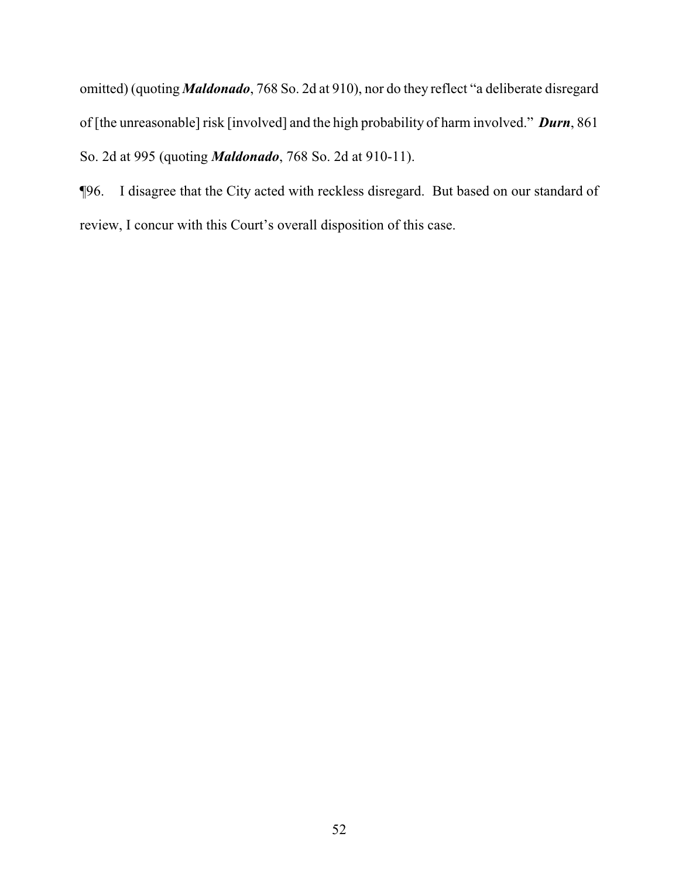omitted) (quoting ***Maldonado***, 768 So. 2d at 910), nor do they reflect "a deliberate disregard of [the unreasonable] risk [involved] and the high probability of harm involved." ***Durn***, 861 So. 2d at 995 (quoting ***Maldonado***, 768 So. 2d at 910-11).

¶96. I disagree that the City acted with reckless disregard. But based on our standard of review, I concur with this Court's overall disposition of this case.